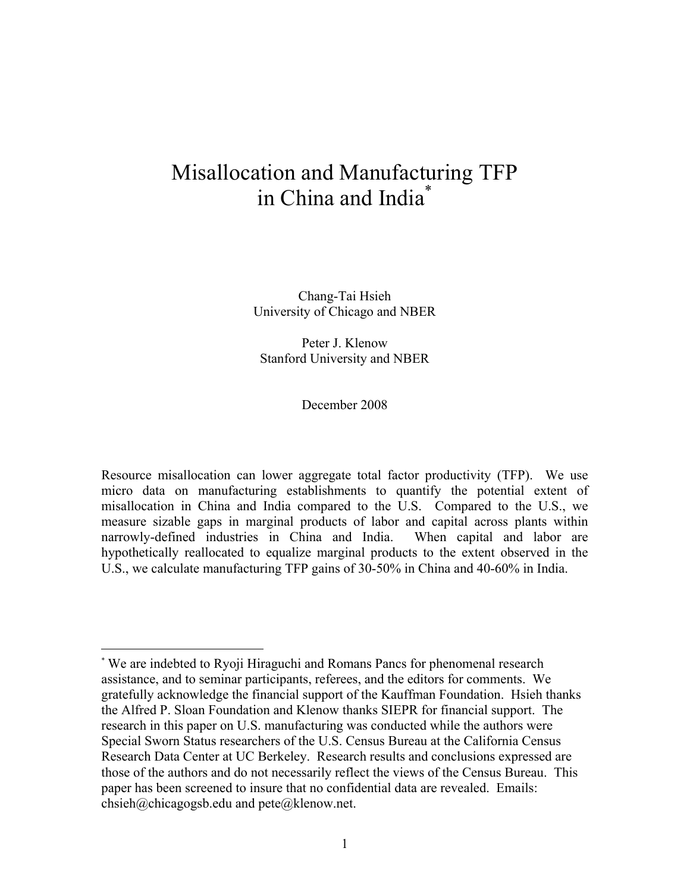# Misallocation and Manufacturing TFP in China and India*

Chang-Tai Hsieh
University of Chicago and NBER

Peter J. Klenow
Stanford University and NBER

December 2008

Resource misallocation can lower aggregate total factor productivity (TFP). We use micro data on manufacturing establishments to quantify the potential extent of misallocation in China and India compared to the U.S. Compared to the U.S., we measure sizable gaps in marginal products of labor and capital across plants within narrowly-defined industries in China and India. When capital and labor are hypothetically reallocated to equalize marginal products to the extent observed in the U.S., we calculate manufacturing TFP gains of 30-50% in China and 40-60% in India.

---

* We are indebted to Ryoji Hiraguchi and Romans Pancs for phenomenal research assistance, and to seminar participants, referees, and the editors for comments. We gratefully acknowledge the financial support of the Kauffman Foundation. Hsieh thanks the Alfred P. Sloan Foundation and Klenow thanks SIEPR for financial support. The research in this paper on U.S. manufacturing was conducted while the authors were Special Sworn Status researchers of the U.S. Census Bureau at the California Census Research Data Center at UC Berkeley. Research results and conclusions expressed are those of the authors and do not necessarily reflect the views of the Census Bureau. This paper has been screened to insure that no confidential data are revealed. Emails: chsieh@chicagogsb.edu and pete@klenow.net.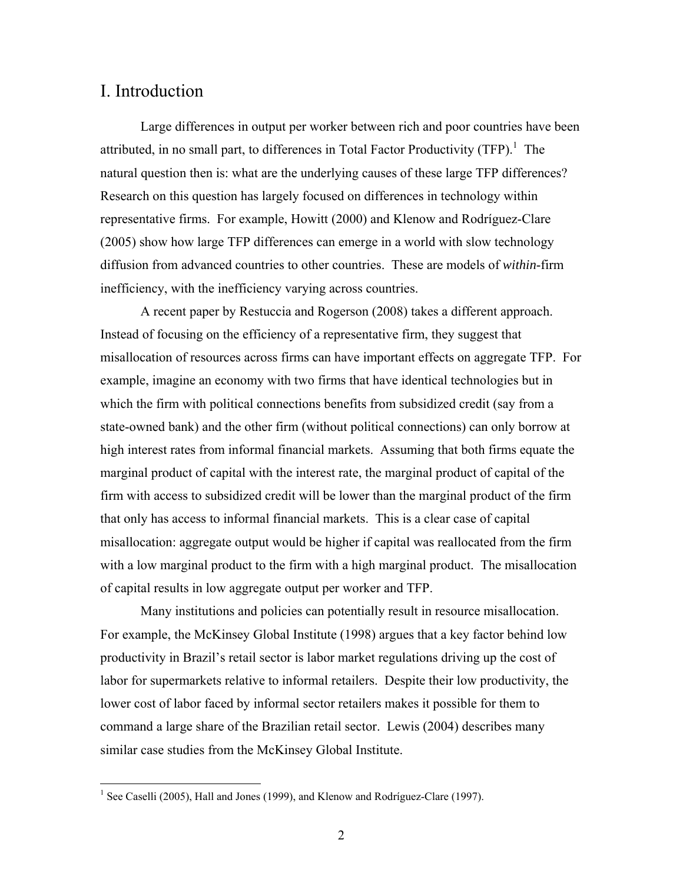# I. Introduction

Large differences in output per worker between rich and poor countries have been attributed, in no small part, to differences in Total Factor Productivity (TFP).[1] The natural question then is: what are the underlying causes of these large TFP differences? Research on this question has largely focused on differences in technology within representative firms. For example, Howitt (2000) and Klenow and Rodríguez-Clare (2005) show how large TFP differences can emerge in a world with slow technology diffusion from advanced countries to other countries. These are models of *within*-firm inefficiency, with the inefficiency varying across countries.

A recent paper by Restuccia and Rogerson (2008) takes a different approach. Instead of focusing on the efficiency of a representative firm, they suggest that misallocation of resources across firms can have important effects on aggregate TFP. For example, imagine an economy with two firms that have identical technologies but in which the firm with political connections benefits from subsidized credit (say from a state-owned bank) and the other firm (without political connections) can only borrow at high interest rates from informal financial markets. Assuming that both firms equate the marginal product of capital with the interest rate, the marginal product of capital of the firm with access to subsidized credit will be lower than the marginal product of the firm that only has access to informal financial markets. This is a clear case of capital misallocation: aggregate output would be higher if capital was reallocated from the firm with a low marginal product to the firm with a high marginal product. The misallocation of capital results in low aggregate output per worker and TFP.

Many institutions and policies can potentially result in resource misallocation. For example, the McKinsey Global Institute (1998) argues that a key factor behind low productivity in Brazil's retail sector is labor market regulations driving up the cost of labor for supermarkets relative to informal retailers. Despite their low productivity, the lower cost of labor faced by informal sector retailers makes it possible for them to command a large share of the Brazilian retail sector. Lewis (2004) describes many similar case studies from the McKinsey Global Institute.

[1] See Caselli (2005), Hall and Jones (1999), and Klenow and Rodríguez-Clare (1997).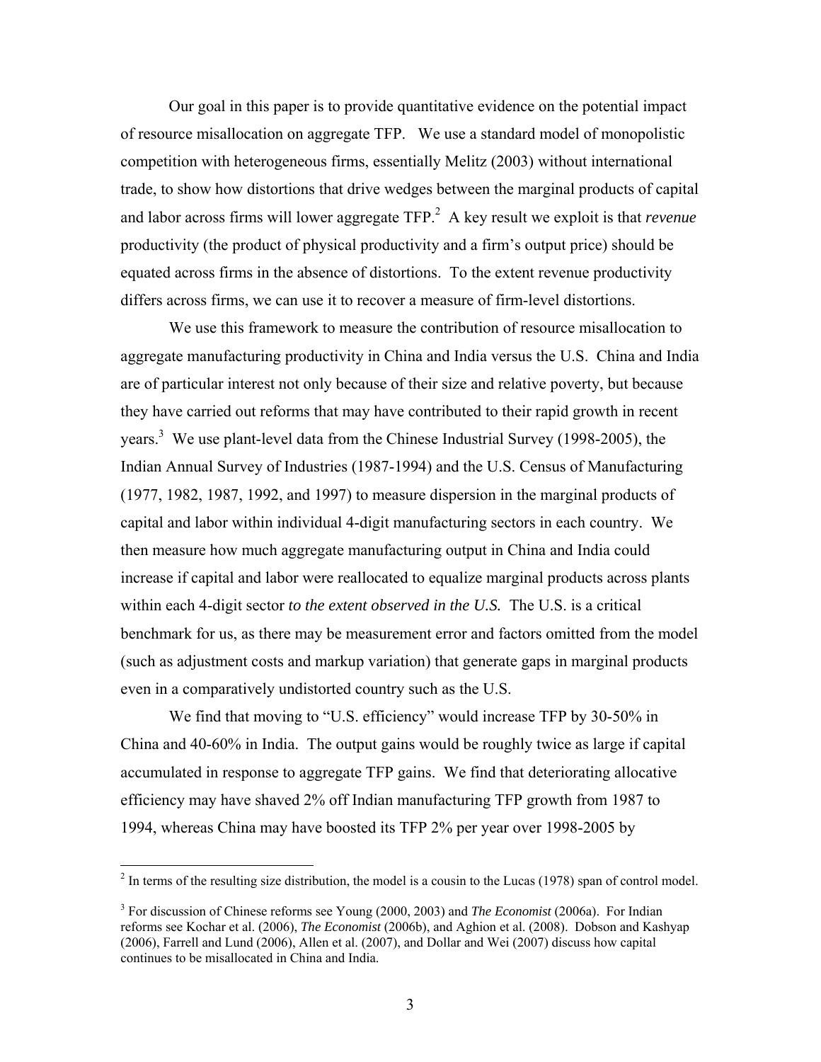Our goal in this paper is to provide quantitative evidence on the potential impact of resource misallocation on aggregate TFP. We use a standard model of monopolistic competition with heterogeneous firms, essentially Melitz (2003) without international trade, to show how distortions that drive wedges between the marginal products of capital and labor across firms will lower aggregate TFP.[2] A key result we exploit is that *revenue* productivity (the product of physical productivity and a firm's output price) should be equated across firms in the absence of distortions. To the extent revenue productivity differs across firms, we can use it to recover a measure of firm-level distortions.

We use this framework to measure the contribution of resource misallocation to aggregate manufacturing productivity in China and India versus the U.S. China and India are of particular interest not only because of their size and relative poverty, but because they have carried out reforms that may have contributed to their rapid growth in recent years.[3] We use plant-level data from the Chinese Industrial Survey (1998-2005), the Indian Annual Survey of Industries (1987-1994) and the U.S. Census of Manufacturing (1977, 1982, 1987, 1992, and 1997) to measure dispersion in the marginal products of capital and labor within individual 4-digit manufacturing sectors in each country. We then measure how much aggregate manufacturing output in China and India could increase if capital and labor were reallocated to equalize marginal products across plants within each 4-digit sector *to the extent observed in the U.S.* The U.S. is a critical benchmark for us, as there may be measurement error and factors omitted from the model (such as adjustment costs and markup variation) that generate gaps in marginal products even in a comparatively undistorted country such as the U.S.

We find that moving to "U.S. efficiency" would increase TFP by 30-50% in China and 40-60% in India. The output gains would be roughly twice as large if capital accumulated in response to aggregate TFP gains. We find that deteriorating allocative efficiency may have shaved 2% off Indian manufacturing TFP growth from 1987 to 1994, whereas China may have boosted its TFP 2% per year over 1998-2005 by

---

[2] In terms of the resulting size distribution, the model is a cousin to the Lucas (1978) span of control model.

[3] For discussion of Chinese reforms see Young (2000, 2003) and *The Economist* (2006a). For Indian reforms see Kochar et al. (2006), *The Economist* (2006b), and Aghion et al. (2008). Dobson and Kashyap (2006), Farrell and Lund (2006), Allen et al. (2007), and Dollar and Wei (2007) discuss how capital continues to be misallocated in China and India.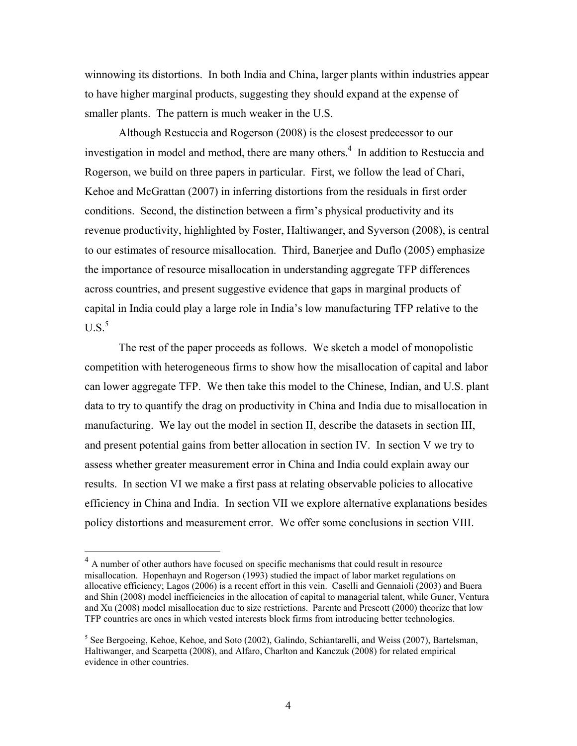winnowing its distortions. In both India and China, larger plants within industries appear to have higher marginal products, suggesting they should expand at the expense of smaller plants. The pattern is much weaker in the U.S.

Although Restuccia and Rogerson (2008) is the closest predecessor to our investigation in model and method, there are many others.[4] In addition to Restuccia and Rogerson, we build on three papers in particular. First, we follow the lead of Chari, Kehoe and McGrattan (2007) in inferring distortions from the residuals in first order conditions. Second, the distinction between a firm's physical productivity and its revenue productivity, highlighted by Foster, Haltiwanger, and Syverson (2008), is central to our estimates of resource misallocation. Third, Banerjee and Duflo (2005) emphasize the importance of resource misallocation in understanding aggregate TFP differences across countries, and present suggestive evidence that gaps in marginal products of capital in India could play a large role in India's low manufacturing TFP relative to the U.S.[5]

The rest of the paper proceeds as follows. We sketch a model of monopolistic competition with heterogeneous firms to show how the misallocation of capital and labor can lower aggregate TFP. We then take this model to the Chinese, Indian, and U.S. plant data to try to quantify the drag on productivity in China and India due to misallocation in manufacturing. We lay out the model in section II, describe the datasets in section III, and present potential gains from better allocation in section IV. In section V we try to assess whether greater measurement error in China and India could explain away our results. In section VI we make a first pass at relating observable policies to allocative efficiency in China and India. In section VII we explore alternative explanations besides policy distortions and measurement error. We offer some conclusions in section VIII.

---

[4] A number of other authors have focused on specific mechanisms that could result in resource misallocation. Hopenhayn and Rogerson (1993) studied the impact of labor market regulations on allocative efficiency; Lagos (2006) is a recent effort in this vein. Caselli and Gennaioli (2003) and Buera and Shin (2008) model inefficiencies in the allocation of capital to managerial talent, while Guner, Ventura and Xu (2008) model misallocation due to size restrictions. Parente and Prescott (2000) theorize that low TFP countries are ones in which vested interests block firms from introducing better technologies.

[5] See Bergoeing, Kehoe, Kehoe, and Soto (2002), Galindo, Schiantarelli, and Weiss (2007), Bartelsman, Haltiwanger, and Scarpetta (2008), and Alfaro, Charlton and Kanczuk (2008) for related empirical evidence in other countries.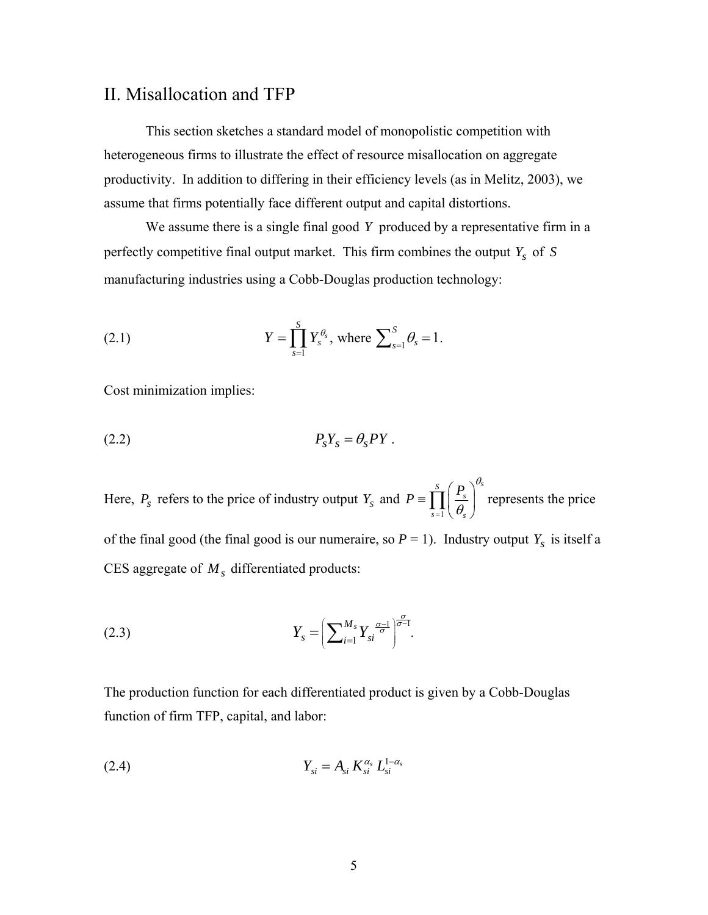## II. Misallocation and TFP

This section sketches a standard model of monopolistic competition with heterogeneous firms to illustrate the effect of resource misallocation on aggregate productivity. In addition to differing in their efficiency levels (as in Melitz, 2003), we assume that firms potentially face different output and capital distortions.

We assume there is a single final good $Y$ produced by a representative firm in a perfectly competitive final output market. This firm combines the output $Y_S$ of $S$ manufacturing industries using a Cobb-Douglas production technology:

$$Y = \prod_{s=1}^{S} Y_s^{\theta_s}, \text{ where } \sum_{s=1}^{S} \theta_s = 1. \tag{2.1}$$

Cost minimization implies:

$$P_S Y_S = \theta_S P Y . \tag{2.2}$$

Here, $P_S$ refers to the price of industry output $Y_S$ and $P \equiv \prod_{s=1}^{S} \left( \frac{P_s}{\theta_s} \right)^{\theta_s}$ represents the price of the final good (the final good is our numeraire, so $P = 1$). Industry output $Y_s$ is itself a CES aggregate of $M_s$ differentiated products:

$$Y_s = \left( \sum_{i=1}^{M_s} Y_{si}^{\frac{\sigma-1}{\sigma}} \right)^{\frac{\sigma}{\sigma-1}}. \tag{2.3}$$

The production function for each differentiated product is given by a Cobb-Douglas function of firm TFP, capital, and labor:

$$Y_{si} = A_{si} K_{si}^{\alpha_s} L_{si}^{1-\alpha_s} \tag{2.4}$$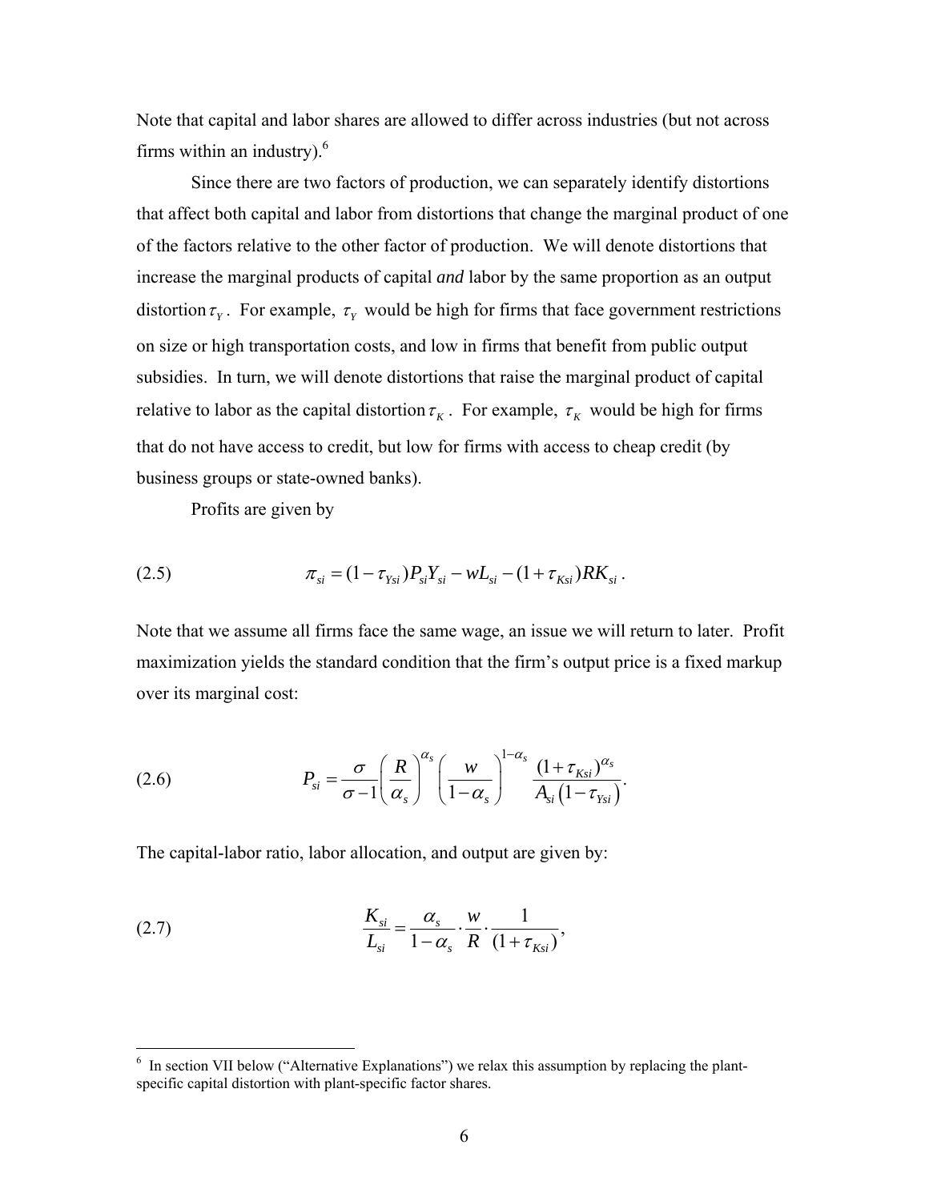Note that capital and labor shares are allowed to differ across industries (but not across firms within an industry).[6]

Since there are two factors of production, we can separately identify distortions that affect both capital and labor from distortions that change the marginal product of one of the factors relative to the other factor of production. We will denote distortions that increase the marginal products of capital *and* labor by the same proportion as an output distortion $\tau_Y$. For example, $\tau_Y$ would be high for firms that face government restrictions on size or high transportation costs, and low in firms that benefit from public output subsidies. In turn, we will denote distortions that raise the marginal product of capital relative to labor as the capital distortion $\tau_K$. For example, $\tau_K$ would be high for firms that do not have access to credit, but low for firms with access to cheap credit (by business groups or state-owned banks).

Profits are given by

$$\pi_{si} = (1-\tau_{Ysi})P_{si}Y_{si} - wL_{si} - (1+\tau_{Ksi})RK_{si}\,. \tag{2.5}$$

Note that we assume all firms face the same wage, an issue we will return to later. Profit maximization yields the standard condition that the firm's output price is a fixed markup over its marginal cost:

$$P_{si} = \frac{\sigma}{\sigma-1}\left(\frac{R}{\alpha_s}\right)^{\alpha_s}\left(\frac{w}{1-\alpha_s}\right)^{1-\alpha_s}\frac{(1+\tau_{Ksi})^{\alpha_s}}{A_{si}\left(1-\tau_{Ysi}\right)}. \tag{2.6}$$

The capital-labor ratio, labor allocation, and output are given by:

$$\frac{K_{si}}{L_{si}} = \frac{\alpha_s}{1-\alpha_s}\cdot\frac{w}{R}\cdot\frac{1}{(1+\tau_{Ksi})}, \tag{2.7}$$

[6] In section VII below ("Alternative Explanations") we relax this assumption by replacing the plant-specific capital distortion with plant-specific factor shares.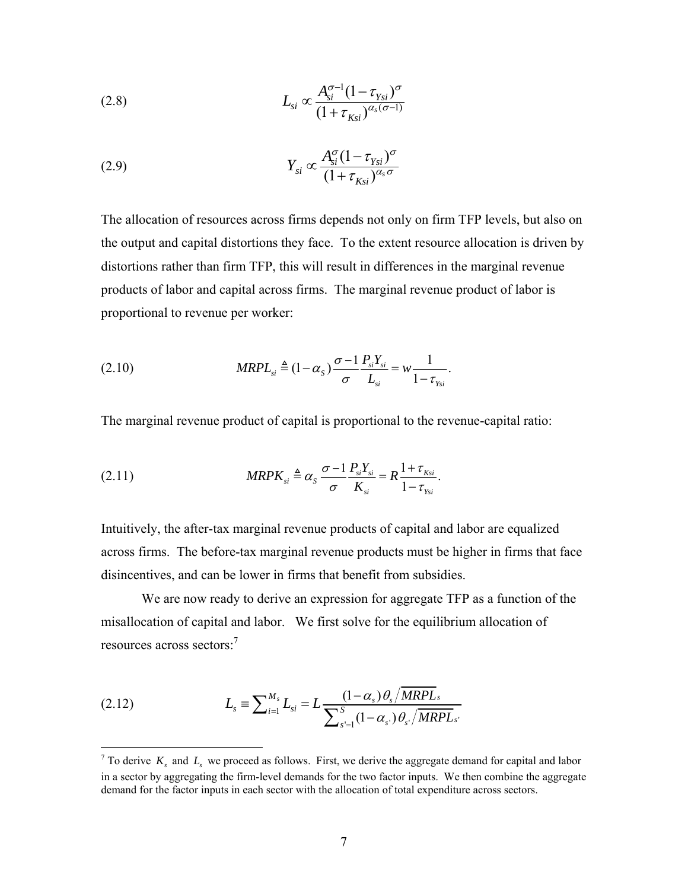$$L_{si} \propto \frac{A_{si}^{\sigma-1}(1-\tau_{Ysi})^{\sigma}}{(1+\tau_{Ksi})^{\alpha_s(\sigma-1)}} \tag{2.8}$$

$$Y_{si} \propto \frac{A_{si}^{\sigma}(1-\tau_{Ysi})^{\sigma}}{(1+\tau_{Ksi})^{\alpha_s \sigma}} \tag{2.9}$$

The allocation of resources across firms depends not only on firm TFP levels, but also on the output and capital distortions they face. To the extent resource allocation is driven by distortions rather than firm TFP, this will result in differences in the marginal revenue products of labor and capital across firms. The marginal revenue product of labor is proportional to revenue per worker:

$$MRPL_{si} \triangleq (1-\alpha_S)\frac{\sigma-1}{\sigma}\frac{P_{si}Y_{si}}{L_{si}} = w\frac{1}{1-\tau_{Ysi}}. \tag{2.10}$$

The marginal revenue product of capital is proportional to the revenue-capital ratio:

$$MRPK_{si} \triangleq \alpha_S \frac{\sigma-1}{\sigma}\frac{P_{si}Y_{si}}{K_{si}} = R\frac{1+\tau_{Ksi}}{1-\tau_{Ysi}}. \tag{2.11}$$

Intuitively, the after-tax marginal revenue products of capital and labor are equalized across firms. The before-tax marginal revenue products must be higher in firms that face disincentives, and can be lower in firms that benefit from subsidies.

We are now ready to derive an expression for aggregate TFP as a function of the misallocation of capital and labor. We first solve for the equilibrium allocation of resources across sectors:[7]

$$L_s \equiv \sum_{i=1}^{M_s} L_{si} = L\frac{(1-\alpha_s)\theta_s / \overline{MRPL}_s}{\sum_{s'=1}^{S}(1-\alpha_{s'})\theta_{s'} / \overline{MRPL}_{s'}} \tag{2.12}$$

[7] To derive $K_s$ and $L_s$ we proceed as follows. First, we derive the aggregate demand for capital and labor in a sector by aggregating the firm-level demands for the two factor inputs. We then combine the aggregate demand for the factor inputs in each sector with the allocation of total expenditure across sectors.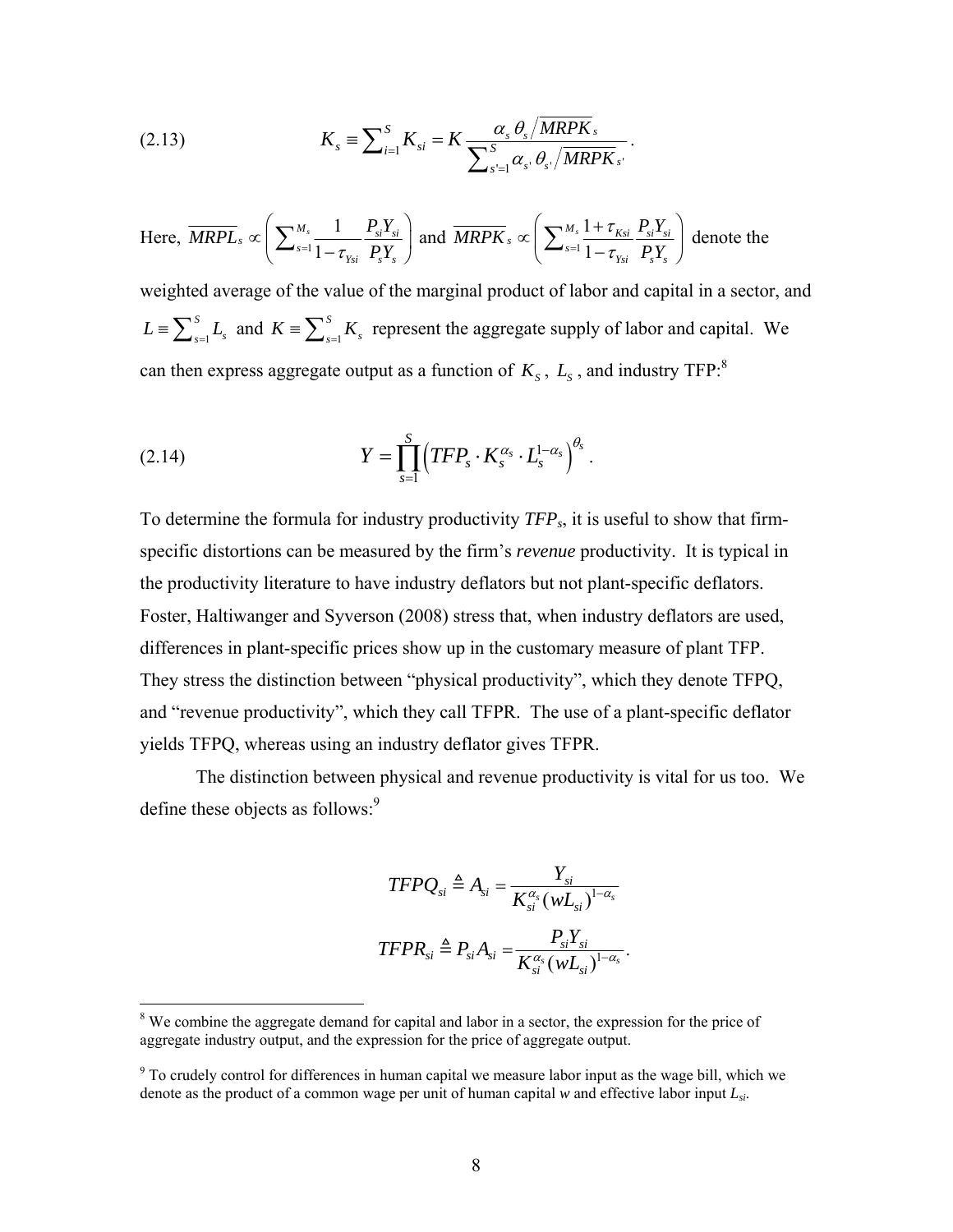$$K_s \equiv \sum_{i=1}^{S} K_{si} = K \frac{\alpha_s \, \theta_s / \overline{MRPK}_s}{\sum_{s'=1}^{S} \alpha_{s'} \, \theta_{s'} / \overline{MRPK}_{s'}} . \tag{2.13}$$

Here, $\overline{MRPL}_s \propto \left( \sum_{s=1}^{M_s} \frac{1}{1-\tau_{Ysi}} \frac{P_{si}Y_{si}}{P_s Y_s} \right)$ and $\overline{MRPK}_s \propto \left( \sum_{s=1}^{M_s} \frac{1+\tau_{Ksi}}{1-\tau_{Ysi}} \frac{P_{si}Y_{si}}{P_s Y_s} \right)$ denote the weighted average of the value of the marginal product of labor and capital in a sector, and $L \equiv \sum_{s=1}^{S} L_s$ and $K \equiv \sum_{s=1}^{S} K_s$ represent the aggregate supply of labor and capital. We can then express aggregate output as a function of $K_S$, $L_S$, and industry TFP:[8]

$$Y = \prod_{s=1}^{S} \left( TFP_s \cdot K_s^{\alpha_s} \cdot L_s^{1-\alpha_s} \right)^{\theta_s} . \tag{2.14}$$

To determine the formula for industry productivity $TFP_s$, it is useful to show that firm-specific distortions can be measured by the firm's *revenue* productivity. It is typical in the productivity literature to have industry deflators but not plant-specific deflators. Foster, Haltiwanger and Syverson (2008) stress that, when industry deflators are used, differences in plant-specific prices show up in the customary measure of plant TFP. They stress the distinction between "physical productivity", which they denote TFPQ, and "revenue productivity", which they call TFPR. The use of a plant-specific deflator yields TFPQ, whereas using an industry deflator gives TFPR.

The distinction between physical and revenue productivity is vital for us too. We define these objects as follows:[9]

$$TFPQ_{si} \triangleq A_{si} = \frac{Y_{si}}{K_{si}^{\alpha_s} (wL_{si})^{1-\alpha_s}}$$

$$TFPR_{si} \triangleq P_{si} A_{si} = \frac{P_{si} Y_{si}}{K_{si}^{\alpha_s} (wL_{si})^{1-\alpha_s}} .$$

---

[8] We combine the aggregate demand for capital and labor in a sector, the expression for the price of aggregate industry output, and the expression for the price of aggregate output.

[9] To crudely control for differences in human capital we measure labor input as the wage bill, which we denote as the product of a common wage per unit of human capital $w$ and effective labor input $L_{si}$.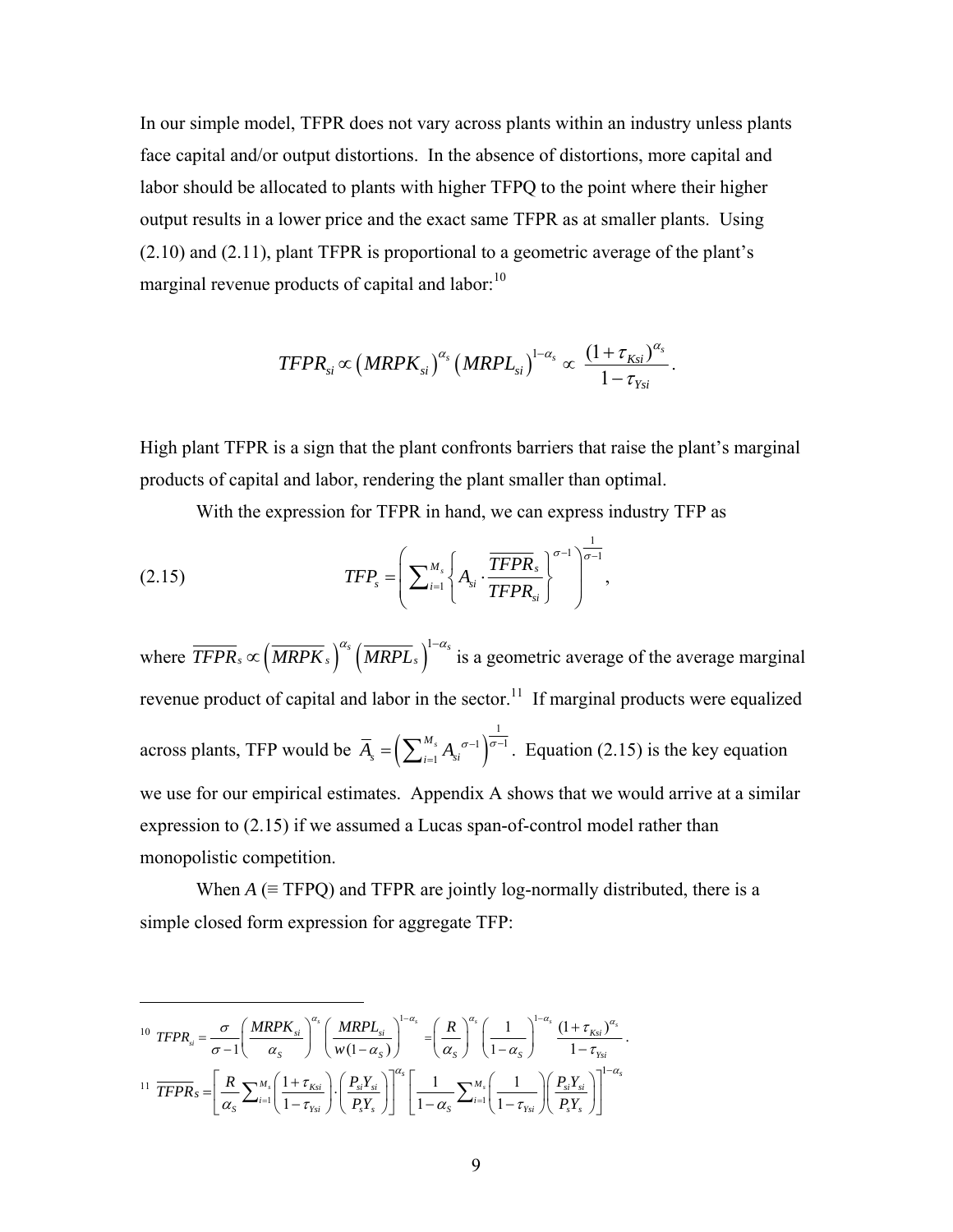In our simple model, TFPR does not vary across plants within an industry unless plants face capital and/or output distortions. In the absence of distortions, more capital and labor should be allocated to plants with higher TFPQ to the point where their higher output results in a lower price and the exact same TFPR as at smaller plants. Using (2.10) and (2.11), plant TFPR is proportional to a geometric average of the plant's marginal revenue products of capital and labor:[10]

$$TFPR_{si} \propto \left(MRPK_{si}\right)^{\alpha_s} \left(MRPL_{si}\right)^{1-\alpha_s} \propto \frac{(1+\tau_{Ksi})^{\alpha_s}}{1-\tau_{Ysi}}.$$

High plant TFPR is a sign that the plant confronts barriers that raise the plant's marginal products of capital and labor, rendering the plant smaller than optimal.

With the expression for TFPR in hand, we can express industry TFP as

$$TFP_s = \left( \sum_{i=1}^{M_s} \left\{ A_{si} \cdot \frac{\overline{TFPR}_s}{TFPR_{si}} \right\}^{\sigma-1} \right)^{\frac{1}{\sigma-1}}, \tag{2.15}$$

where $\overline{TFPR}_s \propto \left(\overline{MRPK}_s\right)^{\alpha_s} \left(\overline{MRPL}_s\right)^{1-\alpha_s}$ is a geometric average of the average marginal revenue product of capital and labor in the sector.[11] If marginal products were equalized across plants, TFP would be $\overline{A}_s = \left(\sum_{i=1}^{M_s} A_{si}^{\sigma-1}\right)^{\frac{1}{\sigma-1}}$. Equation (2.15) is the key equation we use for our empirical estimates. Appendix A shows that we would arrive at a similar expression to (2.15) if we assumed a Lucas span-of-control model rather than monopolistic competition.

When $A$ ($\equiv$ TFPQ) and TFPR are jointly log-normally distributed, there is a simple closed form expression for aggregate TFP:

---

[10] $TFPR_{si} = \frac{\sigma}{\sigma-1}\left(\frac{MRPK_{si}}{\alpha_S}\right)^{\alpha_s}\left(\frac{MRPL_{si}}{w(1-\alpha_S)}\right)^{1-\alpha_s} = \left(\frac{R}{\alpha_S}\right)^{\alpha_s}\left(\frac{1}{1-\alpha_S}\right)^{1-\alpha_s}\frac{(1+\tau_{Ksi})^{\alpha_s}}{1-\tau_{Ysi}}.$

[11] $\overline{TFPR}_S = \left[\frac{R}{\alpha_S}\sum_{i=1}^{M_s}\left(\frac{1+\tau_{Ksi}}{1-\tau_{Ysi}}\right)\cdot\left(\frac{P_{si}Y_{si}}{P_sY_s}\right)\right]^{\alpha_s}\left[\frac{1}{1-\alpha_S}\sum_{i=1}^{M_s}\left(\frac{1}{1-\tau_{Ysi}}\right)\left(\frac{P_{si}Y_{si}}{P_sY_s}\right)\right]^{1-\alpha_s}$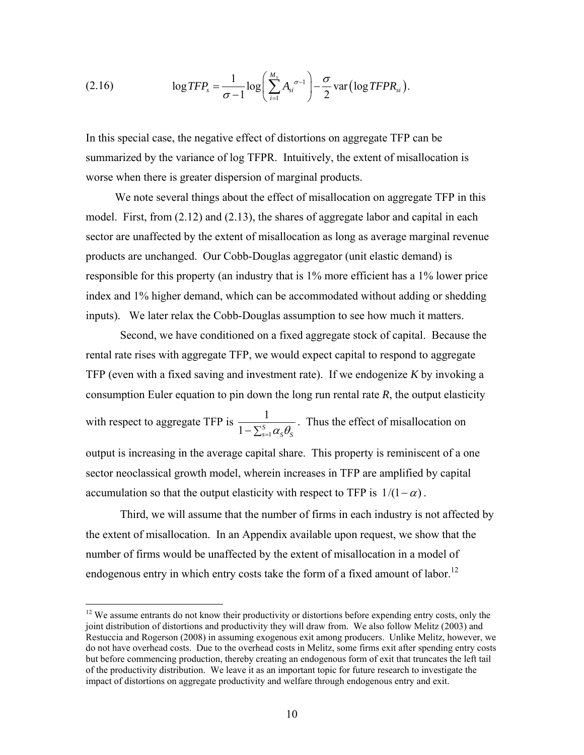$$\log TFP_s = \frac{1}{\sigma - 1}\log\left(\sum_{i=1}^{M_s} A_{si}^{\sigma-1}\right) - \frac{\sigma}{2}\operatorname{var}\left(\log TFPR_{si}\right). \tag{2.16}$$

In this special case, the negative effect of distortions on aggregate TFP can be summarized by the variance of log TFPR. Intuitively, the extent of misallocation is worse when there is greater dispersion of marginal products.

We note several things about the effect of misallocation on aggregate TFP in this model. First, from (2.12) and (2.13), the shares of aggregate labor and capital in each sector are unaffected by the extent of misallocation as long as average marginal revenue products are unchanged. Our Cobb-Douglas aggregator (unit elastic demand) is responsible for this property (an industry that is 1% more efficient has a 1% lower price index and 1% higher demand, which can be accommodated without adding or shedding inputs). We later relax the Cobb-Douglas assumption to see how much it matters.

Second, we have conditioned on a fixed aggregate stock of capital. Because the rental rate rises with aggregate TFP, we would expect capital to respond to aggregate TFP (even with a fixed saving and investment rate). If we endogenize *K* by invoking a consumption Euler equation to pin down the long run rental rate *R*, the output elasticity with respect to aggregate TFP is $\frac{1}{1-\sum_{s=1}^{S}\alpha_S\theta_S}$. Thus the effect of misallocation on output is increasing in the average capital share. This property is reminiscent of a one sector neoclassical growth model, wherein increases in TFP are amplified by capital accumulation so that the output elasticity with respect to TFP is $1/(1-\alpha)$.

Third, we will assume that the number of firms in each industry is not affected by the extent of misallocation. In an Appendix available upon request, we show that the number of firms would be unaffected by the extent of misallocation in a model of endogenous entry in which entry costs take the form of a fixed amount of labor.[12]

[12] We assume entrants do not know their productivity or distortions before expending entry costs, only the joint distribution of distortions and productivity they will draw from. We also follow Melitz (2003) and Restuccia and Rogerson (2008) in assuming exogenous exit among producers. Unlike Melitz, however, we do not have overhead costs. Due to the overhead costs in Melitz, some firms exit after spending entry costs but before commencing production, thereby creating an endogenous form of exit that truncates the left tail of the productivity distribution. We leave it as an important topic for future research to investigate the impact of distortions on aggregate productivity and welfare through endogenous entry and exit.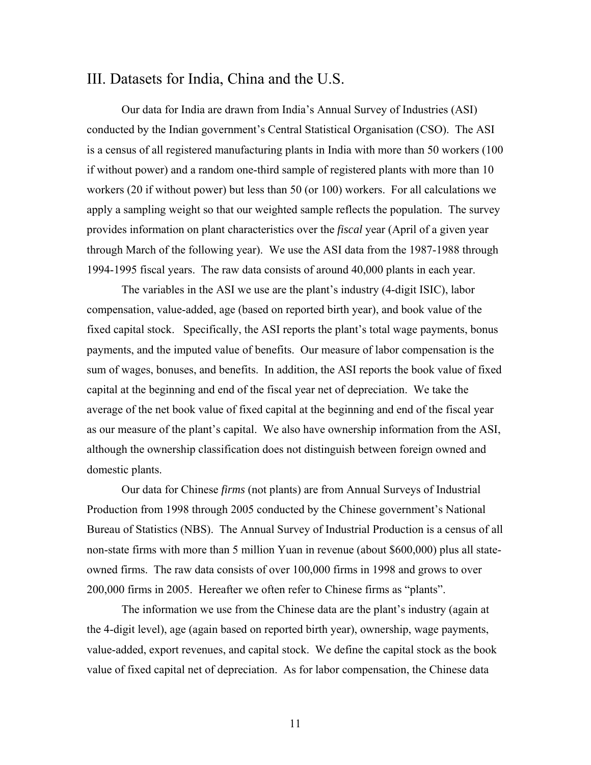## III. Datasets for India, China and the U.S.

Our data for India are drawn from India's Annual Survey of Industries (ASI) conducted by the Indian government's Central Statistical Organisation (CSO). The ASI is a census of all registered manufacturing plants in India with more than 50 workers (100 if without power) and a random one-third sample of registered plants with more than 10 workers (20 if without power) but less than 50 (or 100) workers. For all calculations we apply a sampling weight so that our weighted sample reflects the population. The survey provides information on plant characteristics over the *fiscal* year (April of a given year through March of the following year). We use the ASI data from the 1987-1988 through 1994-1995 fiscal years. The raw data consists of around 40,000 plants in each year.

The variables in the ASI we use are the plant's industry (4-digit ISIC), labor compensation, value-added, age (based on reported birth year), and book value of the fixed capital stock. Specifically, the ASI reports the plant's total wage payments, bonus payments, and the imputed value of benefits. Our measure of labor compensation is the sum of wages, bonuses, and benefits. In addition, the ASI reports the book value of fixed capital at the beginning and end of the fiscal year net of depreciation. We take the average of the net book value of fixed capital at the beginning and end of the fiscal year as our measure of the plant's capital. We also have ownership information from the ASI, although the ownership classification does not distinguish between foreign owned and domestic plants.

Our data for Chinese *firms* (not plants) are from Annual Surveys of Industrial Production from 1998 through 2005 conducted by the Chinese government's National Bureau of Statistics (NBS). The Annual Survey of Industrial Production is a census of all non-state firms with more than 5 million Yuan in revenue (about $600,000) plus all state-owned firms. The raw data consists of over 100,000 firms in 1998 and grows to over 200,000 firms in 2005. Hereafter we often refer to Chinese firms as "plants".

The information we use from the Chinese data are the plant's industry (again at the 4-digit level), age (again based on reported birth year), ownership, wage payments, value-added, export revenues, and capital stock. We define the capital stock as the book value of fixed capital net of depreciation. As for labor compensation, the Chinese data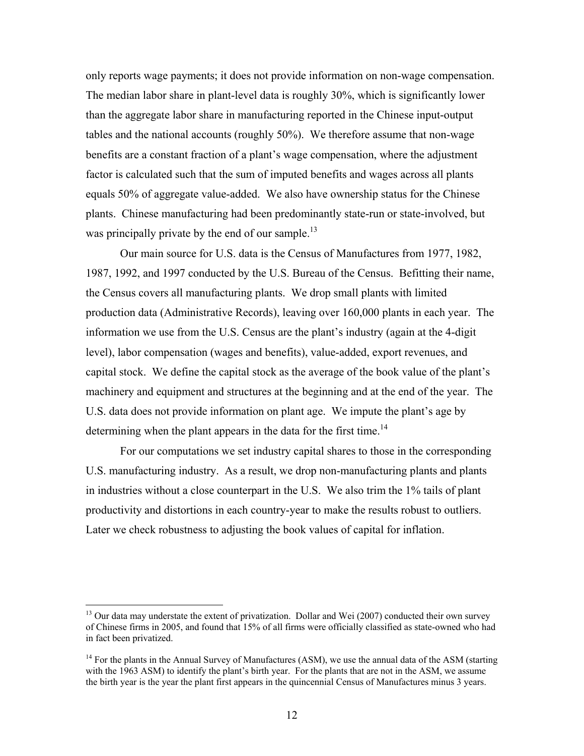only reports wage payments; it does not provide information on non-wage compensation. The median labor share in plant-level data is roughly 30%, which is significantly lower than the aggregate labor share in manufacturing reported in the Chinese input-output tables and the national accounts (roughly 50%). We therefore assume that non-wage benefits are a constant fraction of a plant's wage compensation, where the adjustment factor is calculated such that the sum of imputed benefits and wages across all plants equals 50% of aggregate value-added. We also have ownership status for the Chinese plants. Chinese manufacturing had been predominantly state-run or state-involved, but was principally private by the end of our sample.[13]

Our main source for U.S. data is the Census of Manufactures from 1977, 1982, 1987, 1992, and 1997 conducted by the U.S. Bureau of the Census. Befitting their name, the Census covers all manufacturing plants. We drop small plants with limited production data (Administrative Records), leaving over 160,000 plants in each year. The information we use from the U.S. Census are the plant's industry (again at the 4-digit level), labor compensation (wages and benefits), value-added, export revenues, and capital stock. We define the capital stock as the average of the book value of the plant's machinery and equipment and structures at the beginning and at the end of the year. The U.S. data does not provide information on plant age. We impute the plant's age by determining when the plant appears in the data for the first time.[14]

For our computations we set industry capital shares to those in the corresponding U.S. manufacturing industry. As a result, we drop non-manufacturing plants and plants in industries without a close counterpart in the U.S. We also trim the 1% tails of plant productivity and distortions in each country-year to make the results robust to outliers. Later we check robustness to adjusting the book values of capital for inflation.

[13] Our data may understate the extent of privatization. Dollar and Wei (2007) conducted their own survey of Chinese firms in 2005, and found that 15% of all firms were officially classified as state-owned who had in fact been privatized.

[14] For the plants in the Annual Survey of Manufactures (ASM), we use the annual data of the ASM (starting with the 1963 ASM) to identify the plant's birth year. For the plants that are not in the ASM, we assume the birth year is the year the plant first appears in the quincennial Census of Manufactures minus 3 years.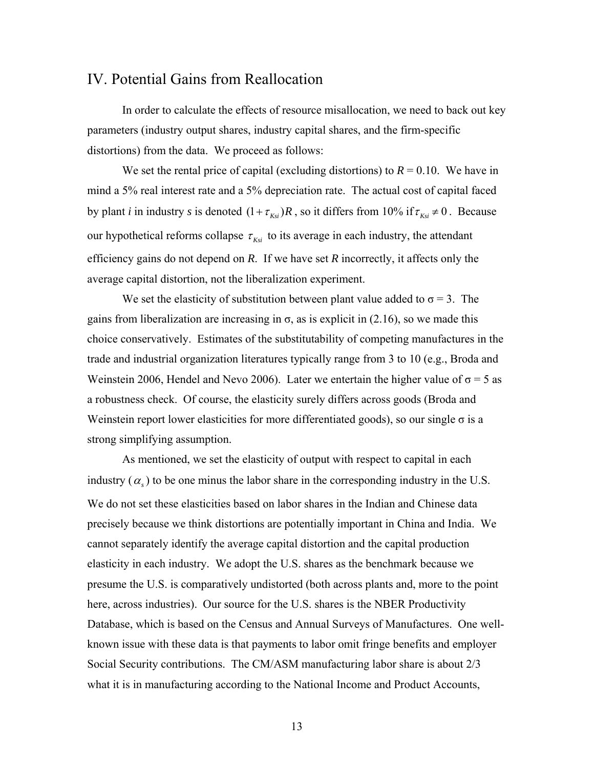## IV. Potential Gains from Reallocation

In order to calculate the effects of resource misallocation, we need to back out key parameters (industry output shares, industry capital shares, and the firm-specific distortions) from the data. We proceed as follows:

We set the rental price of capital (excluding distortions) to $R = 0.10$. We have in mind a 5% real interest rate and a 5% depreciation rate. The actual cost of capital faced by plant *i* in industry *s* is denoted $(1+\tau_{Ksi})R$, so it differs from 10% if $\tau_{Ksi} \neq 0$. Because our hypothetical reforms collapse $\tau_{Ksi}$ to its average in each industry, the attendant efficiency gains do not depend on *R*. If we have set *R* incorrectly, it affects only the average capital distortion, not the liberalization experiment.

We set the elasticity of substitution between plant value added to $\sigma = 3$. The gains from liberalization are increasing in $\sigma$, as is explicit in (2.16), so we made this choice conservatively. Estimates of the substitutability of competing manufactures in the trade and industrial organization literatures typically range from 3 to 10 (e.g., Broda and Weinstein 2006, Hendel and Nevo 2006). Later we entertain the higher value of $\sigma = 5$ as a robustness check. Of course, the elasticity surely differs across goods (Broda and Weinstein report lower elasticities for more differentiated goods), so our single $\sigma$ is a strong simplifying assumption.

As mentioned, we set the elasticity of output with respect to capital in each industry ($\alpha_s$) to be one minus the labor share in the corresponding industry in the U.S. We do not set these elasticities based on labor shares in the Indian and Chinese data precisely because we think distortions are potentially important in China and India. We cannot separately identify the average capital distortion and the capital production elasticity in each industry. We adopt the U.S. shares as the benchmark because we presume the U.S. is comparatively undistorted (both across plants and, more to the point here, across industries). Our source for the U.S. shares is the NBER Productivity Database, which is based on the Census and Annual Surveys of Manufactures. One well-known issue with these data is that payments to labor omit fringe benefits and employer Social Security contributions. The CM/ASM manufacturing labor share is about 2/3 what it is in manufacturing according to the National Income and Product Accounts,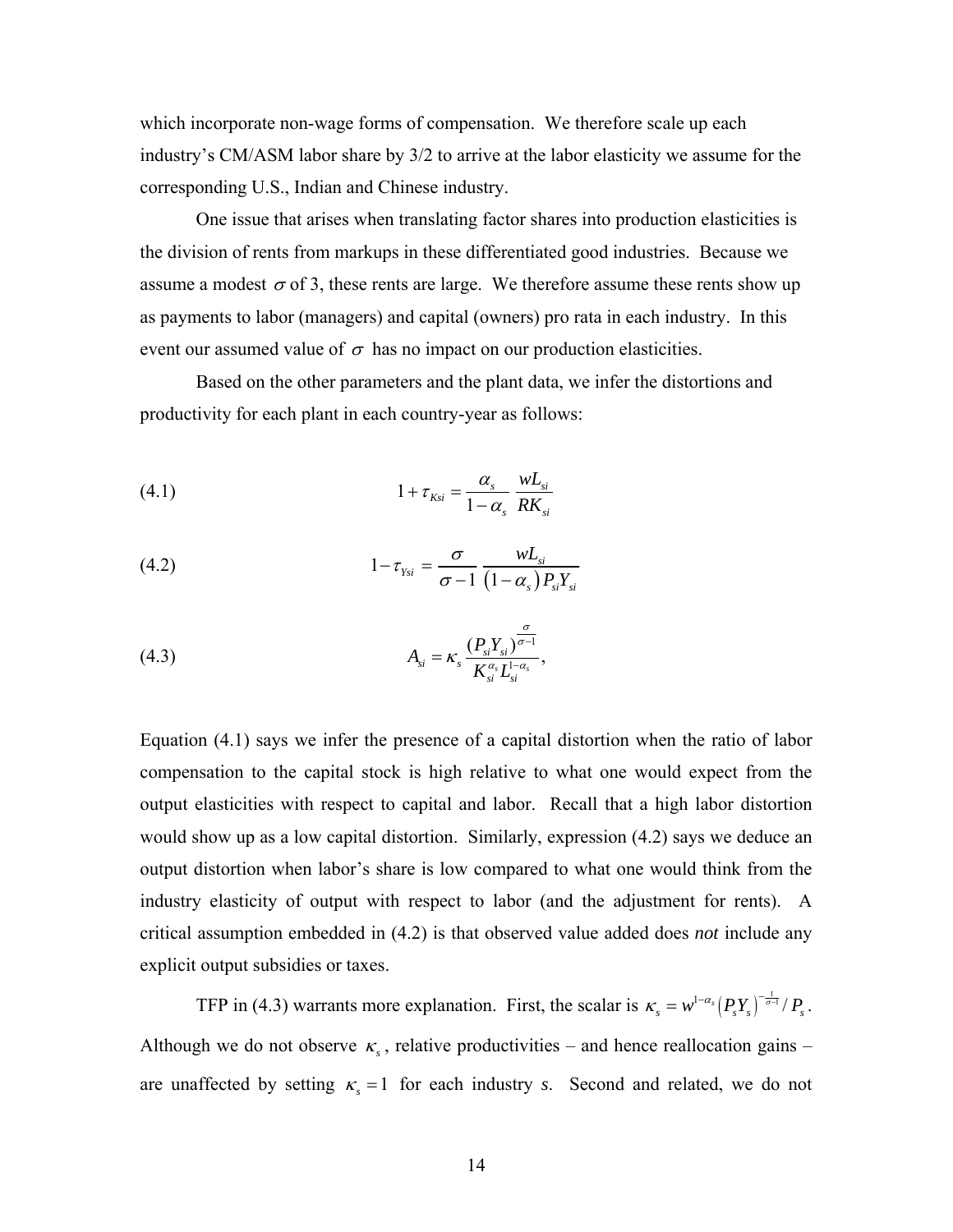which incorporate non-wage forms of compensation. We therefore scale up each industry's CM/ASM labor share by 3/2 to arrive at the labor elasticity we assume for the corresponding U.S., Indian and Chinese industry.

One issue that arises when translating factor shares into production elasticities is the division of rents from markups in these differentiated good industries. Because we assume a modest $\sigma$ of 3, these rents are large. We therefore assume these rents show up as payments to labor (managers) and capital (owners) pro rata in each industry. In this event our assumed value of $\sigma$ has no impact on our production elasticities.

Based on the other parameters and the plant data, we infer the distortions and productivity for each plant in each country-year as follows:

$$1+\tau_{Ksi} = \frac{\alpha_s}{1-\alpha_s}\frac{wL_{si}}{RK_{si}} \tag{4.1}$$

$$1-\tau_{Ysi} = \frac{\sigma}{\sigma-1}\frac{wL_{si}}{\left(1-\alpha_s\right)P_{si}Y_{si}} \tag{4.2}$$

$$A_{si} = \kappa_s \frac{(P_{si}Y_{si})^{\frac{\sigma}{\sigma-1}}}{K_{si}^{\alpha_s}L_{si}^{1-\alpha_s}}, \tag{4.3}$$

Equation (4.1) says we infer the presence of a capital distortion when the ratio of labor compensation to the capital stock is high relative to what one would expect from the output elasticities with respect to capital and labor. Recall that a high labor distortion would show up as a low capital distortion. Similarly, expression (4.2) says we deduce an output distortion when labor's share is low compared to what one would think from the industry elasticity of output with respect to labor (and the adjustment for rents). A critical assumption embedded in (4.2) is that observed value added does *not* include any explicit output subsidies or taxes.

TFP in (4.3) warrants more explanation. First, the scalar is $\kappa_s = w^{1-\alpha_s}\left(P_sY_s\right)^{-\frac{1}{\sigma-1}}/P_s$. Although we do not observe $\kappa_s$, relative productivities – and hence reallocation gains – are unaffected by setting $\kappa_s = 1$ for each industry *s*. Second and related, we do not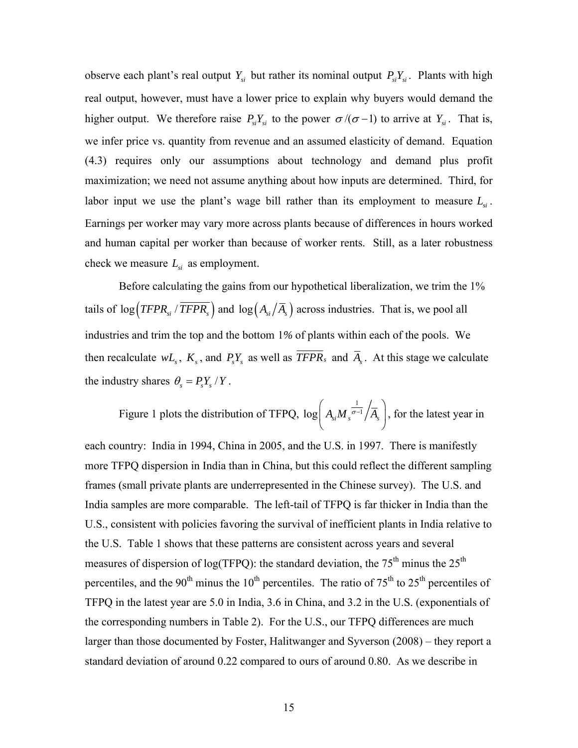observe each plant's real output $Y_{si}$ but rather its nominal output $P_{si}Y_{si}$. Plants with high real output, however, must have a lower price to explain why buyers would demand the higher output. We therefore raise $P_{si}Y_{si}$ to the power $\sigma/(\sigma-1)$ to arrive at $Y_{si}$. That is, we infer price vs. quantity from revenue and an assumed elasticity of demand. Equation (4.3) requires only our assumptions about technology and demand plus profit maximization; we need not assume anything about how inputs are determined. Third, for labor input we use the plant's wage bill rather than its employment to measure $L_{si}$. Earnings per worker may vary more across plants because of differences in hours worked and human capital per worker than because of worker rents. Still, as a later robustness check we measure $L_{si}$ as employment.

Before calculating the gains from our hypothetical liberalization, we trim the 1% tails of $\log\left(TFPR_{si}/\overline{TFPR_s}\right)$ and $\log\left(A_{si}/\overline{A}_s\right)$ across industries. That is, we pool all industries and trim the top and the bottom 1% of plants within each of the pools. We then recalculate $wL_s$, $K_s$, and $P_sY_s$ as well as $\overline{TFPR}_s$ and $\overline{A}_s$. At this stage we calculate the industry shares $\theta_s = P_sY_s/Y$.

Figure 1 plots the distribution of TFPQ, $\log\left(A_{si}M_s^{\frac{1}{\sigma-1}}\big/\overline{A}_s\right)$, for the latest year in each country: India in 1994, China in 2005, and the U.S. in 1997. There is manifestly more TFPQ dispersion in India than in China, but this could reflect the different sampling frames (small private plants are underrepresented in the Chinese survey). The U.S. and India samples are more comparable. The left-tail of TFPQ is far thicker in India than the U.S., consistent with policies favoring the survival of inefficient plants in India relative to the U.S. Table 1 shows that these patterns are consistent across years and several measures of dispersion of log(TFPQ): the standard deviation, the 75th minus the 25th percentiles, and the 90th minus the 10th percentiles. The ratio of 75th to 25th percentiles of TFPQ in the latest year are 5.0 in India, 3.6 in China, and 3.2 in the U.S. (exponentials of the corresponding numbers in Table 2). For the U.S., our TFPQ differences are much larger than those documented by Foster, Halitwanger and Syverson (2008) – they report a standard deviation of around 0.22 compared to ours of around 0.80. As we describe in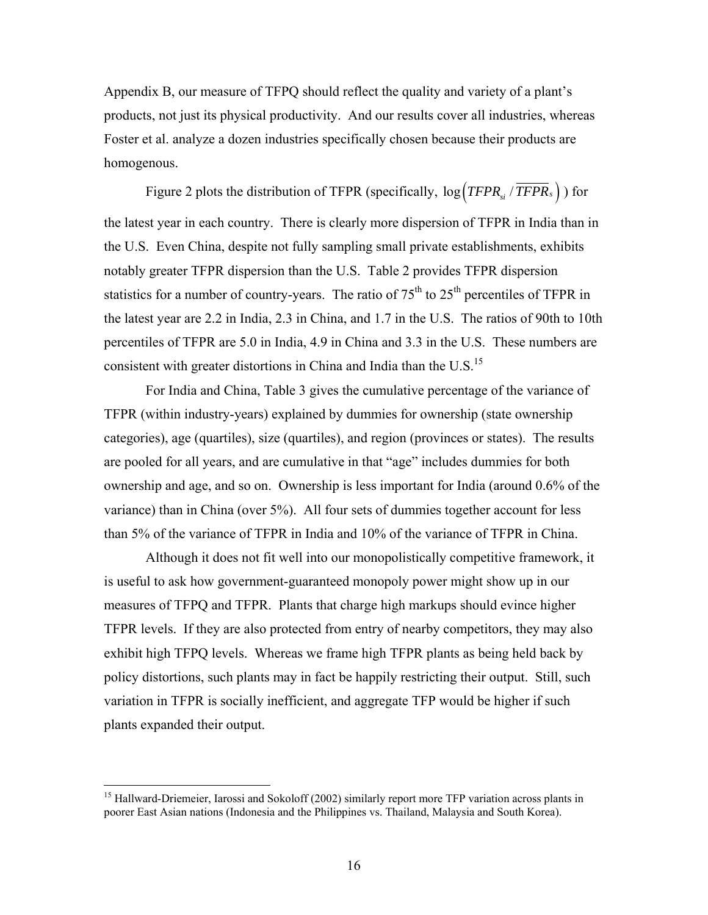Appendix B, our measure of TFPQ should reflect the quality and variety of a plant's products, not just its physical productivity. And our results cover all industries, whereas Foster et al. analyze a dozen industries specifically chosen because their products are homogenous.

Figure 2 plots the distribution of TFPR (specifically, $\log\left(TFPR_{si}/\overline{TFPR_s}\right)$) for the latest year in each country. There is clearly more dispersion of TFPR in India than in the U.S. Even China, despite not fully sampling small private establishments, exhibits notably greater TFPR dispersion than the U.S. Table 2 provides TFPR dispersion statistics for a number of country-years. The ratio of $75^{th}$ to $25^{th}$ percentiles of TFPR in the latest year are 2.2 in India, 2.3 in China, and 1.7 in the U.S. The ratios of 90th to 10th percentiles of TFPR are 5.0 in India, 4.9 in China and 3.3 in the U.S. These numbers are consistent with greater distortions in China and India than the U.S.[15]

For India and China, Table 3 gives the cumulative percentage of the variance of TFPR (within industry-years) explained by dummies for ownership (state ownership categories), age (quartiles), size (quartiles), and region (provinces or states). The results are pooled for all years, and are cumulative in that "age" includes dummies for both ownership and age, and so on. Ownership is less important for India (around 0.6% of the variance) than in China (over 5%). All four sets of dummies together account for less than 5% of the variance of TFPR in India and 10% of the variance of TFPR in China.

Although it does not fit well into our monopolistically competitive framework, it is useful to ask how government-guaranteed monopoly power might show up in our measures of TFPQ and TFPR. Plants that charge high markups should evince higher TFPR levels. If they are also protected from entry of nearby competitors, they may also exhibit high TFPQ levels. Whereas we frame high TFPR plants as being held back by policy distortions, such plants may in fact be happily restricting their output. Still, such variation in TFPR is socially inefficient, and aggregate TFP would be higher if such plants expanded their output.

[15] Hallward-Driemeier, Iarossi and Sokoloff (2002) similarly report more TFP variation across plants in poorer East Asian nations (Indonesia and the Philippines vs. Thailand, Malaysia and South Korea).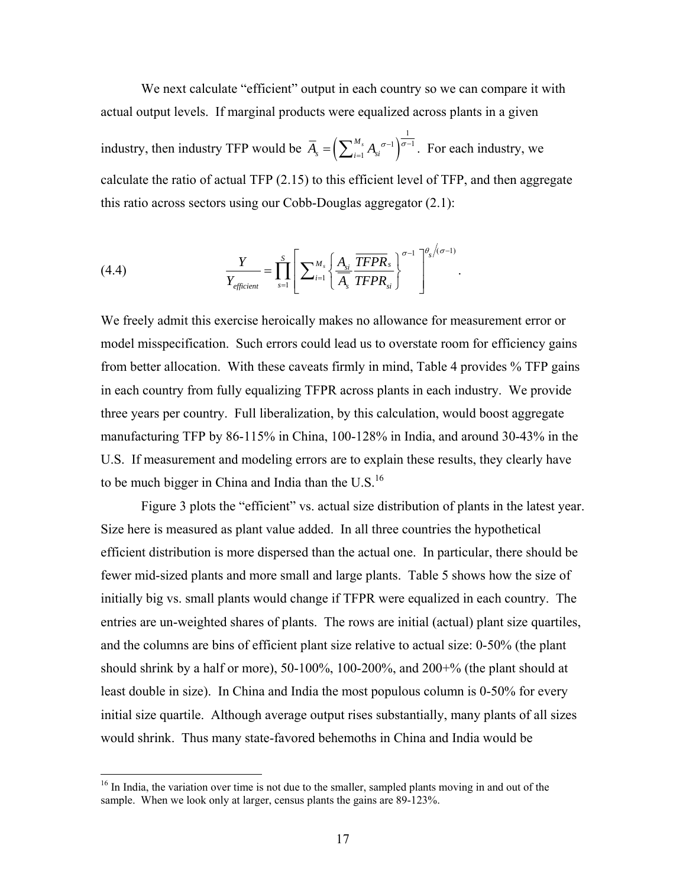We next calculate "efficient" output in each country so we can compare it with actual output levels. If marginal products were equalized across plants in a given industry, then industry TFP would be $\overline{A}_s = \left(\sum_{i=1}^{M_s} A_{si}^{\sigma-1}\right)^{\frac{1}{\sigma-1}}$. For each industry, we calculate the ratio of actual TFP (2.15) to this efficient level of TFP, and then aggregate this ratio across sectors using our Cobb-Douglas aggregator (2.1):

$$
(4.4) \qquad \frac{Y}{Y_{efficient}} = \prod_{s=1}^{S} \left[ \sum_{i=1}^{M_s} \left\{ \frac{A_{si}}{\overline{A}_s} \frac{\overline{TFPR}_s}{TFPR_{si}} \right\}^{\sigma-1} \right]^{\theta_s/(\sigma-1)}.
$$

We freely admit this exercise heroically makes no allowance for measurement error or model misspecification. Such errors could lead us to overstate room for efficiency gains from better allocation. With these caveats firmly in mind, Table 4 provides % TFP gains in each country from fully equalizing TFPR across plants in each industry. We provide three years per country. Full liberalization, by this calculation, would boost aggregate manufacturing TFP by 86-115% in China, 100-128% in India, and around 30-43% in the U.S. If measurement and modeling errors are to explain these results, they clearly have to be much bigger in China and India than the U.S.[16]

Figure 3 plots the "efficient" vs. actual size distribution of plants in the latest year. Size here is measured as plant value added. In all three countries the hypothetical efficient distribution is more dispersed than the actual one. In particular, there should be fewer mid-sized plants and more small and large plants. Table 5 shows how the size of initially big vs. small plants would change if TFPR were equalized in each country. The entries are un-weighted shares of plants. The rows are initial (actual) plant size quartiles, and the columns are bins of efficient plant size relative to actual size: 0-50% (the plant should shrink by a half or more), 50-100%, 100-200%, and 200+% (the plant should at least double in size). In China and India the most populous column is 0-50% for every initial size quartile. Although average output rises substantially, many plants of all sizes would shrink. Thus many state-favored behemoths in China and India would be

[16] In India, the variation over time is not due to the smaller, sampled plants moving in and out of the sample. When we look only at larger, census plants the gains are 89-123%.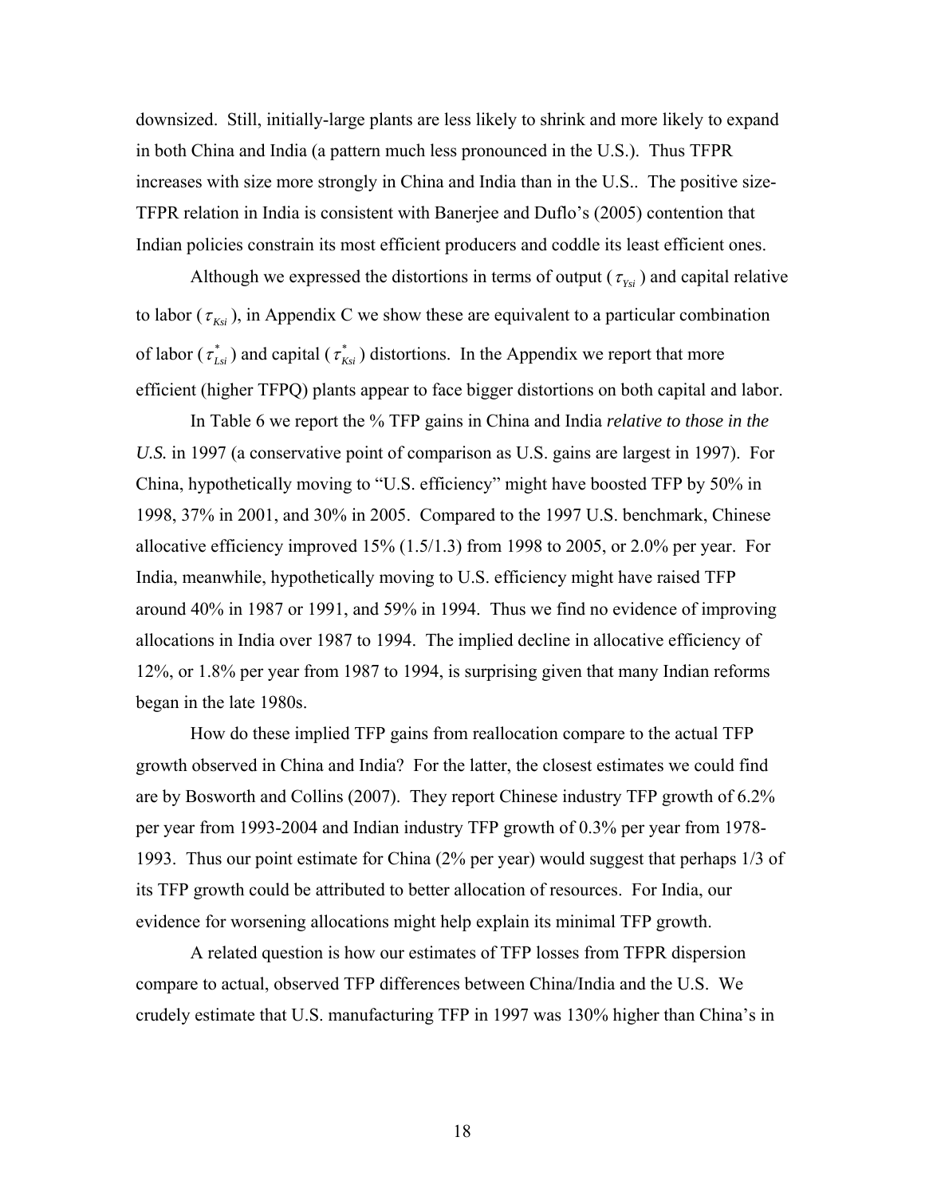downsized. Still, initially-large plants are less likely to shrink and more likely to expand in both China and India (a pattern much less pronounced in the U.S.). Thus TFPR increases with size more strongly in China and India than in the U.S.. The positive size-TFPR relation in India is consistent with Banerjee and Duflo's (2005) contention that Indian policies constrain its most efficient producers and coddle its least efficient ones.

Although we expressed the distortions in terms of output ($\tau_{Ysi}$) and capital relative to labor ($\tau_{Ksi}$), in Appendix C we show these are equivalent to a particular combination of labor ($\tau_{Lsi}^*$) and capital ($\tau_{Ksi}^*$) distortions. In the Appendix we report that more efficient (higher TFPQ) plants appear to face bigger distortions on both capital and labor.

In Table 6 we report the % TFP gains in China and India *relative to those in the U.S.* in 1997 (a conservative point of comparison as U.S. gains are largest in 1997). For China, hypothetically moving to "U.S. efficiency" might have boosted TFP by 50% in 1998, 37% in 2001, and 30% in 2005. Compared to the 1997 U.S. benchmark, Chinese allocative efficiency improved 15% (1.5/1.3) from 1998 to 2005, or 2.0% per year. For India, meanwhile, hypothetically moving to U.S. efficiency might have raised TFP around 40% in 1987 or 1991, and 59% in 1994. Thus we find no evidence of improving allocations in India over 1987 to 1994. The implied decline in allocative efficiency of 12%, or 1.8% per year from 1987 to 1994, is surprising given that many Indian reforms began in the late 1980s.

How do these implied TFP gains from reallocation compare to the actual TFP growth observed in China and India? For the latter, the closest estimates we could find are by Bosworth and Collins (2007). They report Chinese industry TFP growth of 6.2% per year from 1993-2004 and Indian industry TFP growth of 0.3% per year from 1978-1993. Thus our point estimate for China (2% per year) would suggest that perhaps 1/3 of its TFP growth could be attributed to better allocation of resources. For India, our evidence for worsening allocations might help explain its minimal TFP growth.

A related question is how our estimates of TFP losses from TFPR dispersion compare to actual, observed TFP differences between China/India and the U.S. We crudely estimate that U.S. manufacturing TFP in 1997 was 130% higher than China's in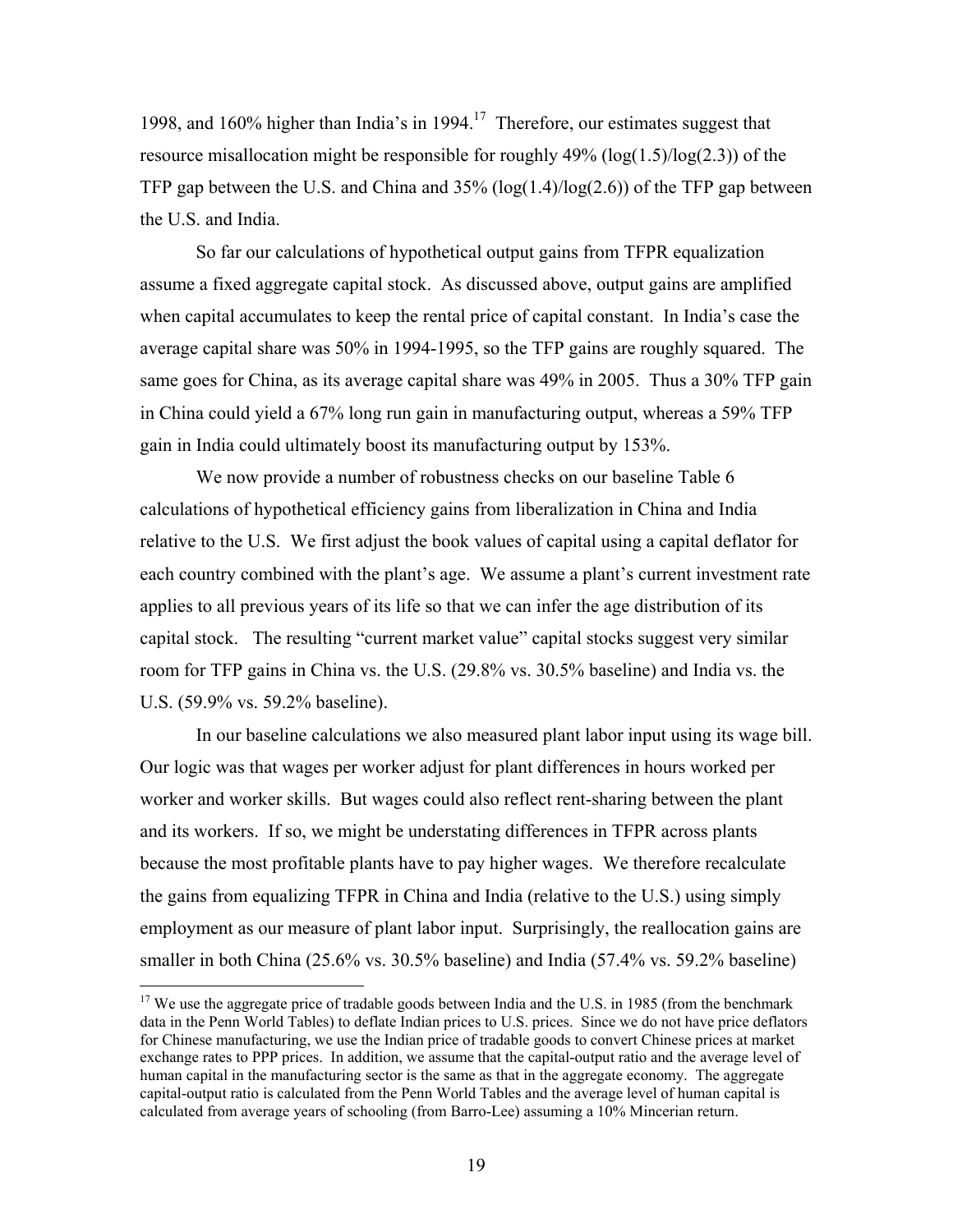1998, and 160% higher than India's in 1994.[17] Therefore, our estimates suggest that resource misallocation might be responsible for roughly 49% (log(1.5)/log(2.3)) of the TFP gap between the U.S. and China and 35% (log(1.4)/log(2.6)) of the TFP gap between the U.S. and India.

So far our calculations of hypothetical output gains from TFPR equalization assume a fixed aggregate capital stock. As discussed above, output gains are amplified when capital accumulates to keep the rental price of capital constant. In India's case the average capital share was 50% in 1994-1995, so the TFP gains are roughly squared. The same goes for China, as its average capital share was 49% in 2005. Thus a 30% TFP gain in China could yield a 67% long run gain in manufacturing output, whereas a 59% TFP gain in India could ultimately boost its manufacturing output by 153%.

We now provide a number of robustness checks on our baseline Table 6 calculations of hypothetical efficiency gains from liberalization in China and India relative to the U.S. We first adjust the book values of capital using a capital deflator for each country combined with the plant's age. We assume a plant's current investment rate applies to all previous years of its life so that we can infer the age distribution of its capital stock. The resulting "current market value" capital stocks suggest very similar room for TFP gains in China vs. the U.S. (29.8% vs. 30.5% baseline) and India vs. the U.S. (59.9% vs. 59.2% baseline).

In our baseline calculations we also measured plant labor input using its wage bill. Our logic was that wages per worker adjust for plant differences in hours worked per worker and worker skills. But wages could also reflect rent-sharing between the plant and its workers. If so, we might be understating differences in TFPR across plants because the most profitable plants have to pay higher wages. We therefore recalculate the gains from equalizing TFPR in China and India (relative to the U.S.) using simply employment as our measure of plant labor input. Surprisingly, the reallocation gains are smaller in both China (25.6% vs. 30.5% baseline) and India (57.4% vs. 59.2% baseline)

[17] We use the aggregate price of tradable goods between India and the U.S. in 1985 (from the benchmark data in the Penn World Tables) to deflate Indian prices to U.S. prices. Since we do not have price deflators for Chinese manufacturing, we use the Indian price of tradable goods to convert Chinese prices at market exchange rates to PPP prices. In addition, we assume that the capital-output ratio and the average level of human capital in the manufacturing sector is the same as that in the aggregate economy. The aggregate capital-output ratio is calculated from the Penn World Tables and the average level of human capital is calculated from average years of schooling (from Barro-Lee) assuming a 10% Mincerian return.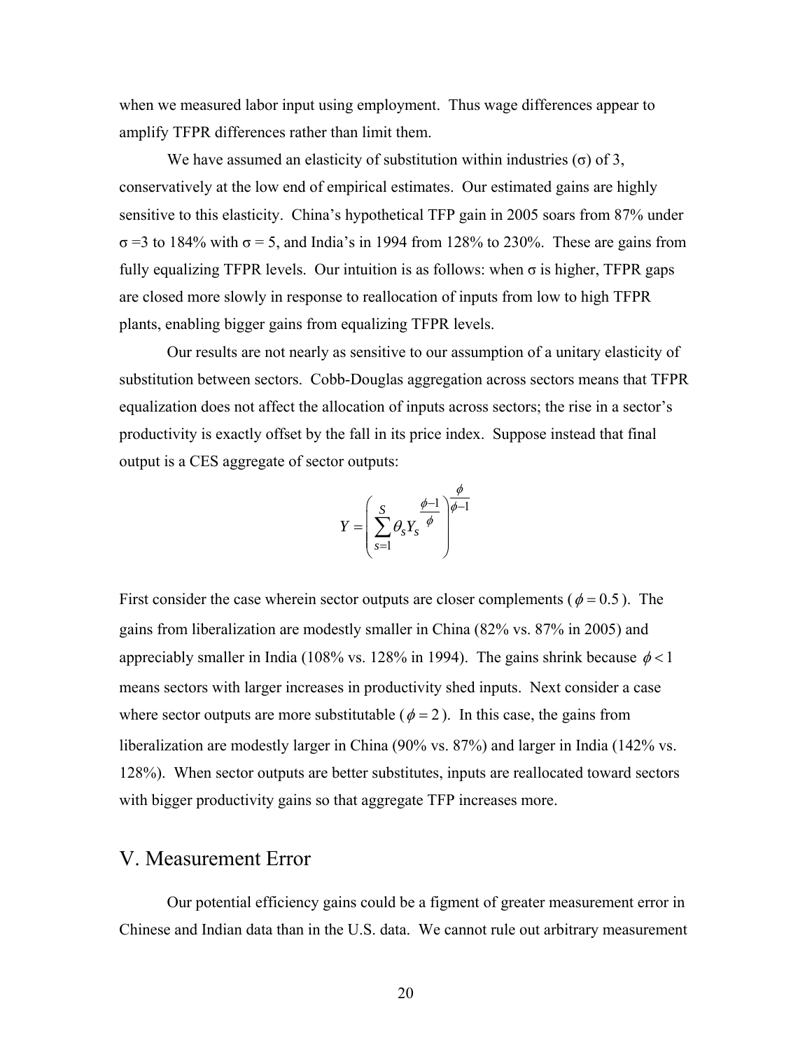when we measured labor input using employment. Thus wage differences appear to amplify TFPR differences rather than limit them.

We have assumed an elasticity of substitution within industries ($\sigma$) of 3, conservatively at the low end of empirical estimates. Our estimated gains are highly sensitive to this elasticity. China's hypothetical TFP gain in 2005 soars from 87% under $\sigma = 3$ to 184% with $\sigma = 5$, and India's in 1994 from 128% to 230%. These are gains from fully equalizing TFPR levels. Our intuition is as follows: when $\sigma$ is higher, TFPR gaps are closed more slowly in response to reallocation of inputs from low to high TFPR plants, enabling bigger gains from equalizing TFPR levels.

Our results are not nearly as sensitive to our assumption of a unitary elasticity of substitution between sectors. Cobb-Douglas aggregation across sectors means that TFPR equalization does not affect the allocation of inputs across sectors; the rise in a sector's productivity is exactly offset by the fall in its price index. Suppose instead that final output is a CES aggregate of sector outputs:

$$Y = \left( \sum_{s=1}^{S} \theta_s Y_s^{\frac{\phi - 1}{\phi}} \right)^{\frac{\phi}{\phi - 1}}$$

First consider the case wherein sector outputs are closer complements ($\phi = 0.5$). The gains from liberalization are modestly smaller in China (82% vs. 87% in 2005) and appreciably smaller in India (108% vs. 128% in 1994). The gains shrink because $\phi < 1$ means sectors with larger increases in productivity shed inputs. Next consider a case where sector outputs are more substitutable ($\phi = 2$). In this case, the gains from liberalization are modestly larger in China (90% vs. 87%) and larger in India (142% vs. 128%). When sector outputs are better substitutes, inputs are reallocated toward sectors with bigger productivity gains so that aggregate TFP increases more.

## V. Measurement Error

Our potential efficiency gains could be a figment of greater measurement error in Chinese and Indian data than in the U.S. data. We cannot rule out arbitrary measurement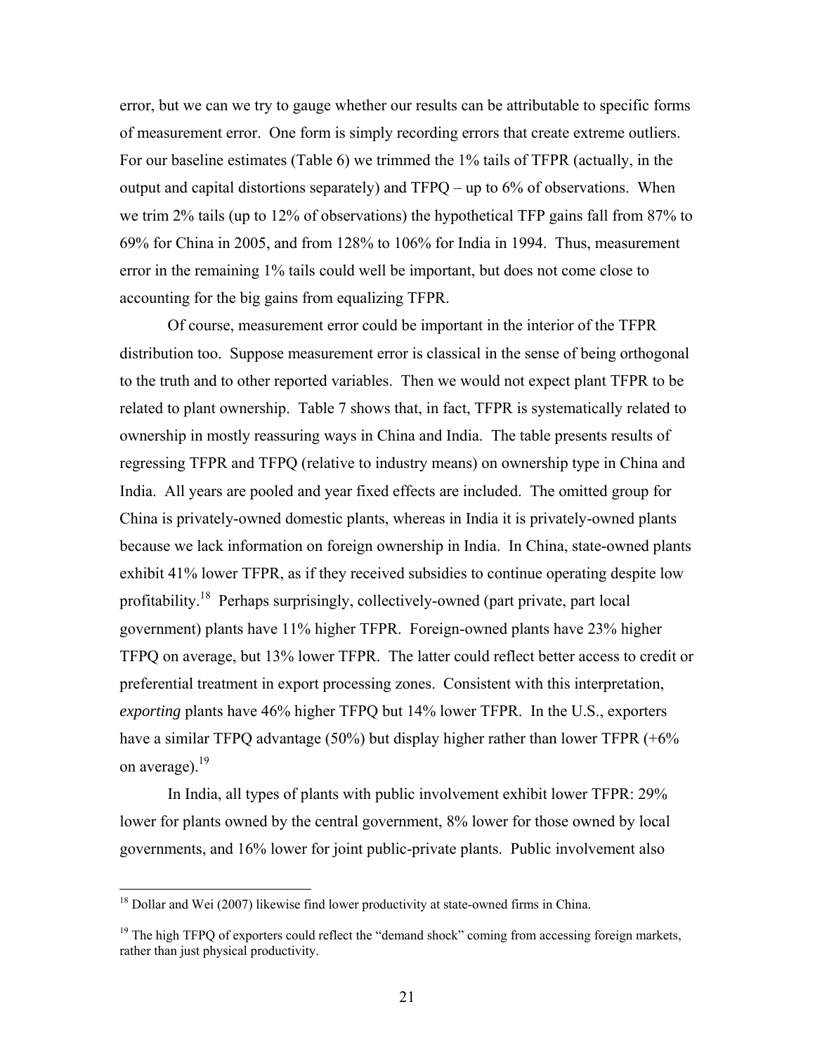error, but we can we try to gauge whether our results can be attributable to specific forms of measurement error. One form is simply recording errors that create extreme outliers. For our baseline estimates (Table 6) we trimmed the 1% tails of TFPR (actually, in the output and capital distortions separately) and TFPQ – up to 6% of observations. When we trim 2% tails (up to 12% of observations) the hypothetical TFP gains fall from 87% to 69% for China in 2005, and from 128% to 106% for India in 1994. Thus, measurement error in the remaining 1% tails could well be important, but does not come close to accounting for the big gains from equalizing TFPR.

Of course, measurement error could be important in the interior of the TFPR distribution too. Suppose measurement error is classical in the sense of being orthogonal to the truth and to other reported variables. Then we would not expect plant TFPR to be related to plant ownership. Table 7 shows that, in fact, TFPR is systematically related to ownership in mostly reassuring ways in China and India. The table presents results of regressing TFPR and TFPQ (relative to industry means) on ownership type in China and India. All years are pooled and year fixed effects are included. The omitted group for China is privately-owned domestic plants, whereas in India it is privately-owned plants because we lack information on foreign ownership in India. In China, state-owned plants exhibit 41% lower TFPR, as if they received subsidies to continue operating despite low profitability.[18] Perhaps surprisingly, collectively-owned (part private, part local government) plants have 11% higher TFPR. Foreign-owned plants have 23% higher TFPQ on average, but 13% lower TFPR. The latter could reflect better access to credit or preferential treatment in export processing zones. Consistent with this interpretation, *exporting* plants have 46% higher TFPQ but 14% lower TFPR. In the U.S., exporters have a similar TFPQ advantage (50%) but display higher rather than lower TFPR (+6% on average).[19]

In India, all types of plants with public involvement exhibit lower TFPR: 29% lower for plants owned by the central government, 8% lower for those owned by local governments, and 16% lower for joint public-private plants. Public involvement also

---

[18] Dollar and Wei (2007) likewise find lower productivity at state-owned firms in China.

[19] The high TFPQ of exporters could reflect the "demand shock" coming from accessing foreign markets, rather than just physical productivity.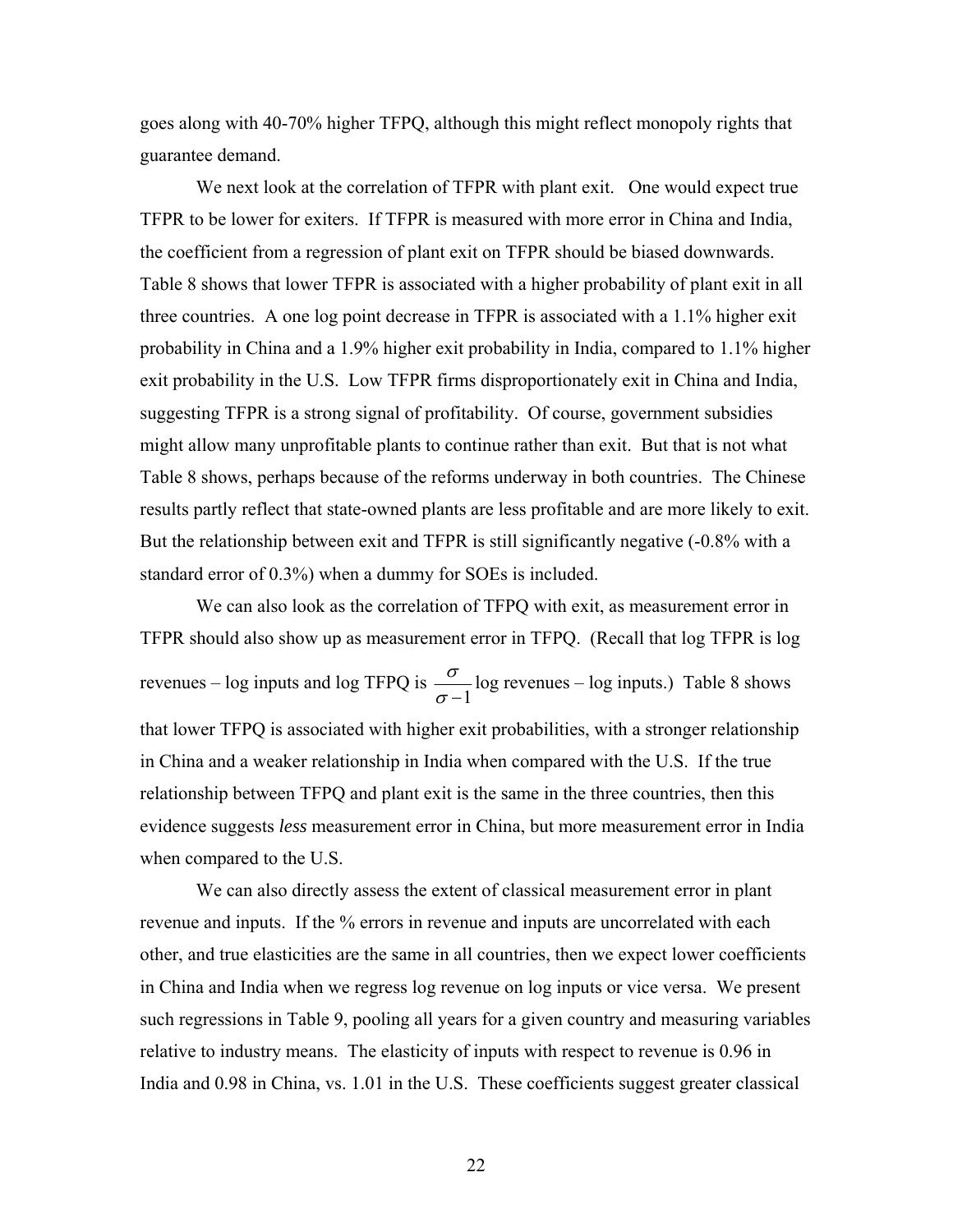goes along with 40-70% higher TFPQ, although this might reflect monopoly rights that guarantee demand.

We next look at the correlation of TFPR with plant exit. One would expect true TFPR to be lower for exiters. If TFPR is measured with more error in China and India, the coefficient from a regression of plant exit on TFPR should be biased downwards. Table 8 shows that lower TFPR is associated with a higher probability of plant exit in all three countries. A one log point decrease in TFPR is associated with a 1.1% higher exit probability in China and a 1.9% higher exit probability in India, compared to 1.1% higher exit probability in the U.S. Low TFPR firms disproportionately exit in China and India, suggesting TFPR is a strong signal of profitability. Of course, government subsidies might allow many unprofitable plants to continue rather than exit. But that is not what Table 8 shows, perhaps because of the reforms underway in both countries. The Chinese results partly reflect that state-owned plants are less profitable and are more likely to exit. But the relationship between exit and TFPR is still significantly negative (-0.8% with a standard error of 0.3%) when a dummy for SOEs is included.

We can also look as the correlation of TFPQ with exit, as measurement error in TFPR should also show up as measurement error in TFPQ. (Recall that log TFPR is log revenues – log inputs and log TFPQ is $\frac{\sigma}{\sigma - 1}$ log revenues – log inputs.) Table 8 shows that lower TFPQ is associated with higher exit probabilities, with a stronger relationship in China and a weaker relationship in India when compared with the U.S. If the true relationship between TFPQ and plant exit is the same in the three countries, then this evidence suggests *less* measurement error in China, but more measurement error in India when compared to the U.S.

We can also directly assess the extent of classical measurement error in plant revenue and inputs. If the % errors in revenue and inputs are uncorrelated with each other, and true elasticities are the same in all countries, then we expect lower coefficients in China and India when we regress log revenue on log inputs or vice versa. We present such regressions in Table 9, pooling all years for a given country and measuring variables relative to industry means. The elasticity of inputs with respect to revenue is 0.96 in India and 0.98 in China, vs. 1.01 in the U.S. These coefficients suggest greater classical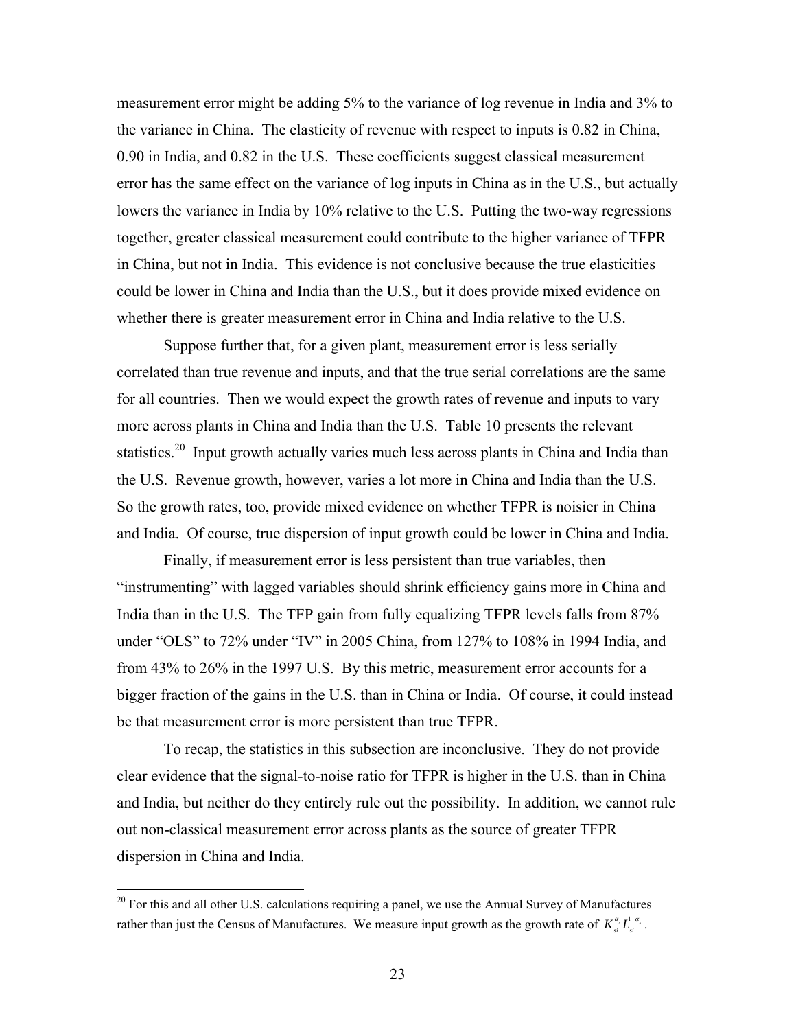measurement error might be adding 5% to the variance of log revenue in India and 3% to the variance in China. The elasticity of revenue with respect to inputs is 0.82 in China, 0.90 in India, and 0.82 in the U.S. These coefficients suggest classical measurement error has the same effect on the variance of log inputs in China as in the U.S., but actually lowers the variance in India by 10% relative to the U.S. Putting the two-way regressions together, greater classical measurement could contribute to the higher variance of TFPR in China, but not in India. This evidence is not conclusive because the true elasticities could be lower in China and India than the U.S., but it does provide mixed evidence on whether there is greater measurement error in China and India relative to the U.S.

Suppose further that, for a given plant, measurement error is less serially correlated than true revenue and inputs, and that the true serial correlations are the same for all countries. Then we would expect the growth rates of revenue and inputs to vary more across plants in China and India than the U.S. Table 10 presents the relevant statistics.[20] Input growth actually varies much less across plants in China and India than the U.S. Revenue growth, however, varies a lot more in China and India than the U.S. So the growth rates, too, provide mixed evidence on whether TFPR is noisier in China and India. Of course, true dispersion of input growth could be lower in China and India.

Finally, if measurement error is less persistent than true variables, then "instrumenting" with lagged variables should shrink efficiency gains more in China and India than in the U.S. The TFP gain from fully equalizing TFPR levels falls from 87% under "OLS" to 72% under "IV" in 2005 China, from 127% to 108% in 1994 India, and from 43% to 26% in the 1997 U.S. By this metric, measurement error accounts for a bigger fraction of the gains in the U.S. than in China or India. Of course, it could instead be that measurement error is more persistent than true TFPR.

To recap, the statistics in this subsection are inconclusive. They do not provide clear evidence that the signal-to-noise ratio for TFPR is higher in the U.S. than in China and India, but neither do they entirely rule out the possibility. In addition, we cannot rule out non-classical measurement error across plants as the source of greater TFPR dispersion in China and India.

---

[20] For this and all other U.S. calculations requiring a panel, we use the Annual Survey of Manufactures rather than just the Census of Manufactures. We measure input growth as the growth rate of $K_{si}^{\alpha_s} L_{si}^{1-\alpha_s}$.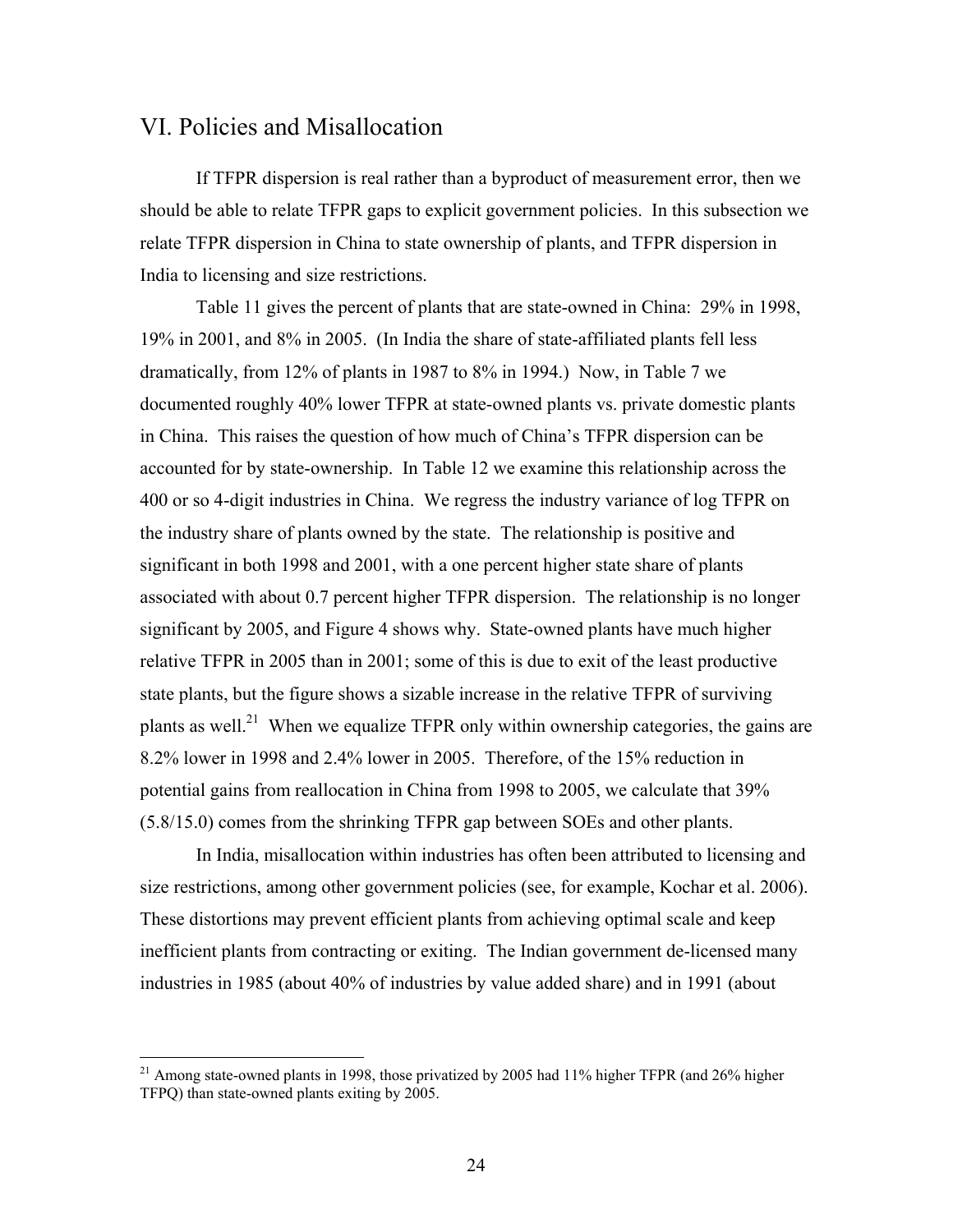## VI. Policies and Misallocation

If TFPR dispersion is real rather than a byproduct of measurement error, then we should be able to relate TFPR gaps to explicit government policies. In this subsection we relate TFPR dispersion in China to state ownership of plants, and TFPR dispersion in India to licensing and size restrictions.

Table 11 gives the percent of plants that are state-owned in China: 29% in 1998, 19% in 2001, and 8% in 2005. (In India the share of state-affiliated plants fell less dramatically, from 12% of plants in 1987 to 8% in 1994.) Now, in Table 7 we documented roughly 40% lower TFPR at state-owned plants vs. private domestic plants in China. This raises the question of how much of China's TFPR dispersion can be accounted for by state-ownership. In Table 12 we examine this relationship across the 400 or so 4-digit industries in China. We regress the industry variance of log TFPR on the industry share of plants owned by the state. The relationship is positive and significant in both 1998 and 2001, with a one percent higher state share of plants associated with about 0.7 percent higher TFPR dispersion. The relationship is no longer significant by 2005, and Figure 4 shows why. State-owned plants have much higher relative TFPR in 2005 than in 2001; some of this is due to exit of the least productive state plants, but the figure shows a sizable increase in the relative TFPR of surviving plants as well.[21] When we equalize TFPR only within ownership categories, the gains are 8.2% lower in 1998 and 2.4% lower in 2005. Therefore, of the 15% reduction in potential gains from reallocation in China from 1998 to 2005, we calculate that 39% (5.8/15.0) comes from the shrinking TFPR gap between SOEs and other plants.

In India, misallocation within industries has often been attributed to licensing and size restrictions, among other government policies (see, for example, Kochar et al. 2006). These distortions may prevent efficient plants from achieving optimal scale and keep inefficient plants from contracting or exiting. The Indian government de-licensed many industries in 1985 (about 40% of industries by value added share) and in 1991 (about

[21] Among state-owned plants in 1998, those privatized by 2005 had 11% higher TFPR (and 26% higher TFPQ) than state-owned plants exiting by 2005.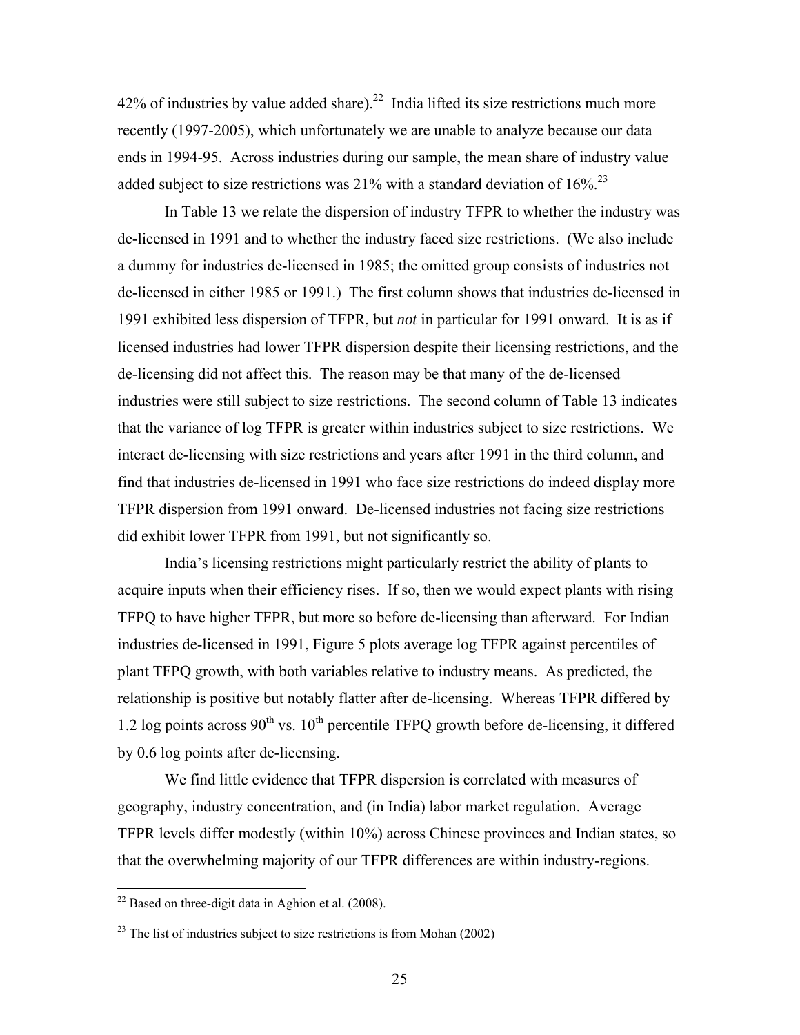42% of industries by value added share).[22] India lifted its size restrictions much more recently (1997-2005), which unfortunately we are unable to analyze because our data ends in 1994-95. Across industries during our sample, the mean share of industry value added subject to size restrictions was 21% with a standard deviation of 16%.[23]

In Table 13 we relate the dispersion of industry TFPR to whether the industry was de-licensed in 1991 and to whether the industry faced size restrictions. (We also include a dummy for industries de-licensed in 1985; the omitted group consists of industries not de-licensed in either 1985 or 1991.) The first column shows that industries de-licensed in 1991 exhibited less dispersion of TFPR, but *not* in particular for 1991 onward. It is as if licensed industries had lower TFPR dispersion despite their licensing restrictions, and the de-licensing did not affect this. The reason may be that many of the de-licensed industries were still subject to size restrictions. The second column of Table 13 indicates that the variance of log TFPR is greater within industries subject to size restrictions. We interact de-licensing with size restrictions and years after 1991 in the third column, and find that industries de-licensed in 1991 who face size restrictions do indeed display more TFPR dispersion from 1991 onward. De-licensed industries not facing size restrictions did exhibit lower TFPR from 1991, but not significantly so.

India's licensing restrictions might particularly restrict the ability of plants to acquire inputs when their efficiency rises. If so, then we would expect plants with rising TFPQ to have higher TFPR, but more so before de-licensing than afterward. For Indian industries de-licensed in 1991, Figure 5 plots average log TFPR against percentiles of plant TFPQ growth, with both variables relative to industry means. As predicted, the relationship is positive but notably flatter after de-licensing. Whereas TFPR differed by 1.2 log points across 90th vs. 10th percentile TFPQ growth before de-licensing, it differed by 0.6 log points after de-licensing.

We find little evidence that TFPR dispersion is correlated with measures of geography, industry concentration, and (in India) labor market regulation. Average TFPR levels differ modestly (within 10%) across Chinese provinces and Indian states, so that the overwhelming majority of our TFPR differences are within industry-regions.

---

[22] Based on three-digit data in Aghion et al. (2008).

[23] The list of industries subject to size restrictions is from Mohan (2002)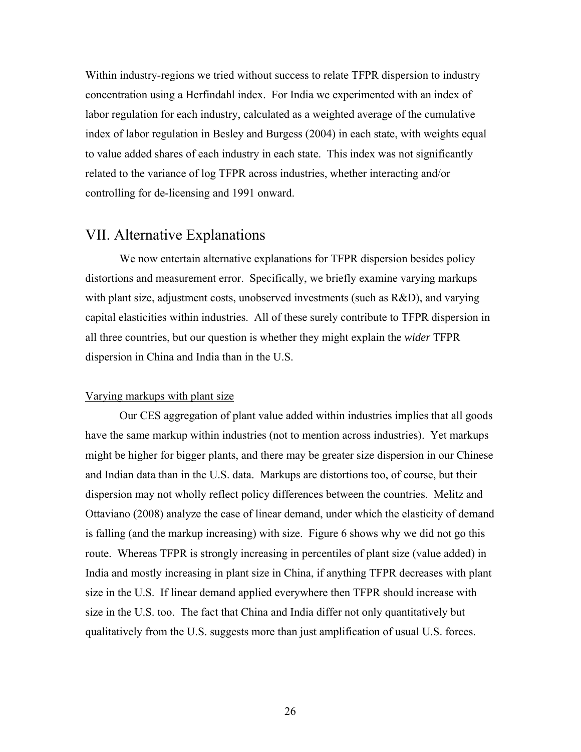Within industry-regions we tried without success to relate TFPR dispersion to industry concentration using a Herfindahl index. For India we experimented with an index of labor regulation for each industry, calculated as a weighted average of the cumulative index of labor regulation in Besley and Burgess (2004) in each state, with weights equal to value added shares of each industry in each state. This index was not significantly related to the variance of log TFPR across industries, whether interacting and/or controlling for de-licensing and 1991 onward.

## VII. Alternative Explanations

We now entertain alternative explanations for TFPR dispersion besides policy distortions and measurement error. Specifically, we briefly examine varying markups with plant size, adjustment costs, unobserved investments (such as R&D), and varying capital elasticities within industries. All of these surely contribute to TFPR dispersion in all three countries, but our question is whether they might explain the *wider* TFPR dispersion in China and India than in the U.S.

<u>Varying markups with plant size</u>

Our CES aggregation of plant value added within industries implies that all goods have the same markup within industries (not to mention across industries). Yet markups might be higher for bigger plants, and there may be greater size dispersion in our Chinese and Indian data than in the U.S. data. Markups are distortions too, of course, but their dispersion may not wholly reflect policy differences between the countries. Melitz and Ottaviano (2008) analyze the case of linear demand, under which the elasticity of demand is falling (and the markup increasing) with size. Figure 6 shows why we did not go this route. Whereas TFPR is strongly increasing in percentiles of plant size (value added) in India and mostly increasing in plant size in China, if anything TFPR decreases with plant size in the U.S. If linear demand applied everywhere then TFPR should increase with size in the U.S. too. The fact that China and India differ not only quantitatively but qualitatively from the U.S. suggests more than just amplification of usual U.S. forces.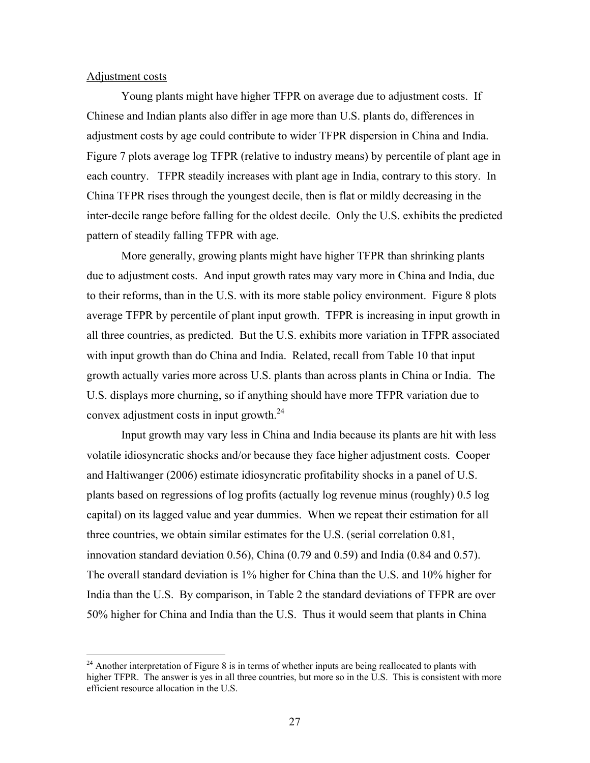Adjustment costs

Young plants might have higher TFPR on average due to adjustment costs. If Chinese and Indian plants also differ in age more than U.S. plants do, differences in adjustment costs by age could contribute to wider TFPR dispersion in China and India. Figure 7 plots average log TFPR (relative to industry means) by percentile of plant age in each country. TFPR steadily increases with plant age in India, contrary to this story. In China TFPR rises through the youngest decile, then is flat or mildly decreasing in the inter-decile range before falling for the oldest decile. Only the U.S. exhibits the predicted pattern of steadily falling TFPR with age.

More generally, growing plants might have higher TFPR than shrinking plants due to adjustment costs. And input growth rates may vary more in China and India, due to their reforms, than in the U.S. with its more stable policy environment. Figure 8 plots average TFPR by percentile of plant input growth. TFPR is increasing in input growth in all three countries, as predicted. But the U.S. exhibits more variation in TFPR associated with input growth than do China and India. Related, recall from Table 10 that input growth actually varies more across U.S. plants than across plants in China or India. The U.S. displays more churning, so if anything should have more TFPR variation due to convex adjustment costs in input growth.[24]

Input growth may vary less in China and India because its plants are hit with less volatile idiosyncratic shocks and/or because they face higher adjustment costs. Cooper and Haltiwanger (2006) estimate idiosyncratic profitability shocks in a panel of U.S. plants based on regressions of log profits (actually log revenue minus (roughly) 0.5 log capital) on its lagged value and year dummies. When we repeat their estimation for all three countries, we obtain similar estimates for the U.S. (serial correlation 0.81, innovation standard deviation 0.56), China (0.79 and 0.59) and India (0.84 and 0.57). The overall standard deviation is 1% higher for China than the U.S. and 10% higher for India than the U.S. By comparison, in Table 2 the standard deviations of TFPR are over 50% higher for China and India than the U.S. Thus it would seem that plants in China

[24] Another interpretation of Figure 8 is in terms of whether inputs are being reallocated to plants with higher TFPR. The answer is yes in all three countries, but more so in the U.S. This is consistent with more efficient resource allocation in the U.S.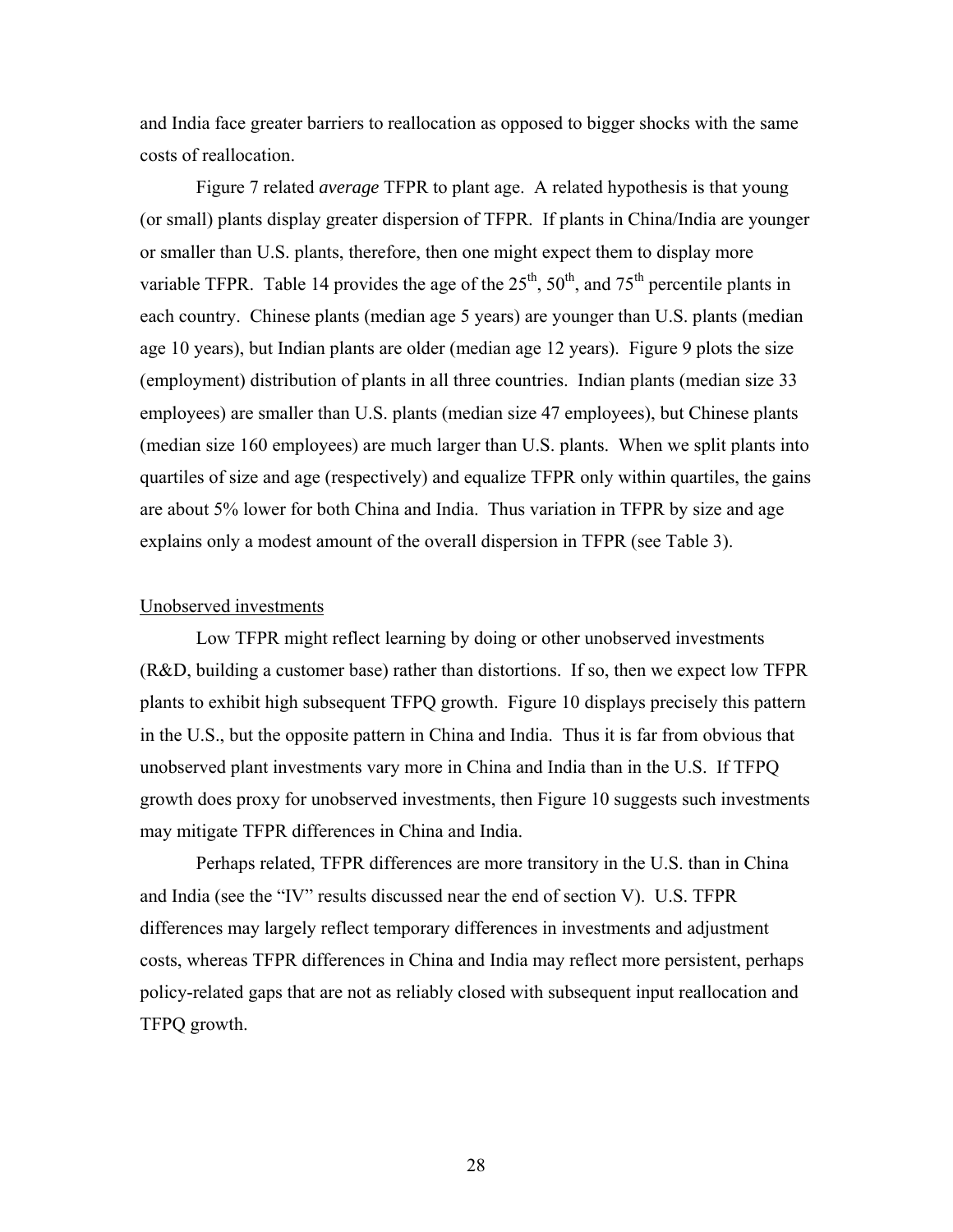and India face greater barriers to reallocation as opposed to bigger shocks with the same costs of reallocation.

Figure 7 related *average* TFPR to plant age. A related hypothesis is that young (or small) plants display greater dispersion of TFPR. If plants in China/India are younger or smaller than U.S. plants, therefore, then one might expect them to display more variable TFPR. Table 14 provides the age of the 25th, 50th, and 75th percentile plants in each country. Chinese plants (median age 5 years) are younger than U.S. plants (median age 10 years), but Indian plants are older (median age 12 years). Figure 9 plots the size (employment) distribution of plants in all three countries. Indian plants (median size 33 employees) are smaller than U.S. plants (median size 47 employees), but Chinese plants (median size 160 employees) are much larger than U.S. plants. When we split plants into quartiles of size and age (respectively) and equalize TFPR only within quartiles, the gains are about 5% lower for both China and India. Thus variation in TFPR by size and age explains only a modest amount of the overall dispersion in TFPR (see Table 3).

Unobserved investments

Low TFPR might reflect learning by doing or other unobserved investments (R&D, building a customer base) rather than distortions. If so, then we expect low TFPR plants to exhibit high subsequent TFPQ growth. Figure 10 displays precisely this pattern in the U.S., but the opposite pattern in China and India. Thus it is far from obvious that unobserved plant investments vary more in China and India than in the U.S. If TFPQ growth does proxy for unobserved investments, then Figure 10 suggests such investments may mitigate TFPR differences in China and India.

Perhaps related, TFPR differences are more transitory in the U.S. than in China and India (see the "IV" results discussed near the end of section V). U.S. TFPR differences may largely reflect temporary differences in investments and adjustment costs, whereas TFPR differences in China and India may reflect more persistent, perhaps policy-related gaps that are not as reliably closed with subsequent input reallocation and TFPQ growth.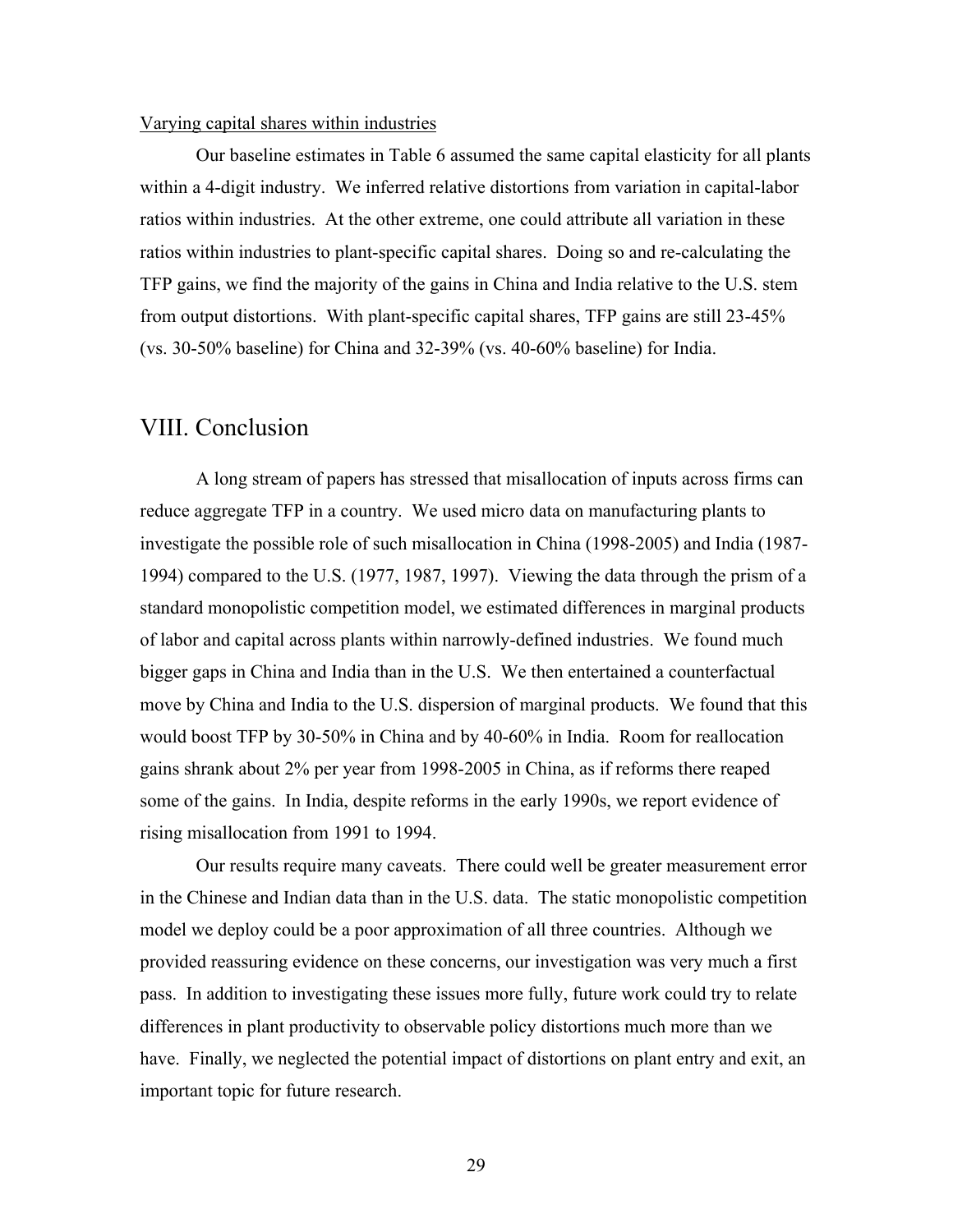Varying capital shares within industries

Our baseline estimates in Table 6 assumed the same capital elasticity for all plants within a 4-digit industry. We inferred relative distortions from variation in capital-labor ratios within industries. At the other extreme, one could attribute all variation in these ratios within industries to plant-specific capital shares. Doing so and re-calculating the TFP gains, we find the majority of the gains in China and India relative to the U.S. stem from output distortions. With plant-specific capital shares, TFP gains are still 23-45% (vs. 30-50% baseline) for China and 32-39% (vs. 40-60% baseline) for India.

## VIII. Conclusion

A long stream of papers has stressed that misallocation of inputs across firms can reduce aggregate TFP in a country. We used micro data on manufacturing plants to investigate the possible role of such misallocation in China (1998-2005) and India (1987-1994) compared to the U.S. (1977, 1987, 1997). Viewing the data through the prism of a standard monopolistic competition model, we estimated differences in marginal products of labor and capital across plants within narrowly-defined industries. We found much bigger gaps in China and India than in the U.S. We then entertained a counterfactual move by China and India to the U.S. dispersion of marginal products. We found that this would boost TFP by 30-50% in China and by 40-60% in India. Room for reallocation gains shrank about 2% per year from 1998-2005 in China, as if reforms there reaped some of the gains. In India, despite reforms in the early 1990s, we report evidence of rising misallocation from 1991 to 1994.

Our results require many caveats. There could well be greater measurement error in the Chinese and Indian data than in the U.S. data. The static monopolistic competition model we deploy could be a poor approximation of all three countries. Although we provided reassuring evidence on these concerns, our investigation was very much a first pass. In addition to investigating these issues more fully, future work could try to relate differences in plant productivity to observable policy distortions much more than we have. Finally, we neglected the potential impact of distortions on plant entry and exit, an important topic for future research.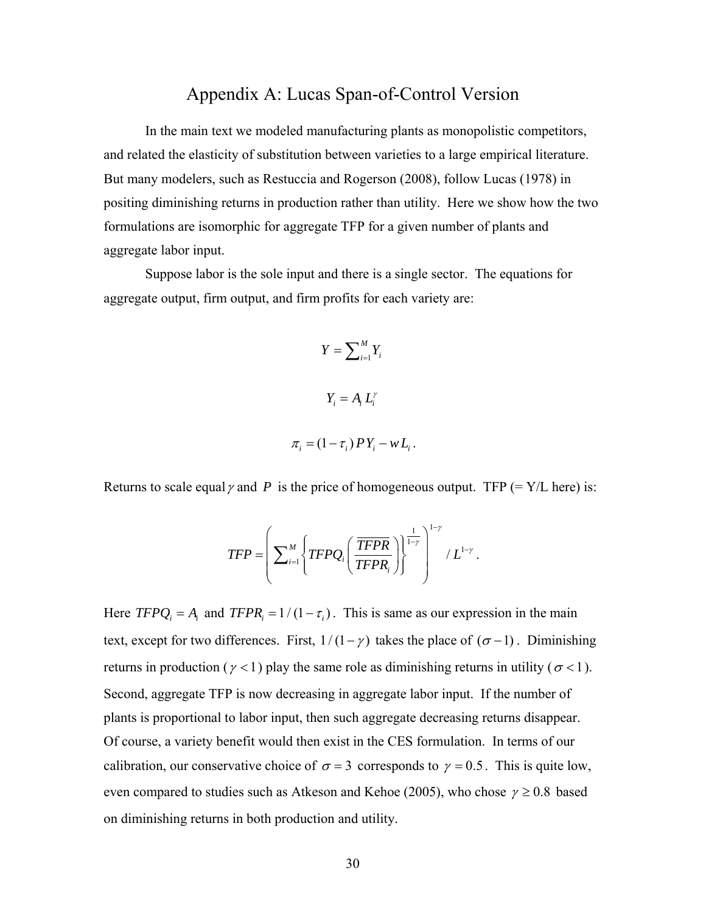## Appendix A: Lucas Span-of-Control Version

In the main text we modeled manufacturing plants as monopolistic competitors, and related the elasticity of substitution between varieties to a large empirical literature. But many modelers, such as Restuccia and Rogerson (2008), follow Lucas (1978) in positing diminishing returns in production rather than utility. Here we show how the two formulations are isomorphic for aggregate TFP for a given number of plants and aggregate labor input.

Suppose labor is the sole input and there is a single sector. The equations for aggregate output, firm output, and firm profits for each variety are:

$$Y = \sum_{i=1}^{M} Y_i$$

$$Y_i = A_i \, L_i^{\gamma}$$

$$\pi_i = (1-\tau_i)\, P\, Y_i - w\, L_i \, .$$

Returns to scale equal $\gamma$ and $P$ is the price of homogeneous output. TFP (= Y/L here) is:

$$TFP = \left( \sum_{i=1}^{M} \left\{ TFPQ_i \left( \frac{\overline{TFPR}}{TFPR_i} \right) \right\}^{\frac{1}{1-\gamma}} \right)^{1-\gamma} / \, L^{1-\gamma} \, .$$

Here $TFPQ_i = A_i$ and $TFPR_i = 1/(1-\tau_i)$. This is same as our expression in the main text, except for two differences. First, $1/(1-\gamma)$ takes the place of $(\sigma - 1)$. Diminishing returns in production ($\gamma < 1$) play the same role as diminishing returns in utility ($\sigma < 1$). Second, aggregate TFP is now decreasing in aggregate labor input. If the number of plants is proportional to labor input, then such aggregate decreasing returns disappear. Of course, a variety benefit would then exist in the CES formulation. In terms of our calibration, our conservative choice of $\sigma = 3$ corresponds to $\gamma = 0.5$. This is quite low, even compared to studies such as Atkeson and Kehoe (2005), who chose $\gamma \geq 0.8$ based on diminishing returns in both production and utility.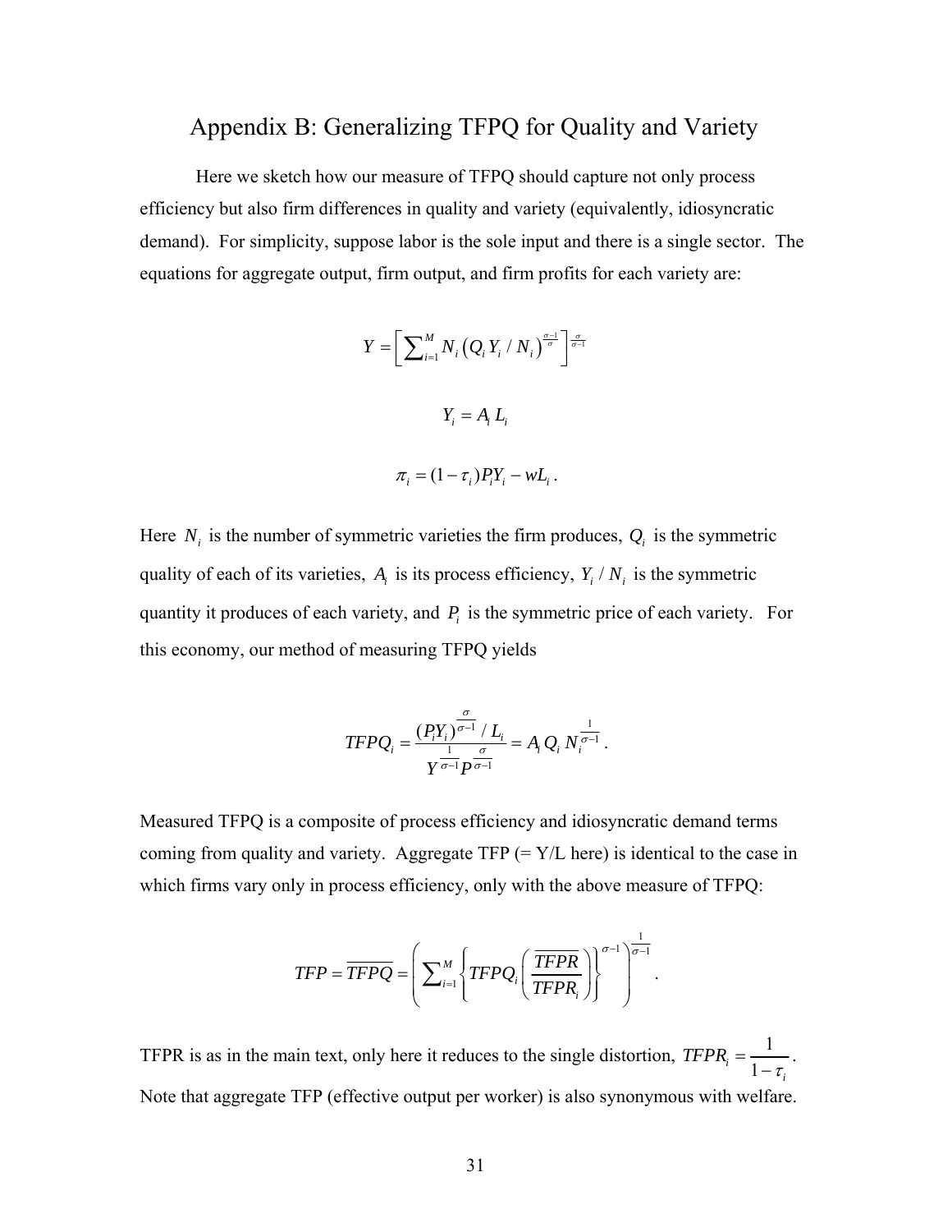# Appendix B: Generalizing TFPQ for Quality and Variety

Here we sketch how our measure of TFPQ should capture not only process efficiency but also firm differences in quality and variety (equivalently, idiosyncratic demand). For simplicity, suppose labor is the sole input and there is a single sector. The equations for aggregate output, firm output, and firm profits for each variety are:

$$Y = \left[ \sum_{i=1}^{M} N_i \left( Q_i Y_i / N_i \right)^{\frac{\sigma-1}{\sigma}} \right]^{\frac{\sigma}{\sigma-1}}$$

$$Y_i = A_i L_i$$

$$\pi_i = (1-\tau_i) P_i Y_i - w L_i \,.$$

Here $N_i$ is the number of symmetric varieties the firm produces, $Q_i$ is the symmetric quality of each of its varieties, $A_i$ is its process efficiency, $Y_i / N_i$ is the symmetric quantity it produces of each variety, and $P_i$ is the symmetric price of each variety. For this economy, our method of measuring TFPQ yields

$$TFPQ_i = \frac{(P_i Y_i)^{\frac{\sigma}{\sigma-1}} / L_i}{Y^{\frac{1}{\sigma-1}} P^{\frac{\sigma}{\sigma-1}}} = A_i Q_i N_i^{\frac{1}{\sigma-1}} \,.$$

Measured TFPQ is a composite of process efficiency and idiosyncratic demand terms coming from quality and variety. Aggregate TFP (= Y/L here) is identical to the case in which firms vary only in process efficiency, only with the above measure of TFPQ:

$$TFP = \overline{TFPQ} = \left( \sum_{i=1}^{M} \left\{ TFPQ_i \left( \frac{\overline{TFPR}}{TFPR_i} \right) \right\}^{\sigma-1} \right)^{\frac{1}{\sigma-1}} .$$

TFPR is as in the main text, only here it reduces to the single distortion, $TFPR_i = \dfrac{1}{1-\tau_i}$. Note that aggregate TFP (effective output per worker) is also synonymous with welfare.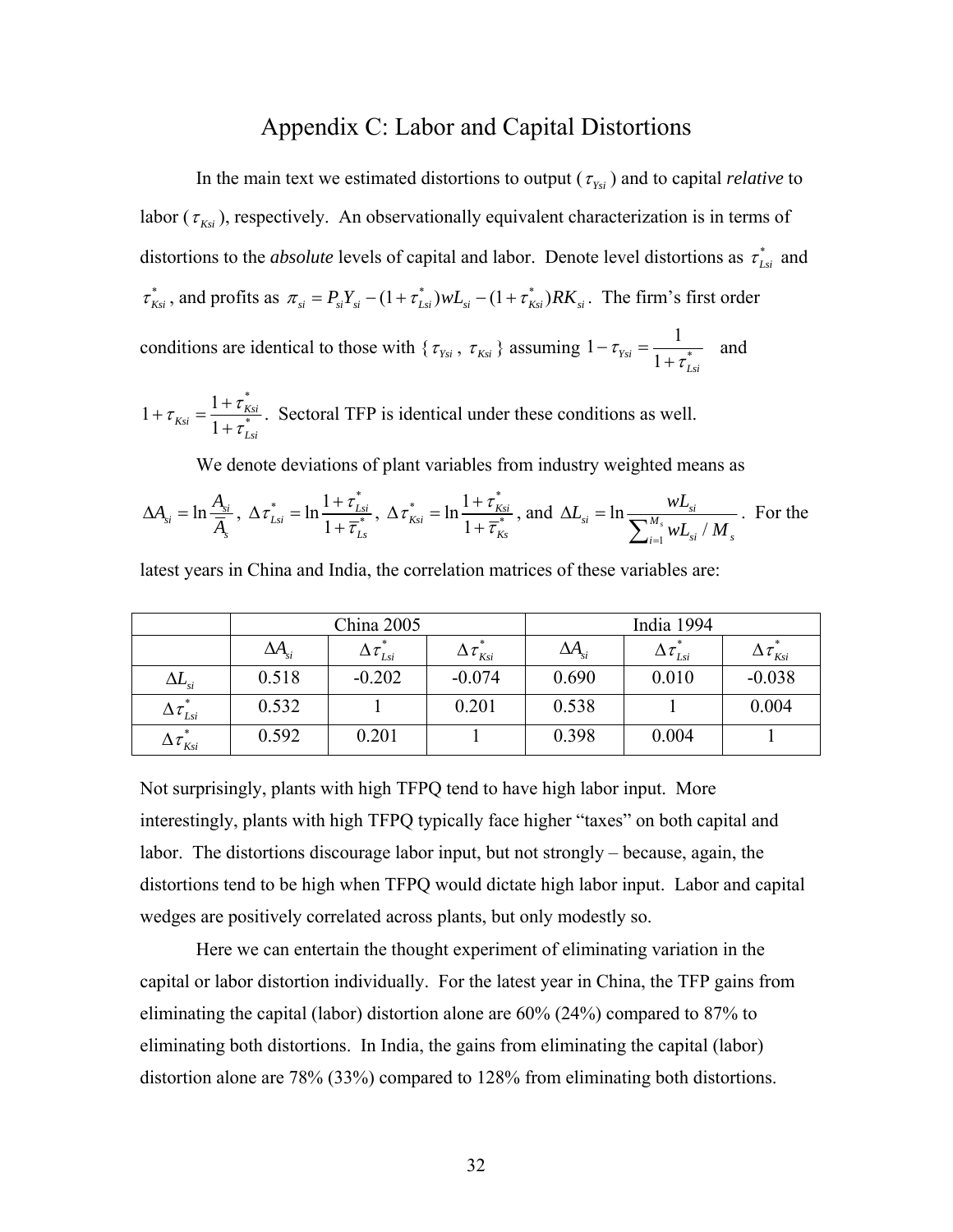# Appendix C: Labor and Capital Distortions

In the main text we estimated distortions to output ($\tau_{Ysi}$) and to capital *relative* to labor ($\tau_{Ksi}$), respectively. An observationally equivalent characterization is in terms of distortions to the *absolute* levels of capital and labor. Denote level distortions as $\tau^*_{Lsi}$ and $\tau^*_{Ksi}$, and profits as $\pi_{si} = P_{si}Y_{si} - (1+\tau^*_{Lsi})wL_{si} - (1+\tau^*_{Ksi})RK_{si}$. The firm's first order conditions are identical to those with {$\tau_{Ysi}$, $\tau_{Ksi}$} assuming $1-\tau_{Ysi} = \dfrac{1}{1+\tau^*_{Lsi}}$ and $1+\tau_{Ksi} = \dfrac{1+\tau^*_{Ksi}}{1+\tau^*_{Lsi}}$. Sectoral TFP is identical under these conditions as well.

We denote deviations of plant variables from industry weighted means as $\Delta A_{si} = \ln \dfrac{A_{si}}{\bar{A}_s}$, $\Delta\tau^*_{Lsi} = \ln \dfrac{1+\tau^*_{Lsi}}{1+\bar{\tau}^*_{Ls}}$, $\Delta\tau^*_{Ksi} = \ln \dfrac{1+\tau^*_{Ksi}}{1+\bar{\tau}^*_{Ks}}$, and $\Delta L_{si} = \ln \dfrac{wL_{si}}{\sum_{i=1}^{M_s} wL_{si}/M_s}$. For the latest years in China and India, the correlation matrices of these variables are:

| | China 2005 | | | India 1994 | | |
|---|---|---|---|---|---|---|
| | $\Delta A_{si}$ | $\Delta\tau^*_{Lsi}$ | $\Delta\tau^*_{Ksi}$ | $\Delta A_{si}$ | $\Delta\tau^*_{Lsi}$ | $\Delta\tau^*_{Ksi}$ |
| $\Delta L_{si}$ | 0.518 | -0.202 | -0.074 | 0.690 | 0.010 | -0.038 |
| $\Delta\tau^*_{Lsi}$ | 0.532 | 1 | 0.201 | 0.538 | 1 | 0.004 |
| $\Delta\tau^*_{Ksi}$ | 0.592 | 0.201 | 1 | 0.398 | 0.004 | 1 |

Not surprisingly, plants with high TFPQ tend to have high labor input. More interestingly, plants with high TFPQ typically face higher "taxes" on both capital and labor. The distortions discourage labor input, but not strongly – because, again, the distortions tend to be high when TFPQ would dictate high labor input. Labor and capital wedges are positively correlated across plants, but only modestly so.

Here we can entertain the thought experiment of eliminating variation in the capital or labor distortion individually. For the latest year in China, the TFP gains from eliminating the capital (labor) distortion alone are 60% (24%) compared to 87% to eliminating both distortions. In India, the gains from eliminating the capital (labor) distortion alone are 78% (33%) compared to 128% from eliminating both distortions.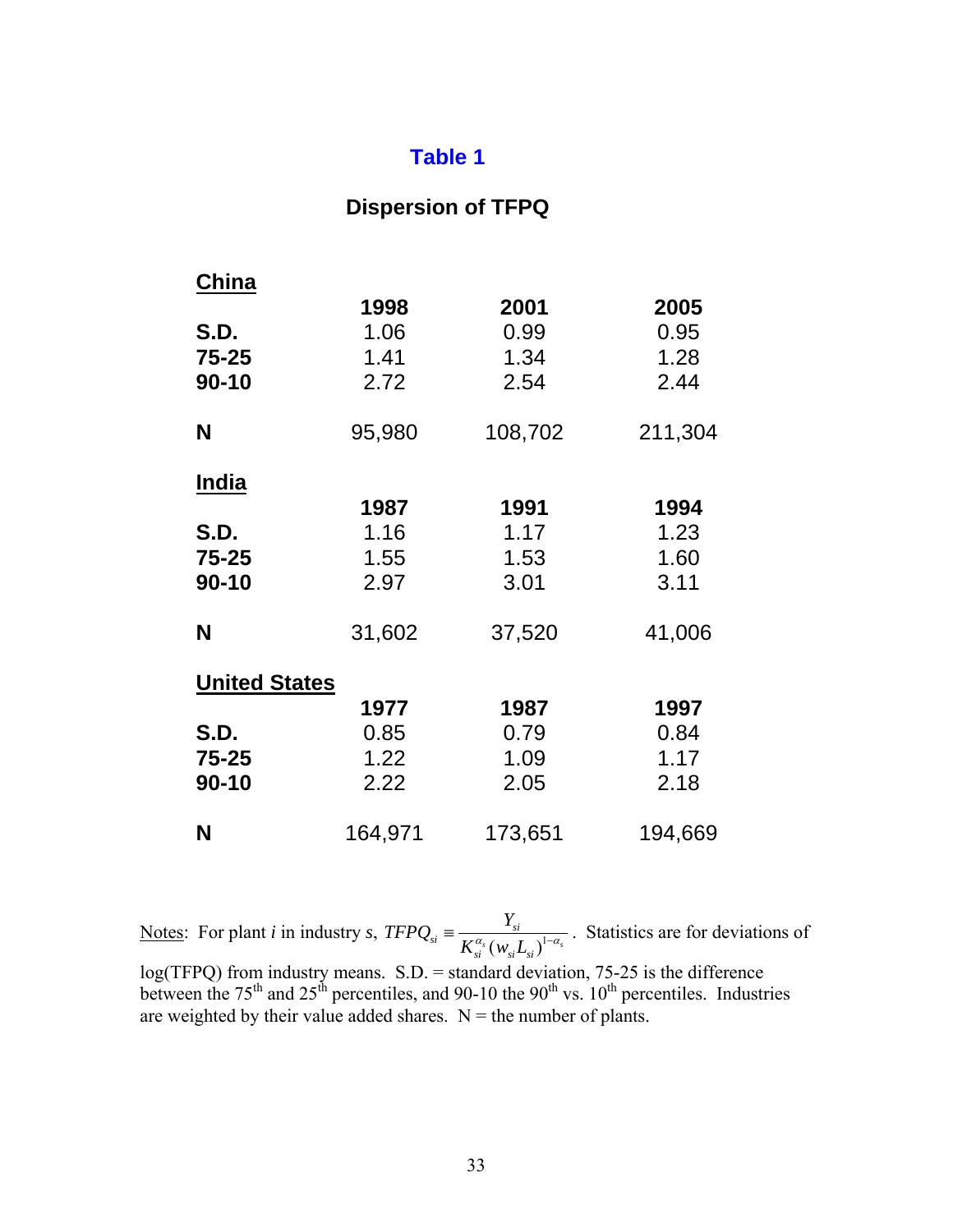# Table 1

## Dispersion of TFPQ

**China**

| | 1998 | 2001 | 2005 |
|---|---|---|---|
| **S.D.** | 1.06 | 0.99 | 0.95 |
| **75-25** | 1.41 | 1.34 | 1.28 |
| **90-10** | 2.72 | 2.54 | 2.44 |
| **N** | 95,980 | 108,702 | 211,304 |

**India**

| | 1987 | 1991 | 1994 |
|---|---|---|---|
| **S.D.** | 1.16 | 1.17 | 1.23 |
| **75-25** | 1.55 | 1.53 | 1.60 |
| **90-10** | 2.97 | 3.01 | 3.11 |
| **N** | 31,602 | 37,520 | 41,006 |

**United States**

| | 1977 | 1987 | 1997 |
|---|---|---|---|
| **S.D.** | 0.85 | 0.79 | 0.84 |
| **75-25** | 1.22 | 1.09 | 1.17 |
| **90-10** | 2.22 | 2.05 | 2.18 |
| **N** | 164,971 | 173,651 | 194,669 |

Notes: For plant $i$ in industry $s$, $TFPQ_{si} \equiv \frac{Y_{si}}{K_{si}^{\alpha_s}(w_{si}L_{si})^{1-\alpha_s}}$. Statistics are for deviations of log(TFPQ) from industry means. S.D. = standard deviation, 75-25 is the difference between the 75th and 25th percentiles, and 90-10 the 90th vs. 10th percentiles. Industries are weighted by their value added shares. N = the number of plants.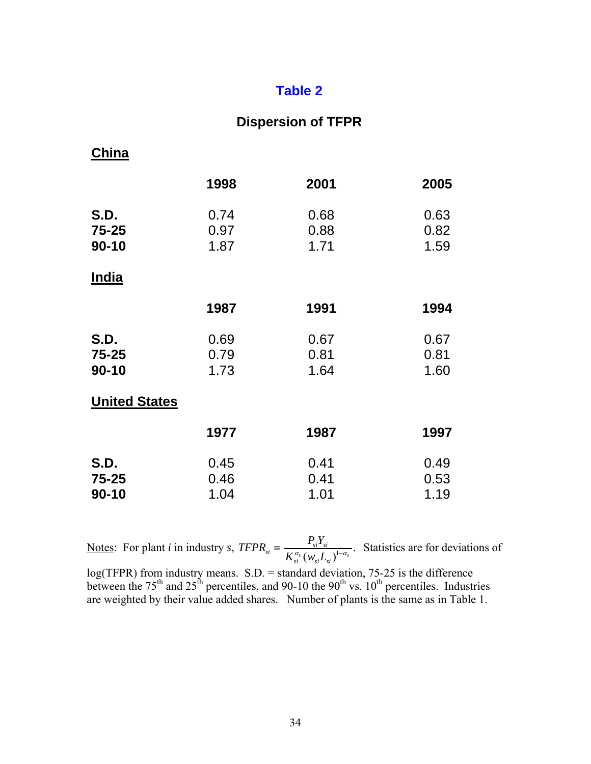# Table 2

## Dispersion of TFPR

**China**

| | 1998 | 2001 | 2005 |
|---|---|---|---|
| **S.D.** | 0.74 | 0.68 | 0.63 |
| **75-25** | 0.97 | 0.88 | 0.82 |
| **90-10** | 1.87 | 1.71 | 1.59 |

**India**

| | 1987 | 1991 | 1994 |
|---|---|---|---|
| **S.D.** | 0.69 | 0.67 | 0.67 |
| **75-25** | 0.79 | 0.81 | 0.81 |
| **90-10** | 1.73 | 1.64 | 1.60 |

**United States**

| | 1977 | 1987 | 1997 |
|---|---|---|---|
| **S.D.** | 0.45 | 0.41 | 0.49 |
| **75-25** | 0.46 | 0.41 | 0.53 |
| **90-10** | 1.04 | 1.01 | 1.19 |

Notes: For plant *i* in industry *s*, $TFPR_{si} \equiv \frac{P_{si}Y_{si}}{K_{si}^{\alpha_s}(w_{si}L_{si})^{1-\alpha_s}}$. Statistics are for deviations of log(TFPR) from industry means. S.D. = standard deviation, 75-25 is the difference between the 75th and 25th percentiles, and 90-10 the 90th vs. 10th percentiles. Industries are weighted by their value added shares. Number of plants is the same as in Table 1.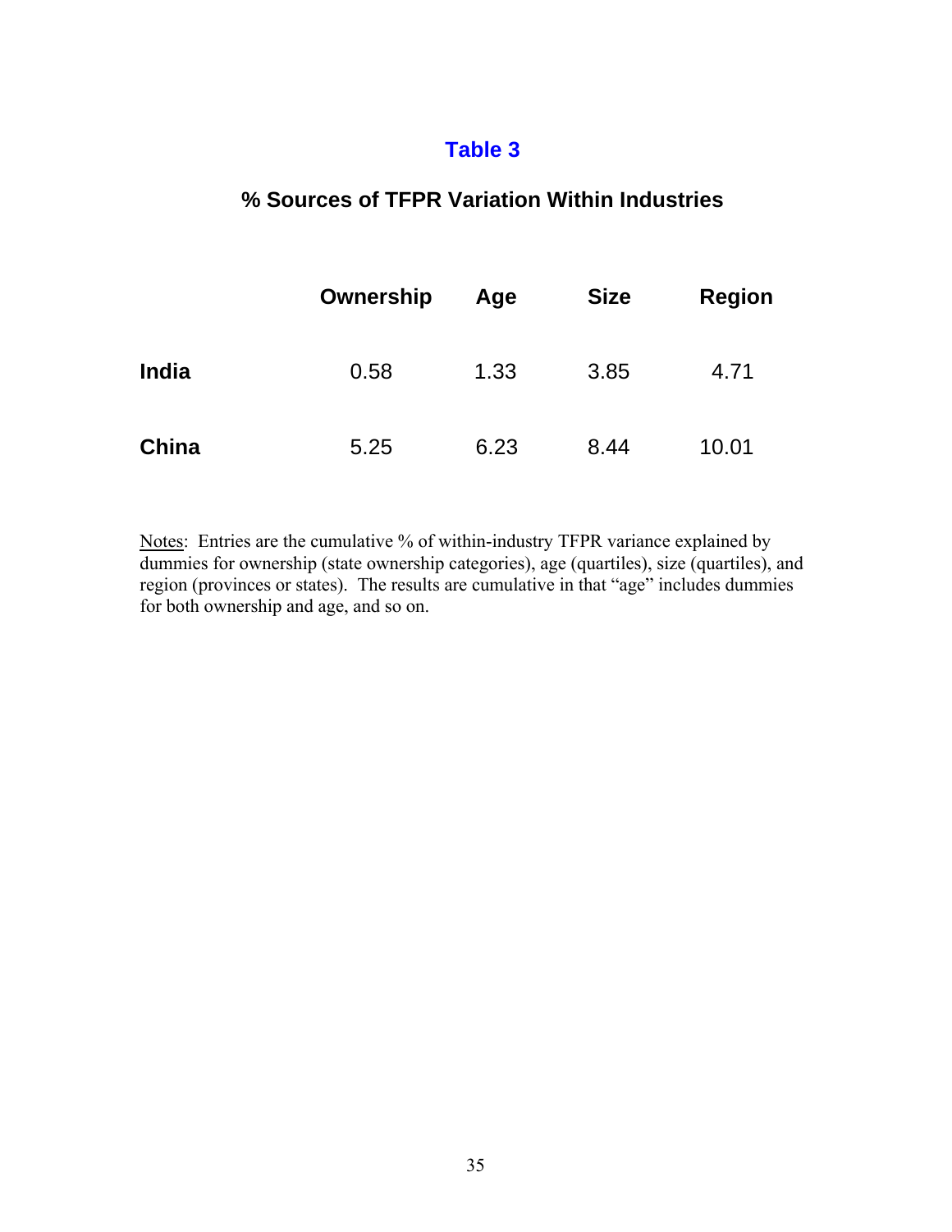## Table 3

### % Sources of TFPR Variation Within Industries

| | Ownership | Age | Size | Region |
|---|---|---|---|---|
| **India** | 0.58 | 1.33 | 3.85 | 4.71 |
| **China** | 5.25 | 6.23 | 8.44 | 10.01 |

Notes: Entries are the cumulative % of within-industry TFPR variance explained by dummies for ownership (state ownership categories), age (quartiles), size (quartiles), and region (provinces or states). The results are cumulative in that "age" includes dummies for both ownership and age, and so on.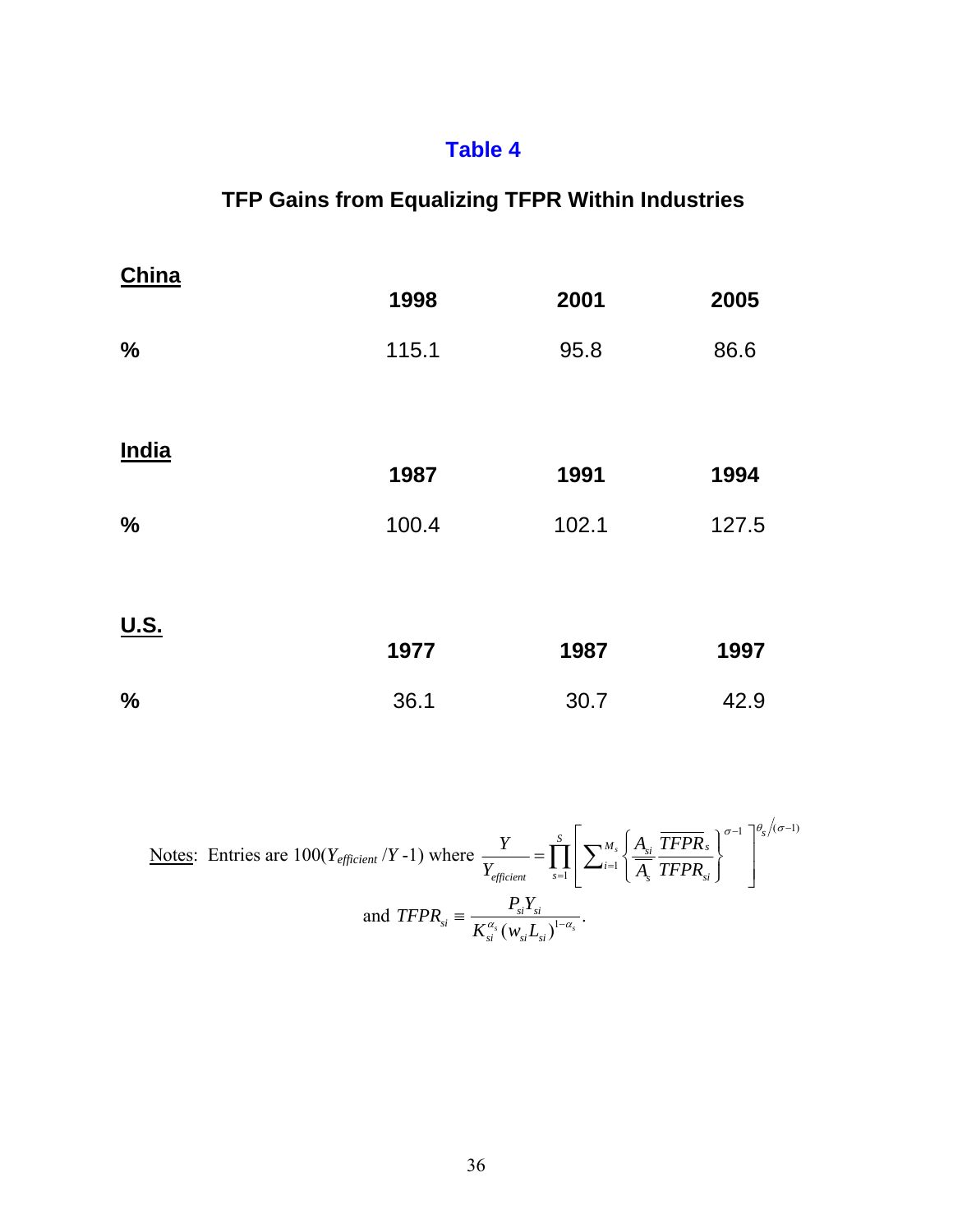# Table 4

## TFP Gains from Equalizing TFPR Within Industries

| **China** | **1998** | **2001** | **2005** |
|---|---|---|---|
| **%** | 115.1 | 95.8 | 86.6 |

| **India** | **1987** | **1991** | **1994** |
|---|---|---|---|
| **%** | 100.4 | 102.1 | 127.5 |

| **U.S.** | **1977** | **1987** | **1997** |
|---|---|---|---|
| **%** | 36.1 | 30.7 | 42.9 |

Notes: Entries are $100(Y_{efficient}/Y - 1)$ where $\frac{Y}{Y_{efficient}} = \prod_{s=1}^{S} \left[ \sum_{i=1}^{M_s} \left\{ \frac{A_{si}}{\bar{A}_s} \frac{\overline{TFPR}_s}{TFPR_{si}} \right\}^{\sigma-1} \right]^{\theta_s/(\sigma-1)}$

and $TFPR_{si} \equiv \frac{P_{si} Y_{si}}{K_{si}^{\alpha_s} (w_{si} L_{si})^{1-\alpha_s}}$.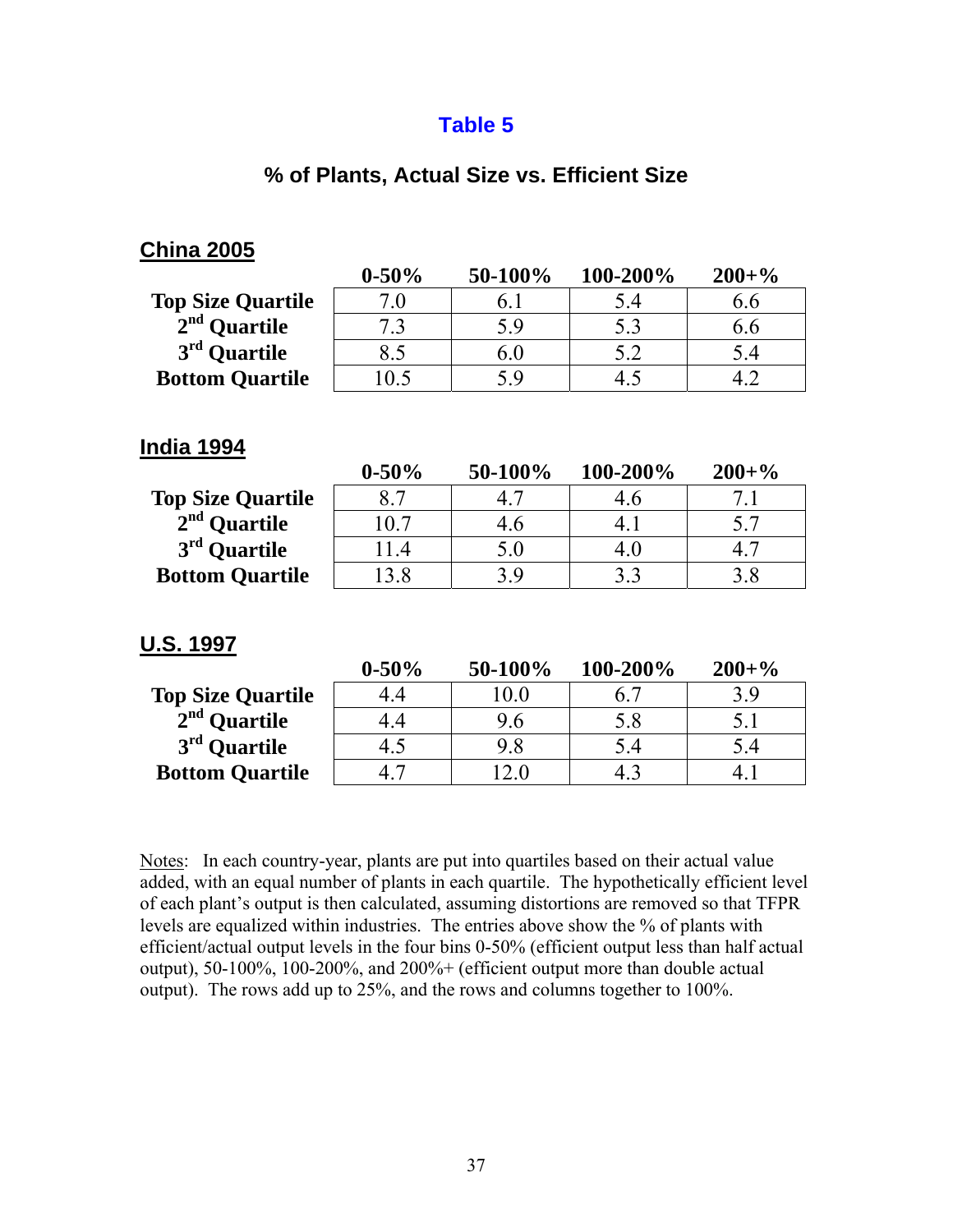# Table 5

## % of Plants, Actual Size vs. Efficient Size

**China 2005**

| | 0-50% | 50-100% | 100-200% | 200+% |
|---|---|---|---|---|
| **Top Size Quartile** | 7.0 | 6.1 | 5.4 | 6.6 |
| **2nd Quartile** | 7.3 | 5.9 | 5.3 | 6.6 |
| **3rd Quartile** | 8.5 | 6.0 | 5.2 | 5.4 |
| **Bottom Quartile** | 10.5 | 5.9 | 4.5 | 4.2 |

**India 1994**

| | 0-50% | 50-100% | 100-200% | 200+% |
|---|---|---|---|---|
| **Top Size Quartile** | 8.7 | 4.7 | 4.6 | 7.1 |
| **2nd Quartile** | 10.7 | 4.6 | 4.1 | 5.7 |
| **3rd Quartile** | 11.4 | 5.0 | 4.0 | 4.7 |
| **Bottom Quartile** | 13.8 | 3.9 | 3.3 | 3.8 |

**U.S. 1997**

| | 0-50% | 50-100% | 100-200% | 200+% |
|---|---|---|---|---|
| **Top Size Quartile** | 4.4 | 10.0 | 6.7 | 3.9 |
| **2nd Quartile** | 4.4 | 9.6 | 5.8 | 5.1 |
| **3rd Quartile** | 4.5 | 9.8 | 5.4 | 5.4 |
| **Bottom Quartile** | 4.7 | 12.0 | 4.3 | 4.1 |

Notes: In each country-year, plants are put into quartiles based on their actual value added, with an equal number of plants in each quartile. The hypothetically efficient level of each plant's output is then calculated, assuming distortions are removed so that TFPR levels are equalized within industries. The entries above show the % of plants with efficient/actual output levels in the four bins 0-50% (efficient output less than half actual output), 50-100%, 100-200%, and 200%+ (efficient output more than double actual output). The rows add up to 25%, and the rows and columns together to 100%.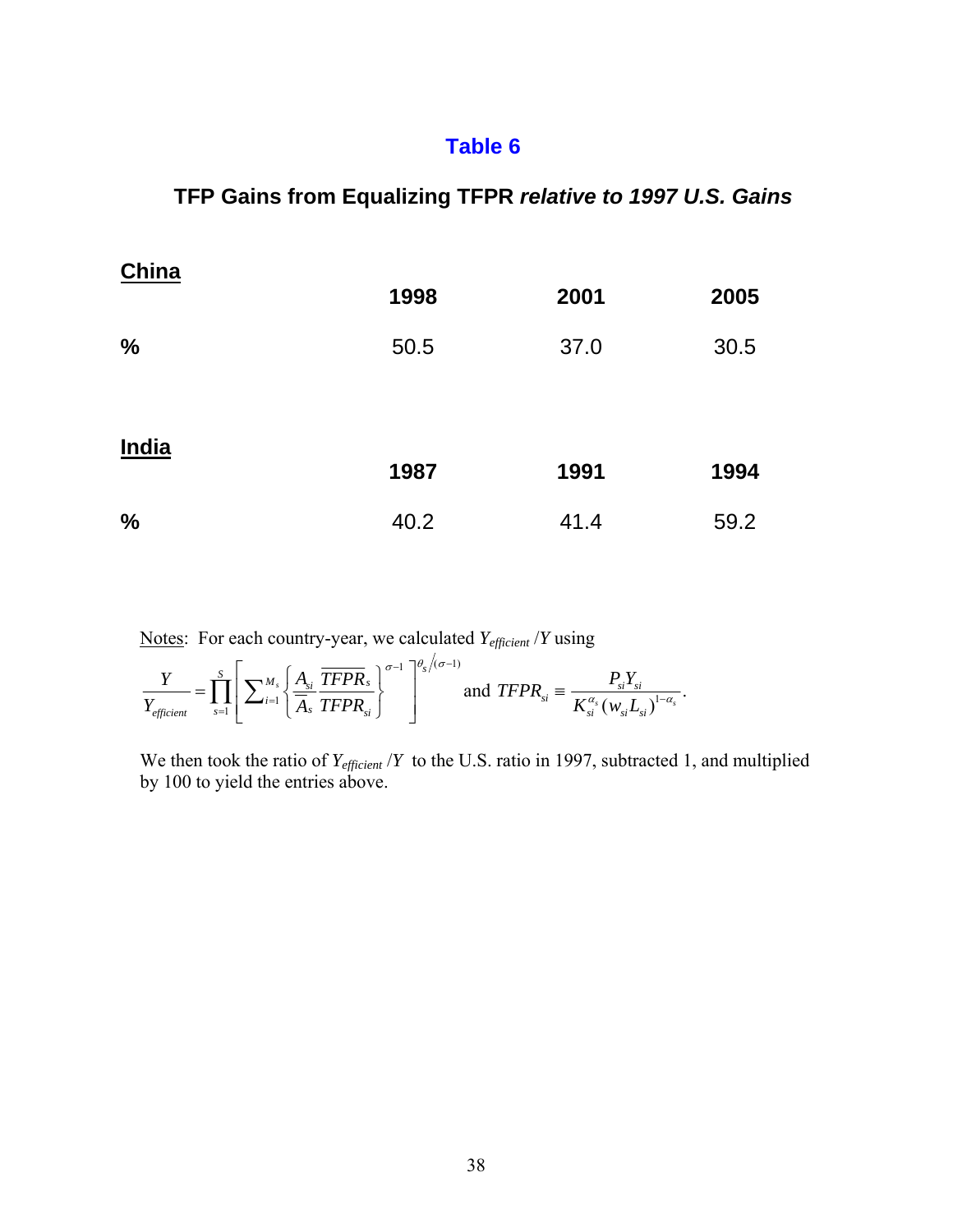# Table 6

## TFP Gains from Equalizing TFPR *relative to 1997 U.S. Gains*

| **China** | **1998** | **2001** | **2005** |
|---|---|---|---|
| **%** | 50.5 | 37.0 | 30.5 |

| **India** | **1987** | **1991** | **1994** |
|---|---|---|---|
| **%** | 40.2 | 41.4 | 59.2 |

Notes: For each country-year, we calculated $Y_{efficient}/Y$ using

$$\frac{Y}{Y_{efficient}} = \prod_{s=1}^{S} \left[ \sum_{i=1}^{M_s} \left\{ \frac{A_{si}}{\bar{A}_s} \frac{\overline{TFPR}_s}{TFPR_{si}} \right\}^{\sigma-1} \right]^{\theta_s/(\sigma-1)} \text{ and } TFPR_{si} \equiv \frac{P_{si} Y_{si}}{K_{si}^{\alpha_s} (w_{si} L_{si})^{1-\alpha_s}}.$$

We then took the ratio of $Y_{efficient}/Y$ to the U.S. ratio in 1997, subtracted 1, and multiplied by 100 to yield the entries above.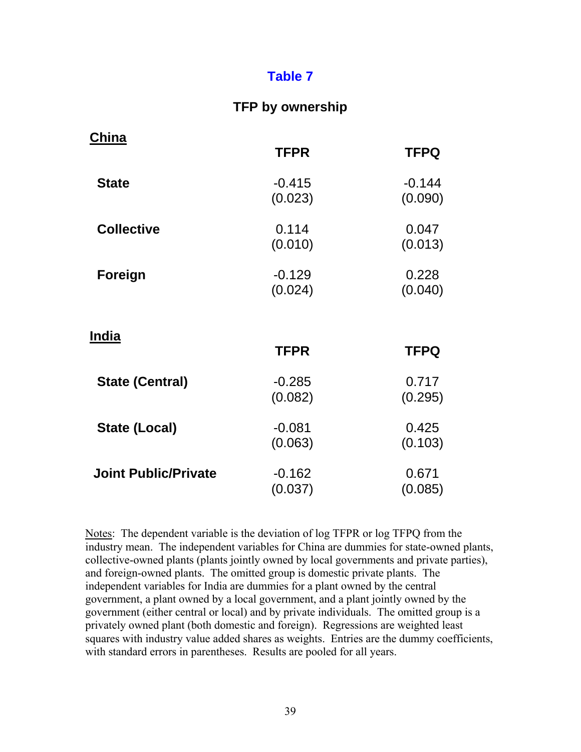# Table 7

## TFP by ownership

**China**

| | TFPR | TFPQ |
|---|---|---|
| **State** | -0.415<br>(0.023) | -0.144<br>(0.090) |
| **Collective** | 0.114<br>(0.010) | 0.047<br>(0.013) |
| **Foreign** | -0.129<br>(0.024) | 0.228<br>(0.040) |

**India**

| | TFPR | TFPQ |
|---|---|---|
| **State (Central)** | -0.285<br>(0.082) | 0.717<br>(0.295) |
| **State (Local)** | -0.081<br>(0.063) | 0.425<br>(0.103) |
| **Joint Public/Private** | -0.162<br>(0.037) | 0.671<br>(0.085) |

Notes: The dependent variable is the deviation of log TFPR or log TFPQ from the industry mean. The independent variables for China are dummies for state-owned plants, collective-owned plants (plants jointly owned by local governments and private parties), and foreign-owned plants. The omitted group is domestic private plants. The independent variables for India are dummies for a plant owned by the central government, a plant owned by a local government, and a plant jointly owned by the government (either central or local) and by private individuals. The omitted group is a privately owned plant (both domestic and foreign). Regressions are weighted least squares with industry value added shares as weights. Entries are the dummy coefficients, with standard errors in parentheses. Results are pooled for all years.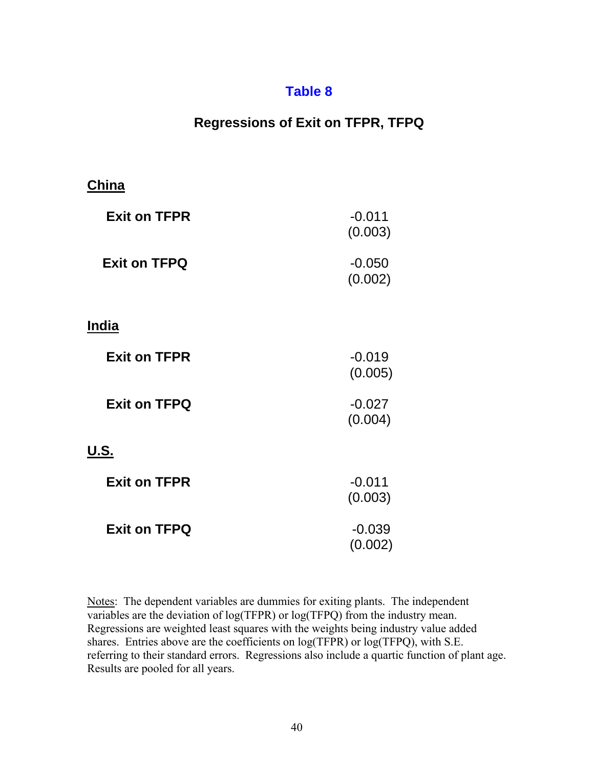# Table 8

## Regressions of Exit on TFPR, TFPQ

| | |
|---|---|
| **China** | |
| **Exit on TFPR** | -0.011<br>(0.003) |
| **Exit on TFPQ** | -0.050<br>(0.002) |
| **India** | |
| **Exit on TFPR** | -0.019<br>(0.005) |
| **Exit on TFPQ** | -0.027<br>(0.004) |
| **U.S.** | |
| **Exit on TFPR** | -0.011<br>(0.003) |
| **Exit on TFPQ** | -0.039<br>(0.002) |

Notes: The dependent variables are dummies for exiting plants. The independent variables are the deviation of log(TFPR) or log(TFPQ) from the industry mean. Regressions are weighted least squares with the weights being industry value added shares. Entries above are the coefficients on log(TFPR) or log(TFPQ), with S.E. referring to their standard errors. Regressions also include a quartic function of plant age. Results are pooled for all years.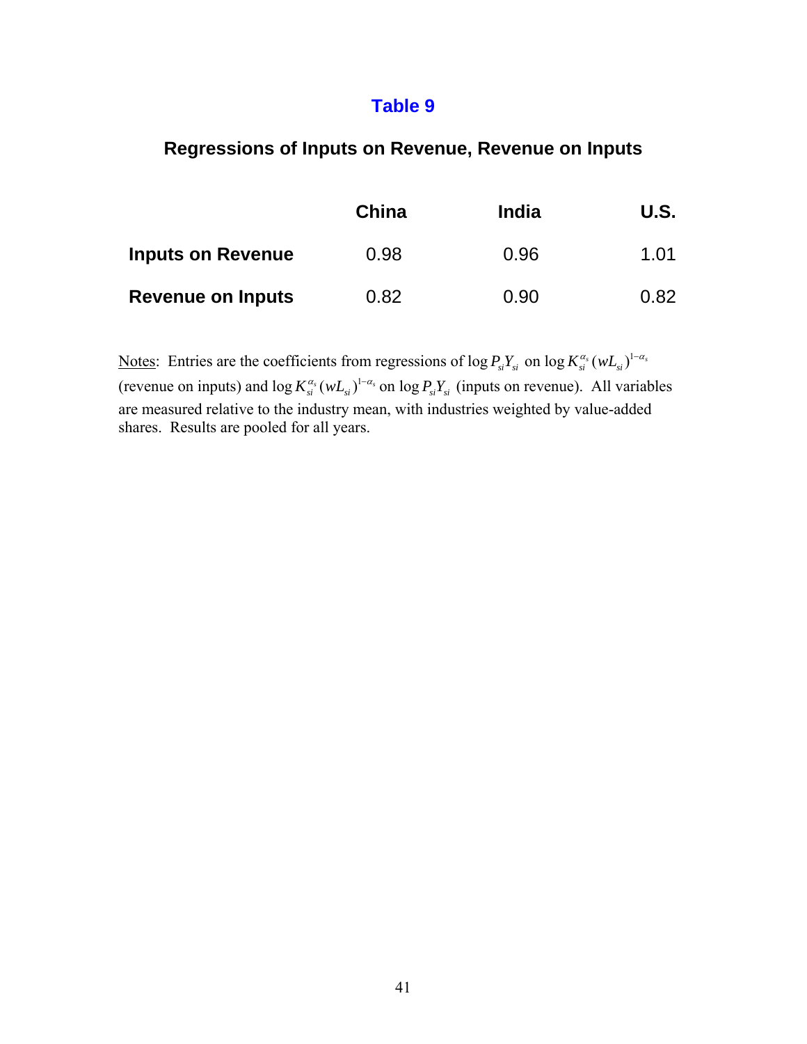# Table 9

## Regressions of Inputs on Revenue, Revenue on Inputs

| | China | India | U.S. |
|---|---|---|---|
| **Inputs on Revenue** | 0.98 | 0.96 | 1.01 |
| **Revenue on Inputs** | 0.82 | 0.90 | 0.82 |

Notes: Entries are the coefficients from regressions of $\log P_{si}Y_{si}$ on $\log K_{si}^{\alpha_s}(wL_{si})^{1-\alpha_s}$ (revenue on inputs) and $\log K_{si}^{\alpha_s}(wL_{si})^{1-\alpha_s}$ on $\log P_{si}Y_{si}$ (inputs on revenue). All variables are measured relative to the industry mean, with industries weighted by value-added shares. Results are pooled for all years.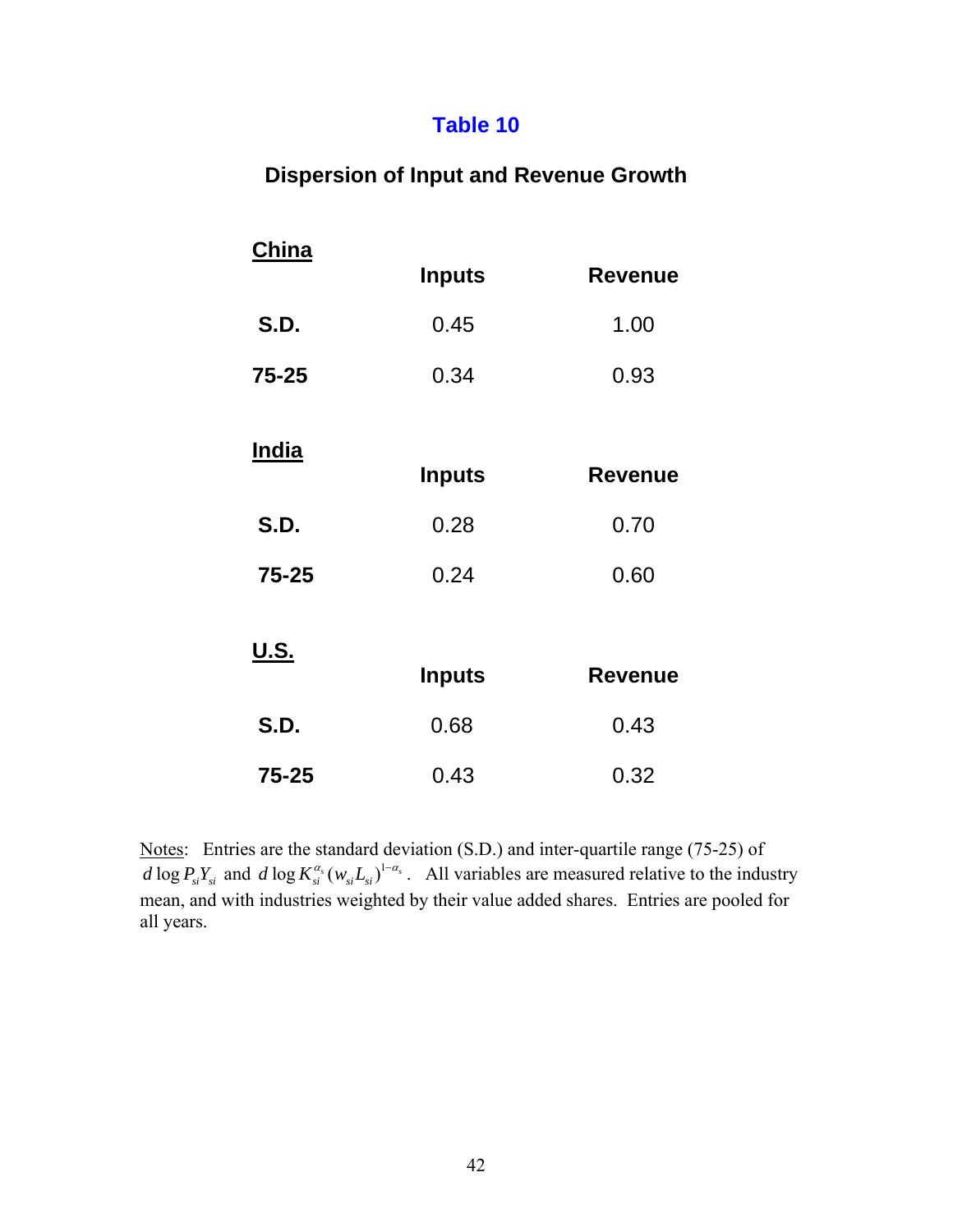# Table 10

## Dispersion of Input and Revenue Growth

| **China** | **Inputs** | **Revenue** |
|---|---|---|
| **S.D.** | 0.45 | 1.00 |
| **75-25** | 0.34 | 0.93 |

| **India** | **Inputs** | **Revenue** |
|---|---|---|
| **S.D.** | 0.28 | 0.70 |
| **75-25** | 0.24 | 0.60 |

| **U.S.** | **Inputs** | **Revenue** |
|---|---|---|
| **S.D.** | 0.68 | 0.43 |
| **75-25** | 0.43 | 0.32 |

Notes: Entries are the standard deviation (S.D.) and inter-quartile range (75-25) of $d \log P_{si} Y_{si}$ and $d \log K_{si}^{\alpha_s} (w_{si} L_{si})^{1-\alpha_s}$. All variables are measured relative to the industry mean, and with industries weighted by their value added shares. Entries are pooled for all years.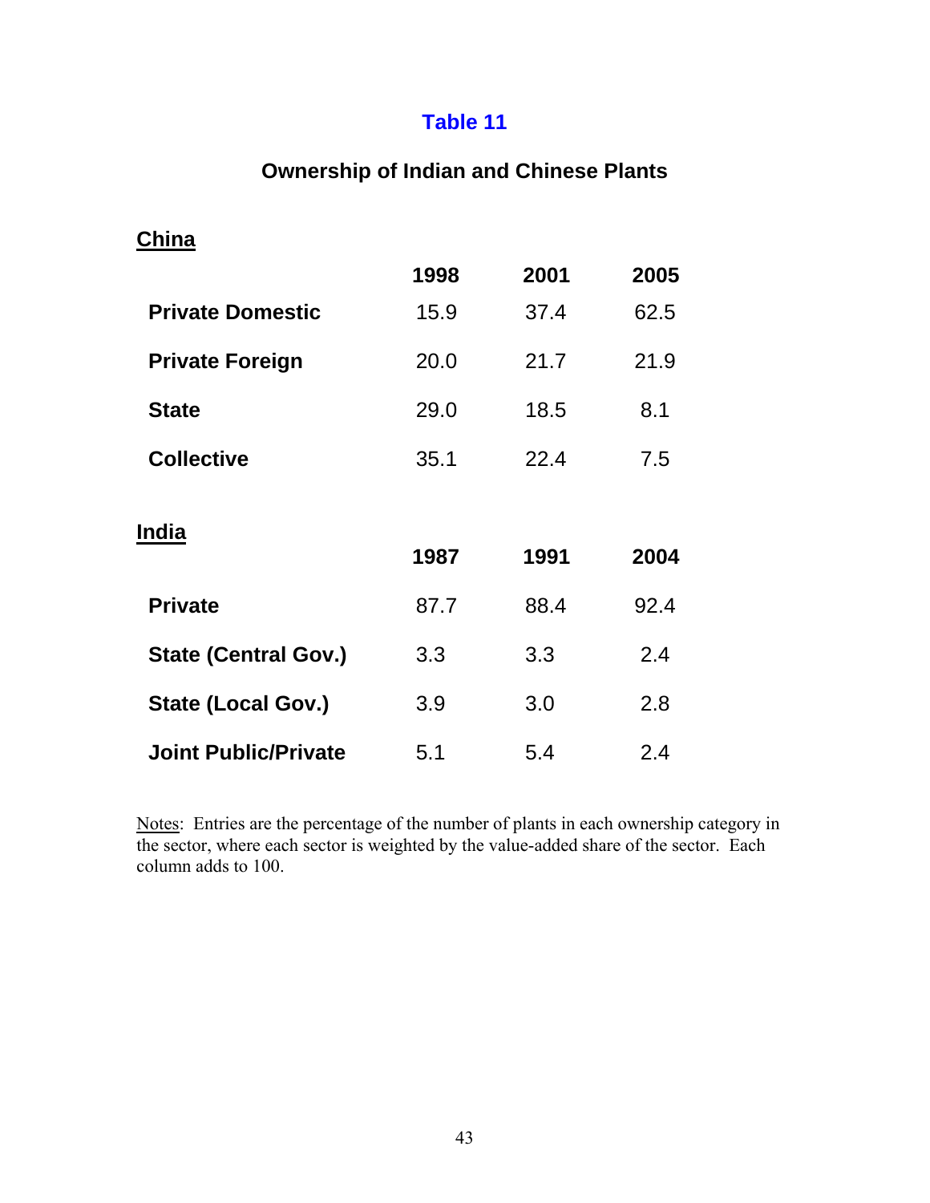# Table 11

## Ownership of Indian and Chinese Plants

**China**

| | 1998 | 2001 | 2005 |
|---|---|---|---|
| **Private Domestic** | 15.9 | 37.4 | 62.5 |
| **Private Foreign** | 20.0 | 21.7 | 21.9 |
| **State** | 29.0 | 18.5 | 8.1 |
| **Collective** | 35.1 | 22.4 | 7.5 |

**India**

| | 1987 | 1991 | 2004 |
|---|---|---|---|
| **Private** | 87.7 | 88.4 | 92.4 |
| **State (Central Gov.)** | 3.3 | 3.3 | 2.4 |
| **State (Local Gov.)** | 3.9 | 3.0 | 2.8 |
| **Joint Public/Private** | 5.1 | 5.4 | 2.4 |

Notes: Entries are the percentage of the number of plants in each ownership category in the sector, where each sector is weighted by the value-added share of the sector. Each column adds to 100.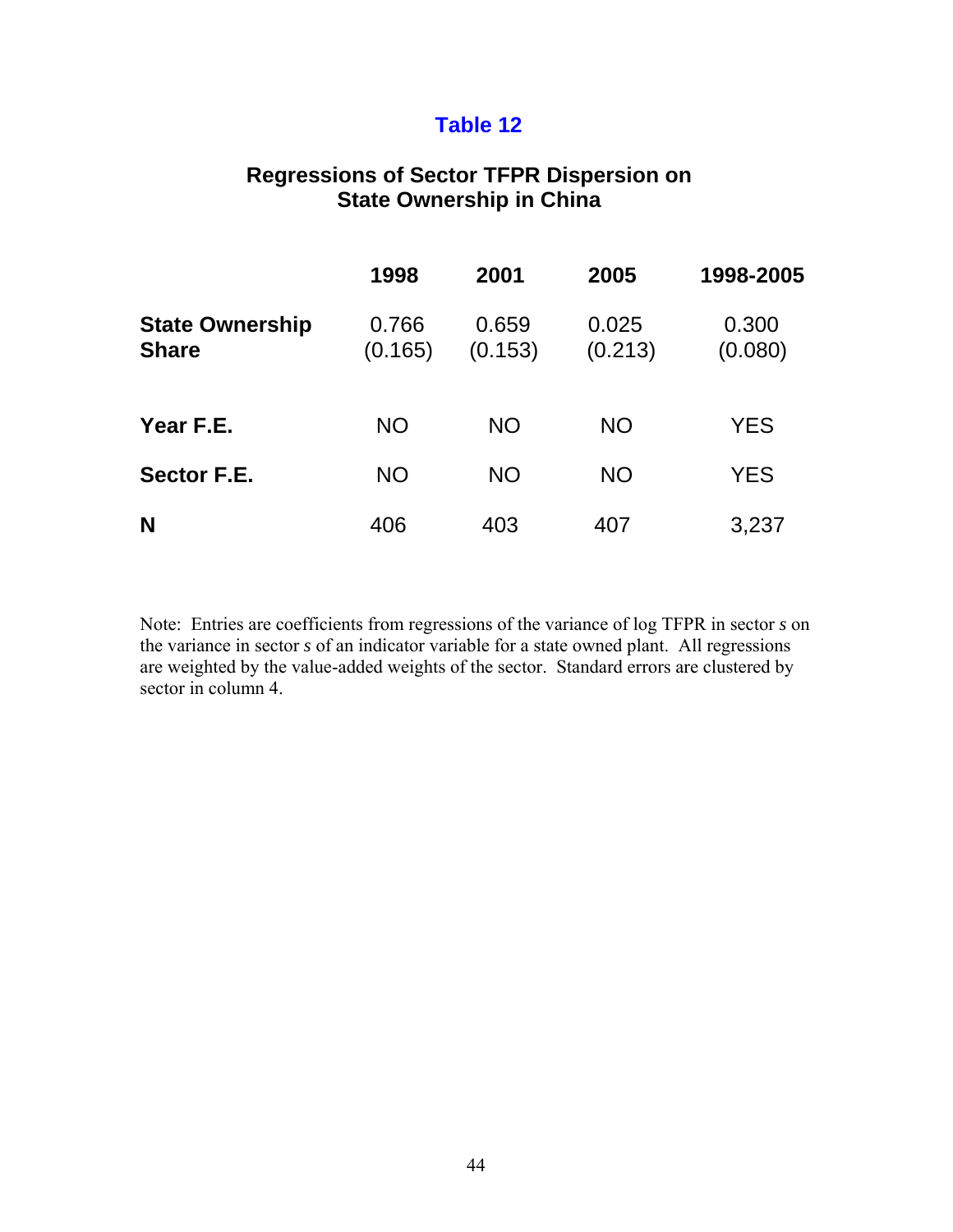## Table 12

### Regressions of Sector TFPR Dispersion on State Ownership in China

| | 1998 | 2001 | 2005 | 1998-2005 |
|---|---|---|---|---|
| **State Ownership Share** | 0.766<br>(0.165) | 0.659<br>(0.153) | 0.025<br>(0.213) | 0.300<br>(0.080) |
| **Year F.E.** | NO | NO | NO | YES |
| **Sector F.E.** | NO | NO | NO | YES |
| **N** | 406 | 403 | 407 | 3,237 |

Note: Entries are coefficients from regressions of the variance of log TFPR in sector *s* on the variance in sector *s* of an indicator variable for a state owned plant. All regressions are weighted by the value-added weights of the sector. Standard errors are clustered by sector in column 4.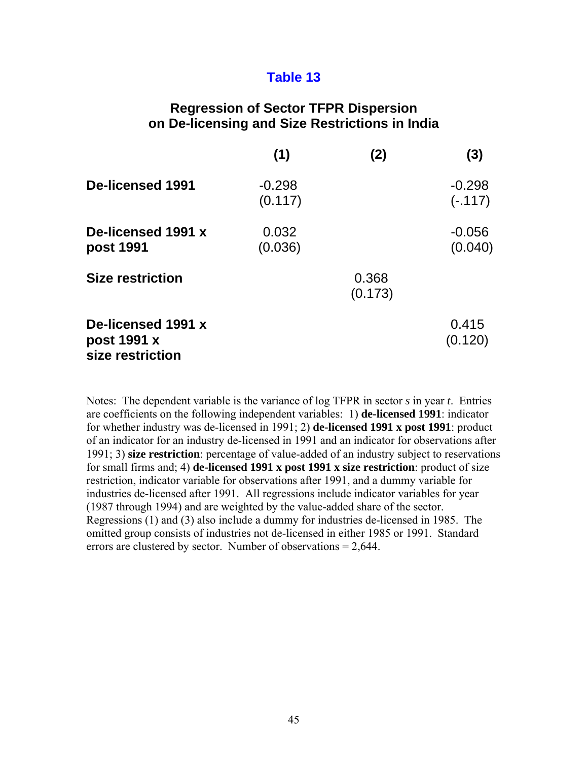## Table 13

### Regression of Sector TFPR Dispersion on De-licensing and Size Restrictions in India

| | (1) | (2) | (3) |
|---|---|---|---|
| **De-licensed 1991** | -0.298<br>(0.117) | | -0.298<br>(-.117) |
| **De-licensed 1991 x post 1991** | 0.032<br>(0.036) | | -0.056<br>(0.040) |
| **Size restriction** | | 0.368<br>(0.173) | |
| **De-licensed 1991 x post 1991 x size restriction** | | | 0.415<br>(0.120) |

Notes: The dependent variable is the variance of log TFPR in sector *s* in year *t*. Entries are coefficients on the following independent variables: 1) **de-licensed 1991**: indicator for whether industry was de-licensed in 1991; 2) **de-licensed 1991 x post 1991**: product of an indicator for an industry de-licensed in 1991 and an indicator for observations after 1991; 3) **size restriction**: percentage of value-added of an industry subject to reservations for small firms and; 4) **de-licensed 1991 x post 1991 x size restriction**: product of size restriction, indicator variable for observations after 1991, and a dummy variable for industries de-licensed after 1991. All regressions include indicator variables for year (1987 through 1994) and are weighted by the value-added share of the sector. Regressions (1) and (3) also include a dummy for industries de-licensed in 1985. The omitted group consists of industries not de-licensed in either 1985 or 1991. Standard errors are clustered by sector. Number of observations = 2,644.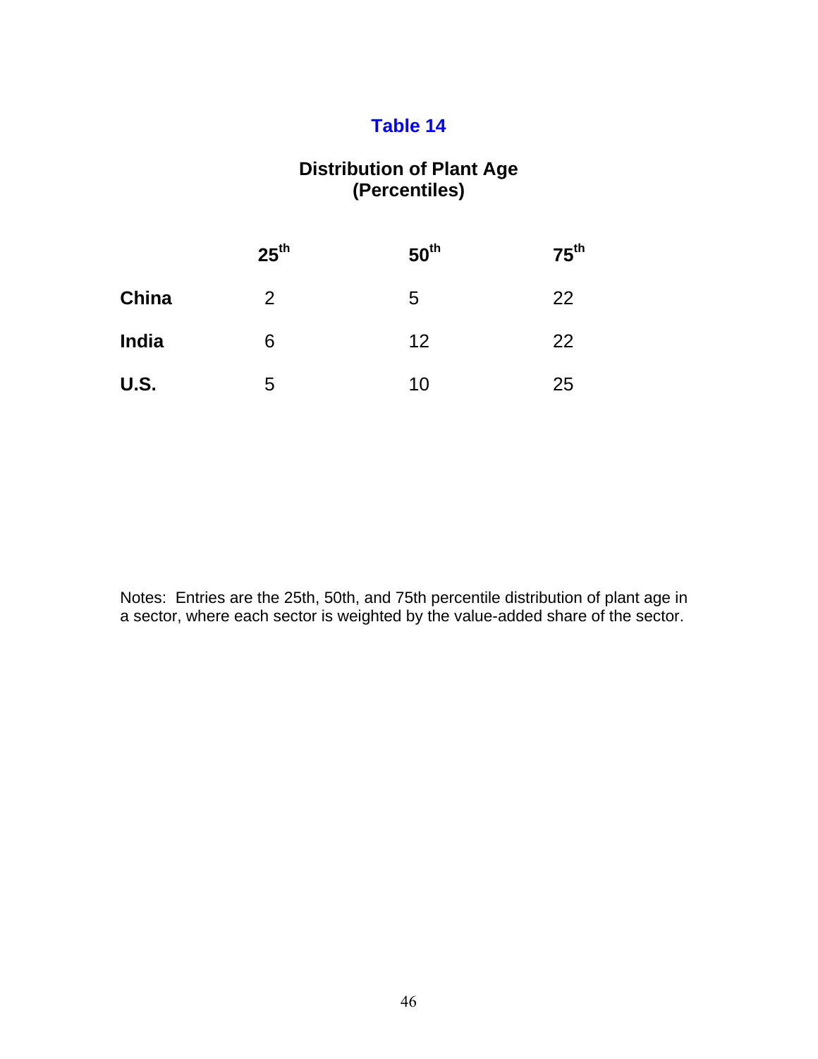## Table 14

### Distribution of Plant Age
### (Percentiles)

| | 25th | 50th | 75th |
|---|---|---|---|
| **China** | 2 | 5 | 22 |
| **India** | 6 | 12 | 22 |
| **U.S.** | 5 | 10 | 25 |

Notes: Entries are the 25th, 50th, and 75th percentile distribution of plant age in a sector, where each sector is weighted by the value-added share of the sector.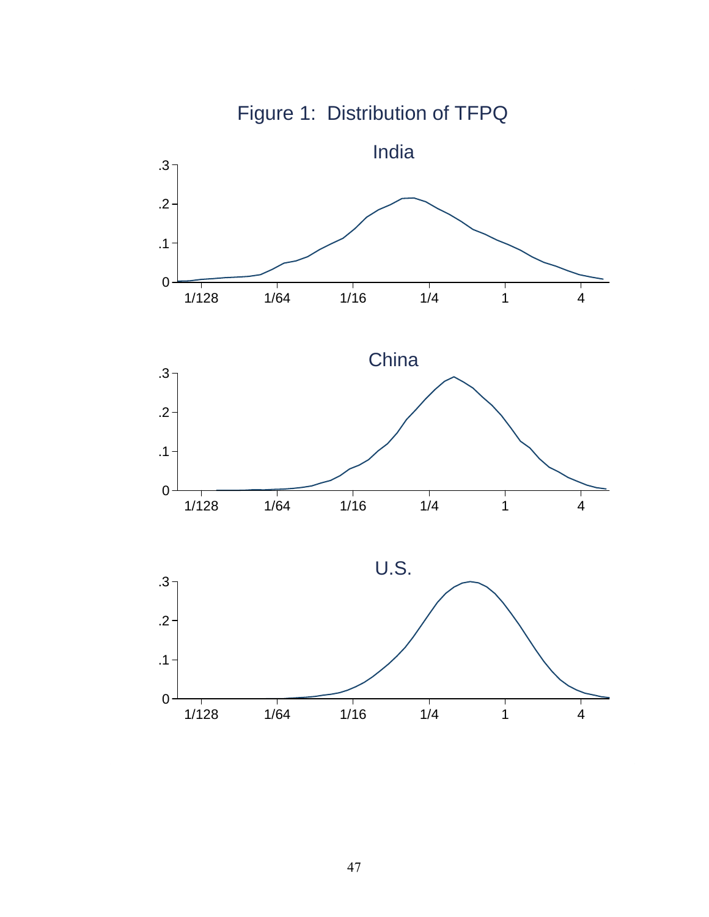# Figure 1: Distribution of TFPQ

India

China

U.S.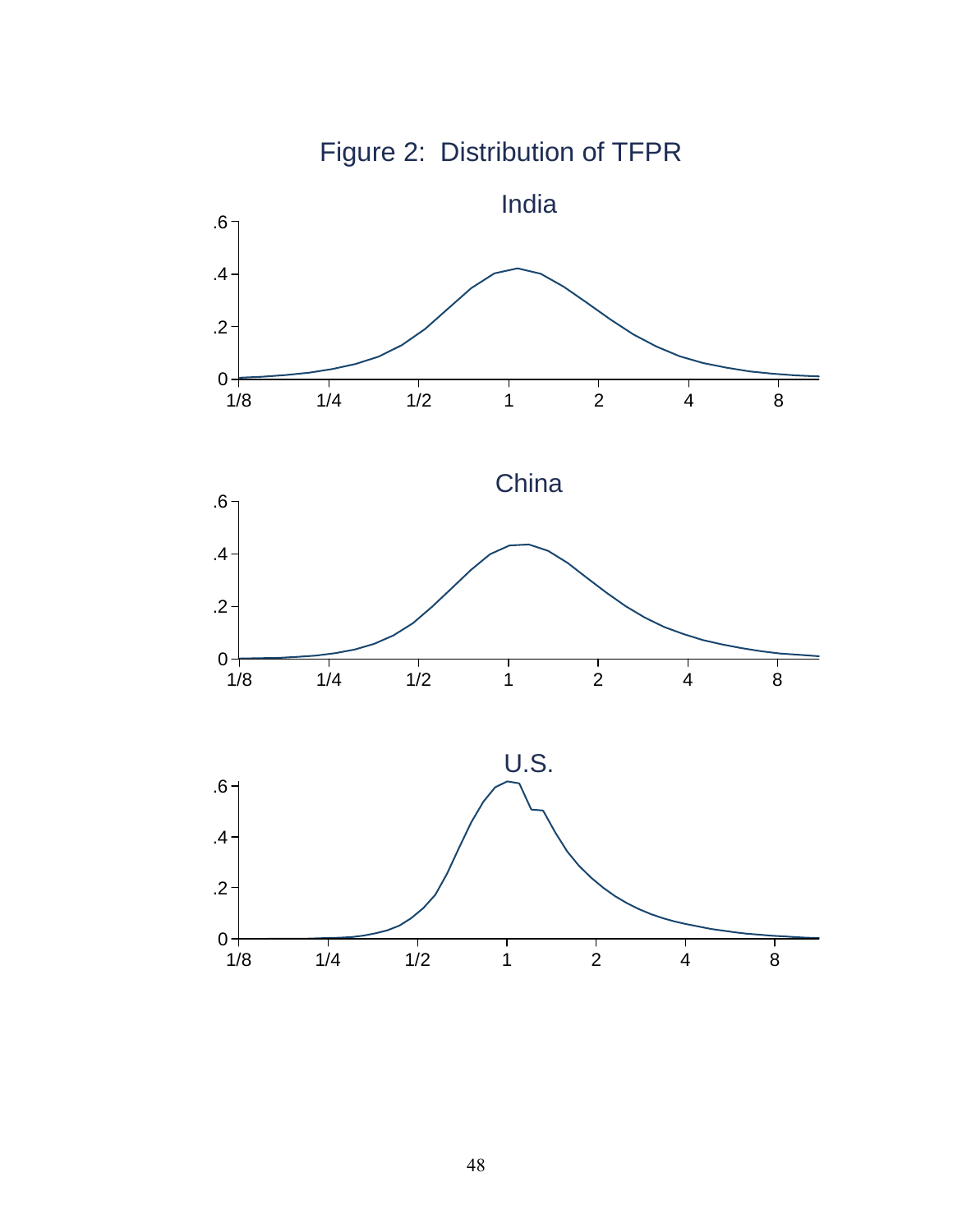# Figure 2: Distribution of TFPR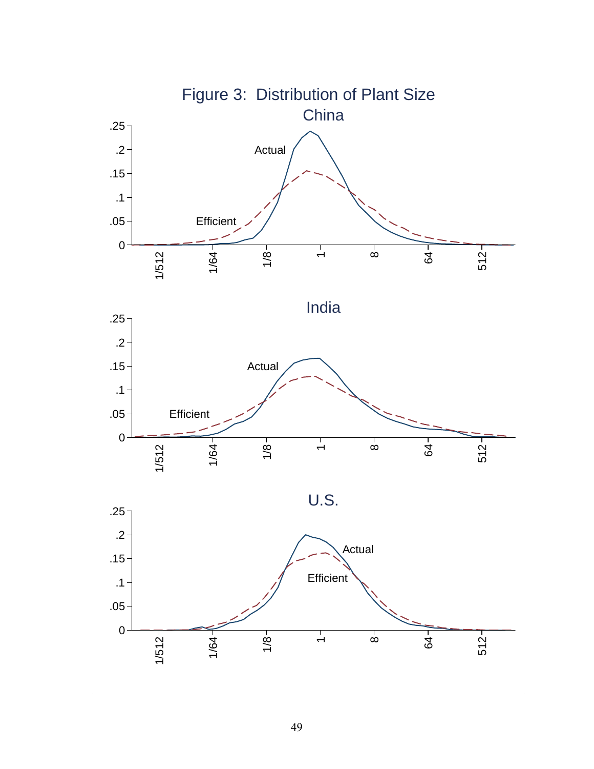Figure 3: Distribution of Plant Size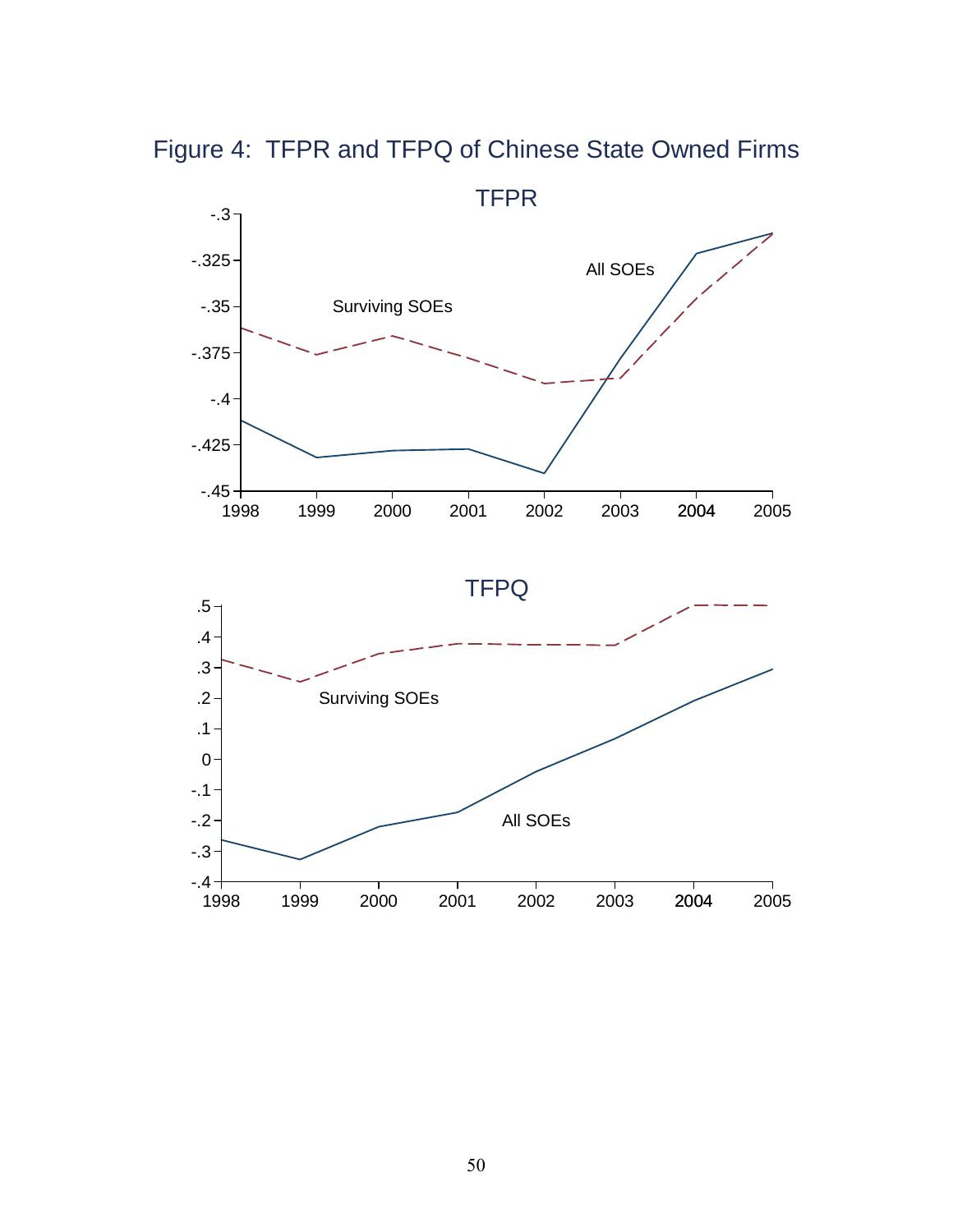Figure 4: TFPR and TFPQ of Chinese State Owned Firms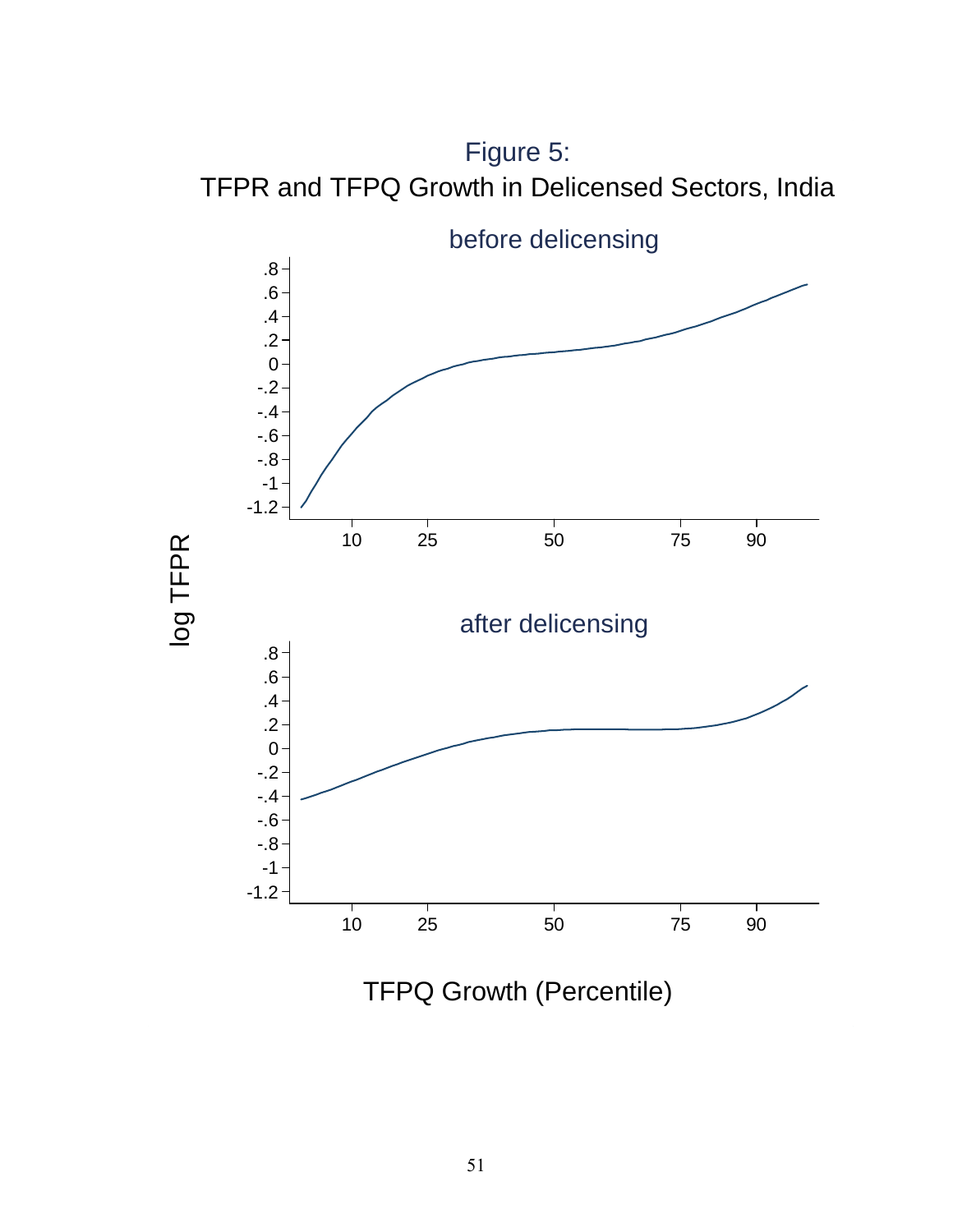Figure 5:

TFPR and TFPQ Growth in Delicensed Sectors, India

before delicensing

after delicensing

log TFPR

TFPQ Growth (Percentile)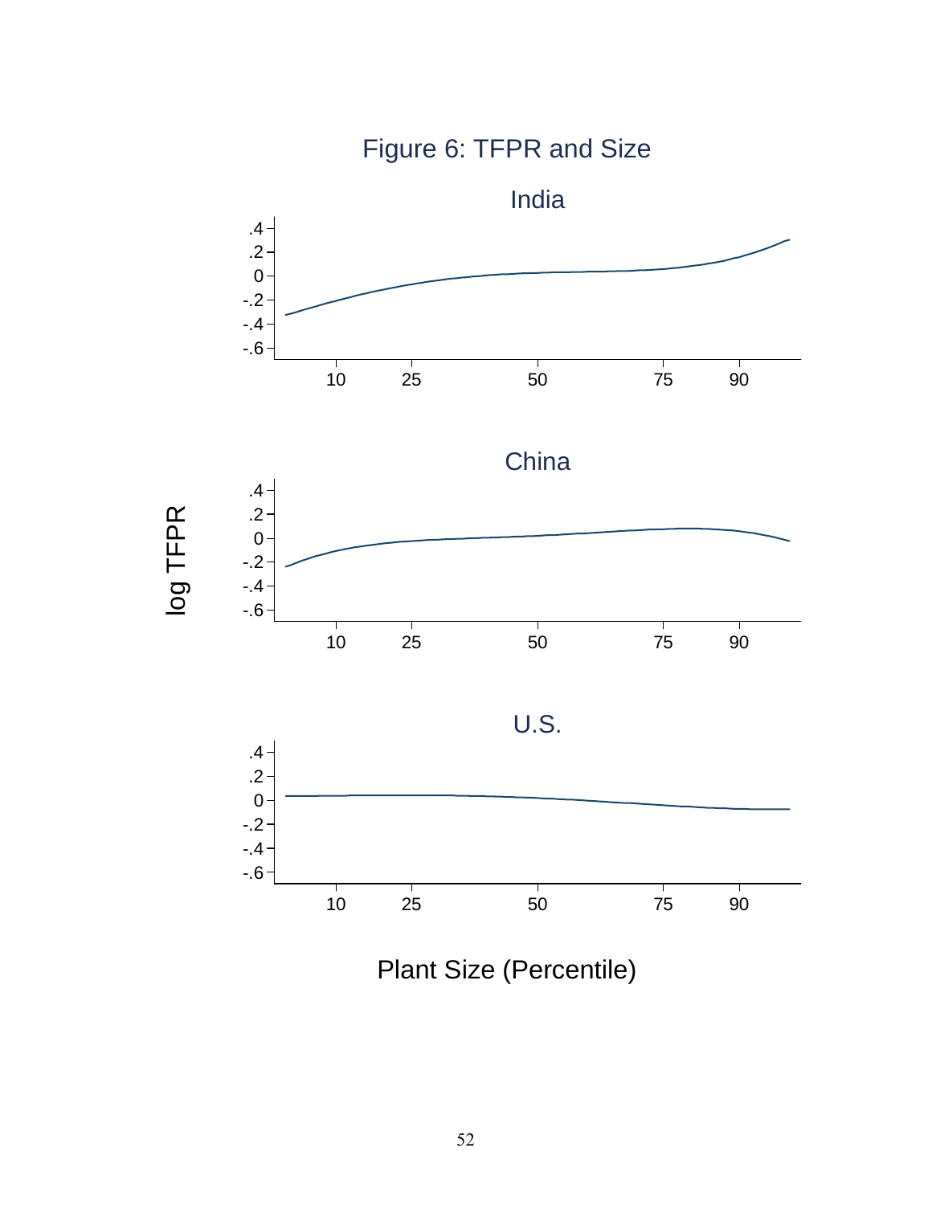# Figure 6: TFPR and Size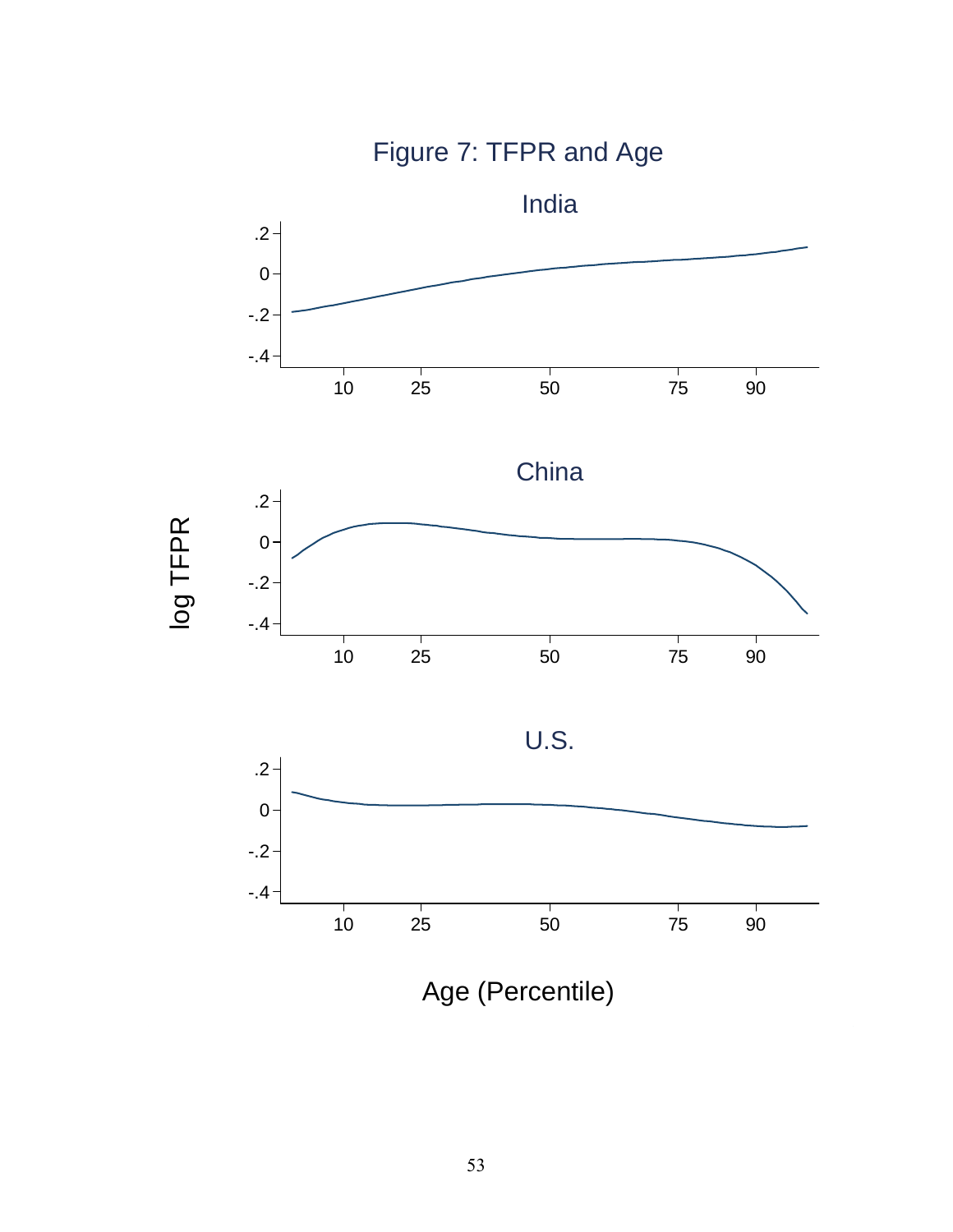# Figure 7: TFPR and Age

India

China

U.S.

log TFPR

Age (Percentile)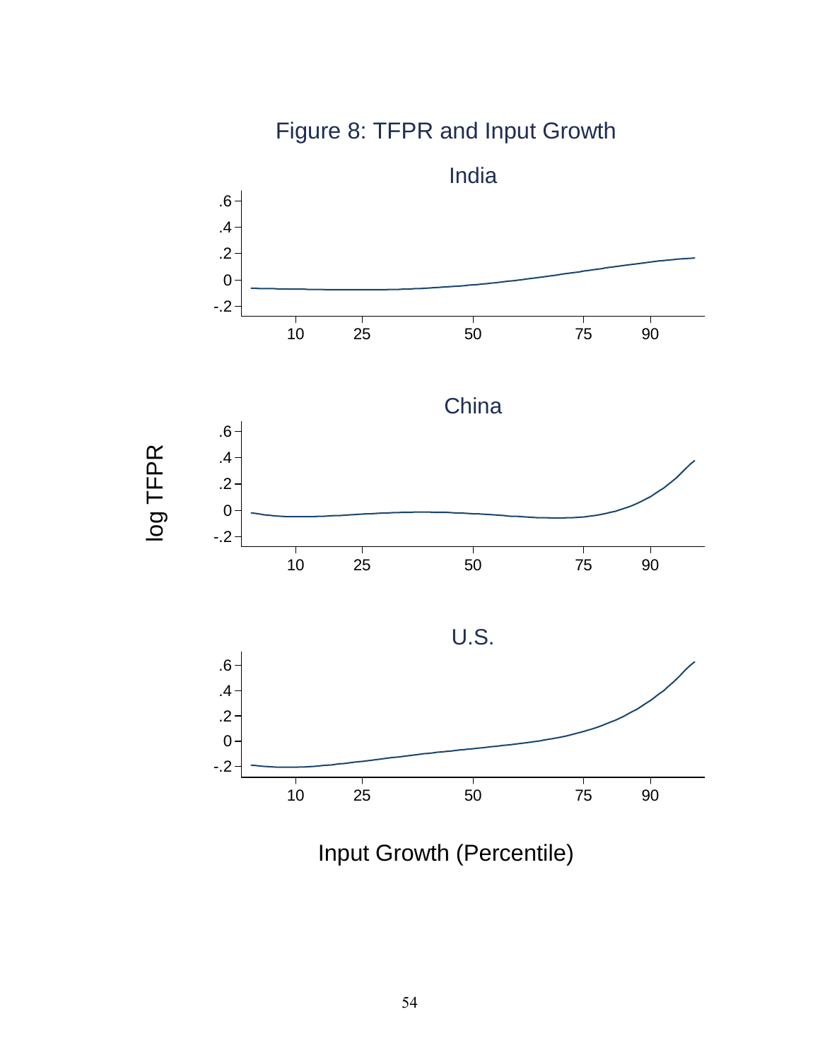# Figure 8: TFPR and Input Growth

India

China

U.S.

log TFPR

Input Growth (Percentile)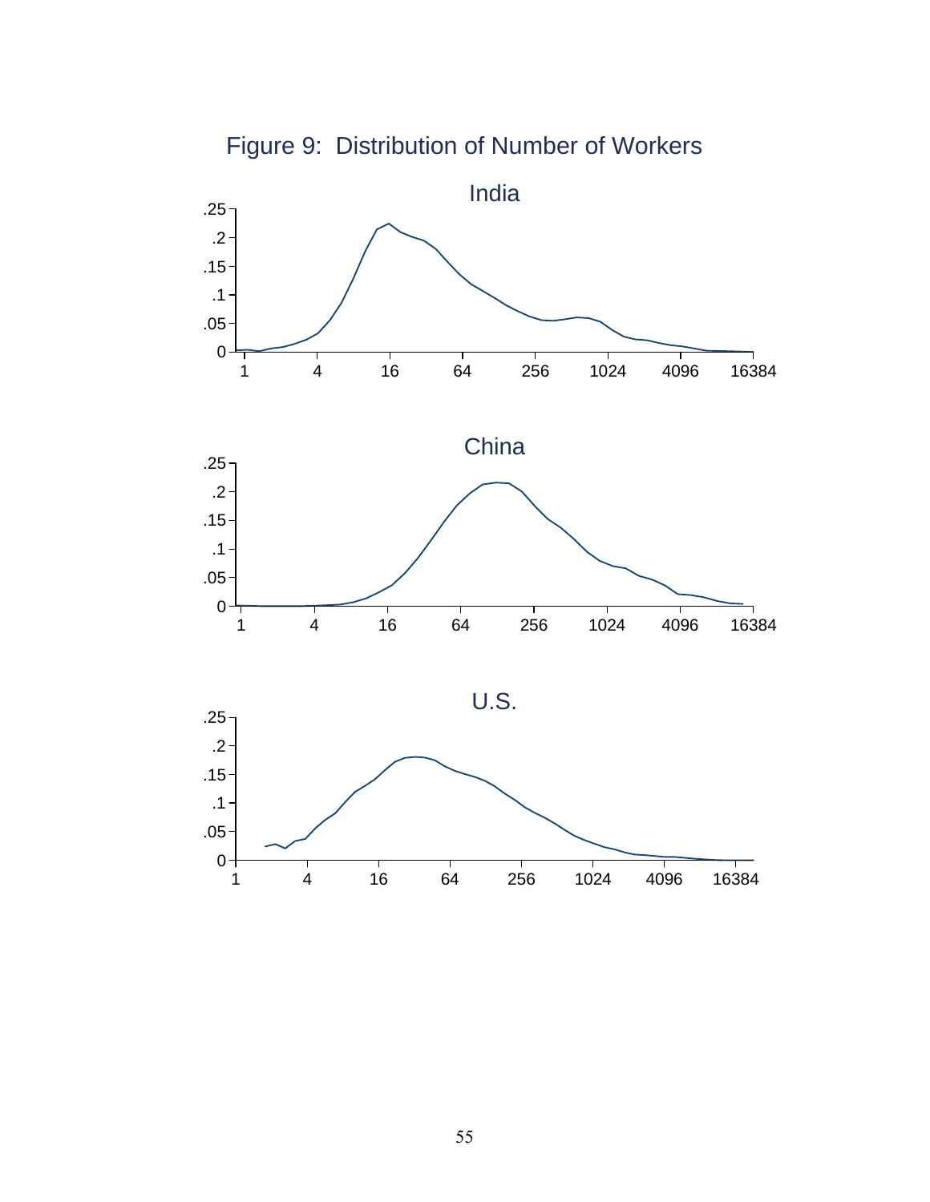Figure 9: Distribution of Number of Workers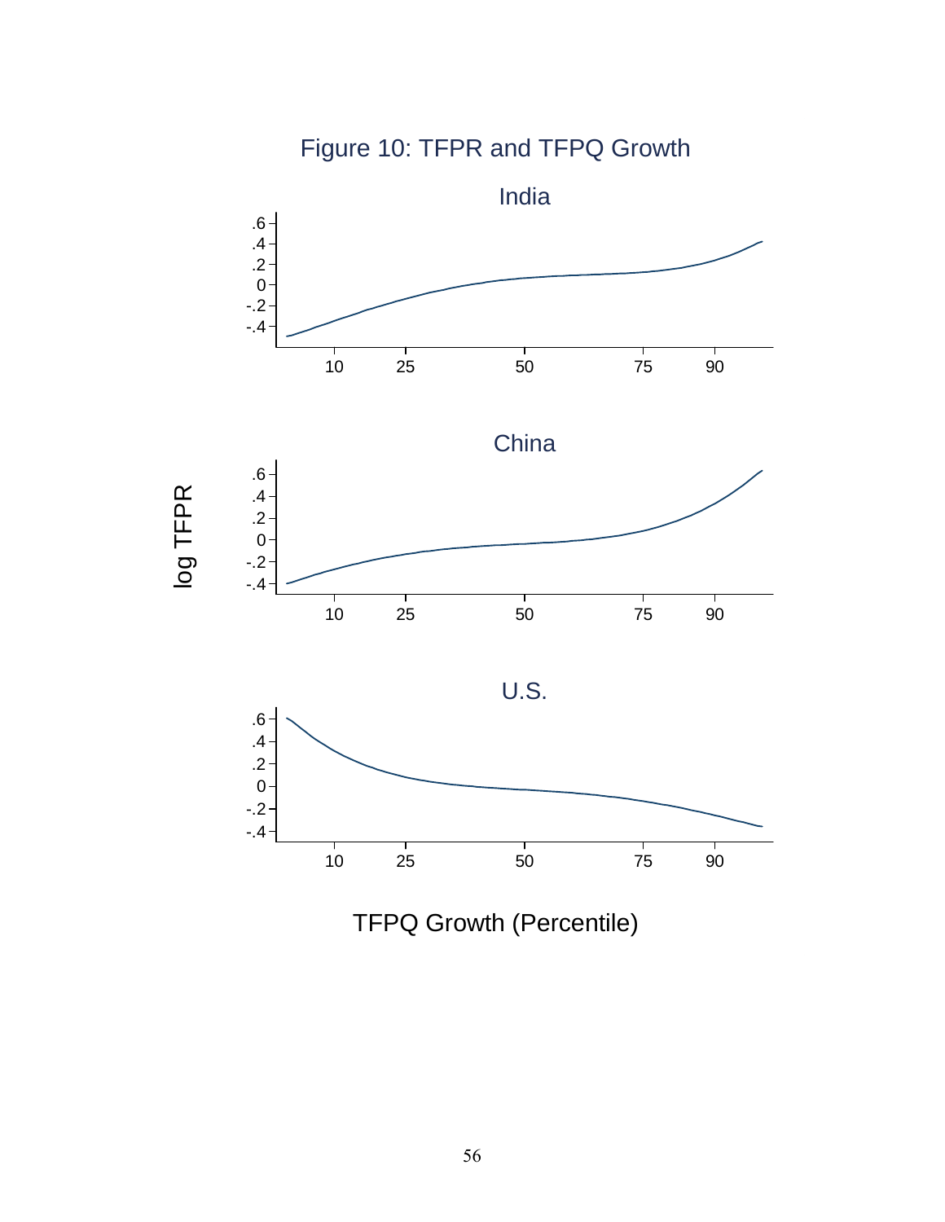# Figure 10: TFPR and TFPQ Growth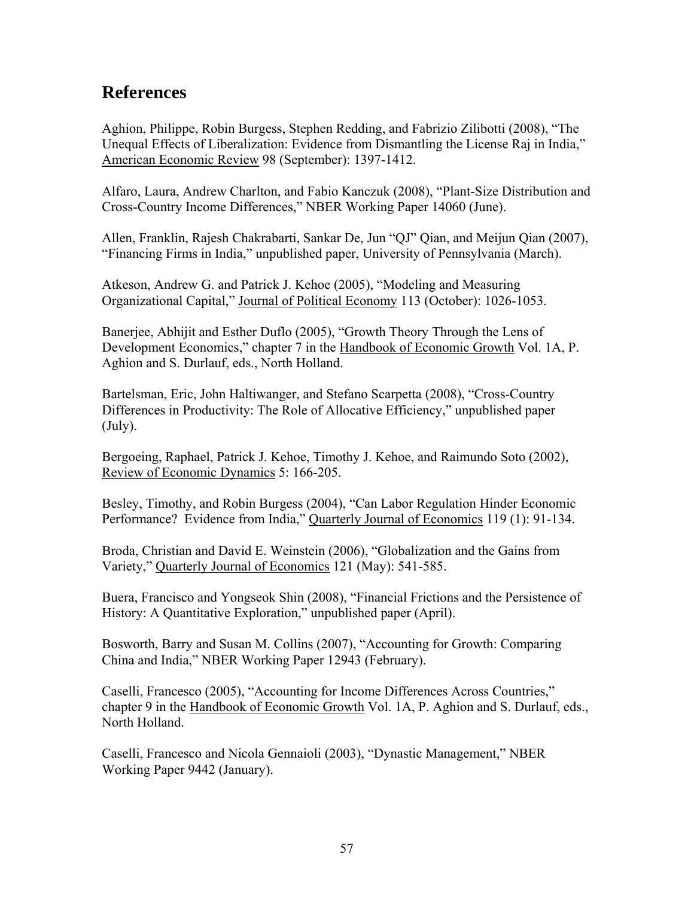## References

Aghion, Philippe, Robin Burgess, Stephen Redding, and Fabrizio Zilibotti (2008), "The Unequal Effects of Liberalization: Evidence from Dismantling the License Raj in India," American Economic Review 98 (September): 1397-1412.

Alfaro, Laura, Andrew Charlton, and Fabio Kanczuk (2008), "Plant-Size Distribution and Cross-Country Income Differences," NBER Working Paper 14060 (June).

Allen, Franklin, Rajesh Chakrabarti, Sankar De, Jun "QJ" Qian, and Meijun Qian (2007), "Financing Firms in India," unpublished paper, University of Pennsylvania (March).

Atkeson, Andrew G. and Patrick J. Kehoe (2005), "Modeling and Measuring Organizational Capital," Journal of Political Economy 113 (October): 1026-1053.

Banerjee, Abhijit and Esther Duflo (2005), "Growth Theory Through the Lens of Development Economics," chapter 7 in the Handbook of Economic Growth Vol. 1A, P. Aghion and S. Durlauf, eds., North Holland.

Bartelsman, Eric, John Haltiwanger, and Stefano Scarpetta (2008), "Cross-Country Differences in Productivity: The Role of Allocative Efficiency," unpublished paper (July).

Bergoeing, Raphael, Patrick J. Kehoe, Timothy J. Kehoe, and Raimundo Soto (2002), Review of Economic Dynamics 5: 166-205.

Besley, Timothy, and Robin Burgess (2004), "Can Labor Regulation Hinder Economic Performance? Evidence from India," Quarterly Journal of Economics 119 (1): 91-134.

Broda, Christian and David E. Weinstein (2006), "Globalization and the Gains from Variety," Quarterly Journal of Economics 121 (May): 541-585.

Buera, Francisco and Yongseok Shin (2008), "Financial Frictions and the Persistence of History: A Quantitative Exploration," unpublished paper (April).

Bosworth, Barry and Susan M. Collins (2007), "Accounting for Growth: Comparing China and India," NBER Working Paper 12943 (February).

Caselli, Francesco (2005), "Accounting for Income Differences Across Countries," chapter 9 in the Handbook of Economic Growth Vol. 1A, P. Aghion and S. Durlauf, eds., North Holland.

Caselli, Francesco and Nicola Gennaioli (2003), "Dynastic Management," NBER Working Paper 9442 (January).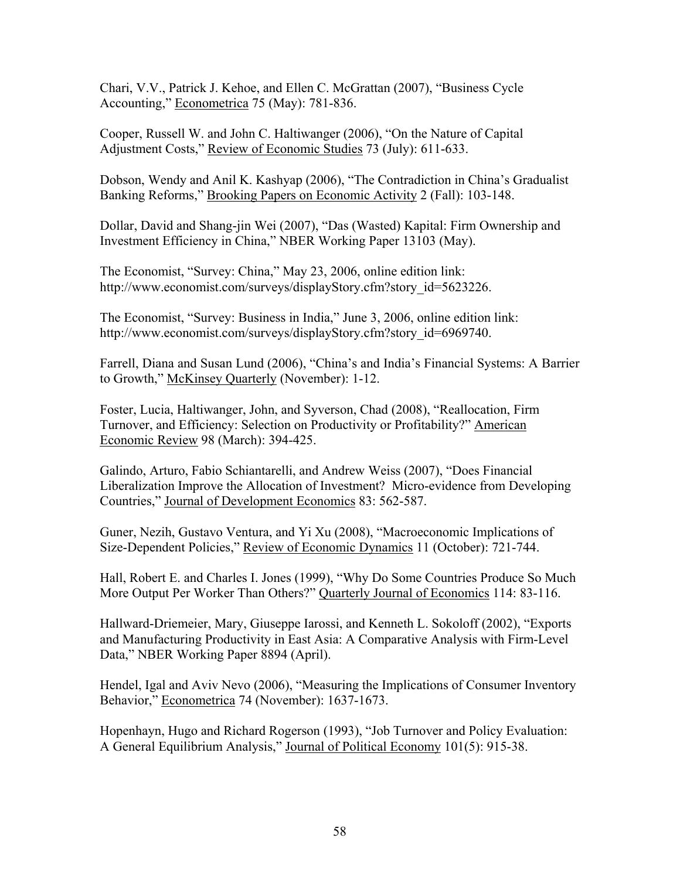Chari, V.V., Patrick J. Kehoe, and Ellen C. McGrattan (2007), "Business Cycle Accounting," Econometrica 75 (May): 781-836.

Cooper, Russell W. and John C. Haltiwanger (2006), "On the Nature of Capital Adjustment Costs," Review of Economic Studies 73 (July): 611-633.

Dobson, Wendy and Anil K. Kashyap (2006), "The Contradiction in China's Gradualist Banking Reforms," Brooking Papers on Economic Activity 2 (Fall): 103-148.

Dollar, David and Shang-jin Wei (2007), "Das (Wasted) Kapital: Firm Ownership and Investment Efficiency in China," NBER Working Paper 13103 (May).

The Economist, "Survey: China," May 23, 2006, online edition link: http://www.economist.com/surveys/displayStory.cfm?story_id=5623226.

The Economist, "Survey: Business in India," June 3, 2006, online edition link: http://www.economist.com/surveys/displayStory.cfm?story_id=6969740.

Farrell, Diana and Susan Lund (2006), "China's and India's Financial Systems: A Barrier to Growth," McKinsey Quarterly (November): 1-12.

Foster, Lucia, Haltiwanger, John, and Syverson, Chad (2008), "Reallocation, Firm Turnover, and Efficiency: Selection on Productivity or Profitability?" American Economic Review 98 (March): 394-425.

Galindo, Arturo, Fabio Schiantarelli, and Andrew Weiss (2007), "Does Financial Liberalization Improve the Allocation of Investment? Micro-evidence from Developing Countries," Journal of Development Economics 83: 562-587.

Guner, Nezih, Gustavo Ventura, and Yi Xu (2008), "Macroeconomic Implications of Size-Dependent Policies," Review of Economic Dynamics 11 (October): 721-744.

Hall, Robert E. and Charles I. Jones (1999), "Why Do Some Countries Produce So Much More Output Per Worker Than Others?" Quarterly Journal of Economics 114: 83-116.

Hallward-Driemeier, Mary, Giuseppe Iarossi, and Kenneth L. Sokoloff (2002), "Exports and Manufacturing Productivity in East Asia: A Comparative Analysis with Firm-Level Data," NBER Working Paper 8894 (April).

Hendel, Igal and Aviv Nevo (2006), "Measuring the Implications of Consumer Inventory Behavior," Econometrica 74 (November): 1637-1673.

Hopenhayn, Hugo and Richard Rogerson (1993), "Job Turnover and Policy Evaluation: A General Equilibrium Analysis," Journal of Political Economy 101(5): 915-38.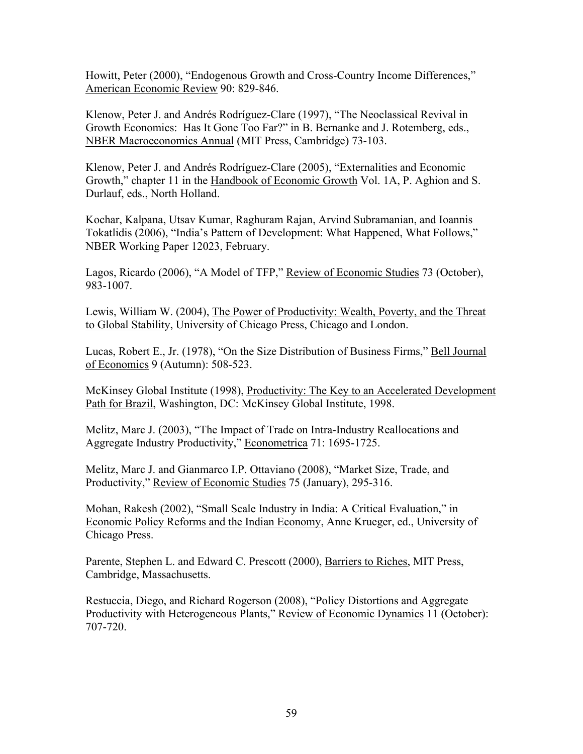Howitt, Peter (2000), "Endogenous Growth and Cross-Country Income Differences," American Economic Review 90: 829-846.

Klenow, Peter J. and Andrés Rodríguez-Clare (1997), "The Neoclassical Revival in Growth Economics: Has It Gone Too Far?" in B. Bernanke and J. Rotemberg, eds., NBER Macroeconomics Annual (MIT Press, Cambridge) 73-103.

Klenow, Peter J. and Andrés Rodríguez-Clare (2005), "Externalities and Economic Growth," chapter 11 in the Handbook of Economic Growth Vol. 1A, P. Aghion and S. Durlauf, eds., North Holland.

Kochar, Kalpana, Utsav Kumar, Raghuram Rajan, Arvind Subramanian, and Ioannis Tokatlidis (2006), "India's Pattern of Development: What Happened, What Follows," NBER Working Paper 12023, February.

Lagos, Ricardo (2006), "A Model of TFP," Review of Economic Studies 73 (October), 983-1007.

Lewis, William W. (2004), The Power of Productivity: Wealth, Poverty, and the Threat to Global Stability, University of Chicago Press, Chicago and London.

Lucas, Robert E., Jr. (1978), "On the Size Distribution of Business Firms," Bell Journal of Economics 9 (Autumn): 508-523.

McKinsey Global Institute (1998), Productivity: The Key to an Accelerated Development Path for Brazil, Washington, DC: McKinsey Global Institute, 1998.

Melitz, Marc J. (2003), "The Impact of Trade on Intra-Industry Reallocations and Aggregate Industry Productivity," Econometrica 71: 1695-1725.

Melitz, Marc J. and Gianmarco I.P. Ottaviano (2008), "Market Size, Trade, and Productivity," Review of Economic Studies 75 (January), 295-316.

Mohan, Rakesh (2002), "Small Scale Industry in India: A Critical Evaluation," in Economic Policy Reforms and the Indian Economy, Anne Krueger, ed., University of Chicago Press.

Parente, Stephen L. and Edward C. Prescott (2000), Barriers to Riches, MIT Press, Cambridge, Massachusetts.

Restuccia, Diego, and Richard Rogerson (2008), "Policy Distortions and Aggregate Productivity with Heterogeneous Plants," Review of Economic Dynamics 11 (October): 707-720.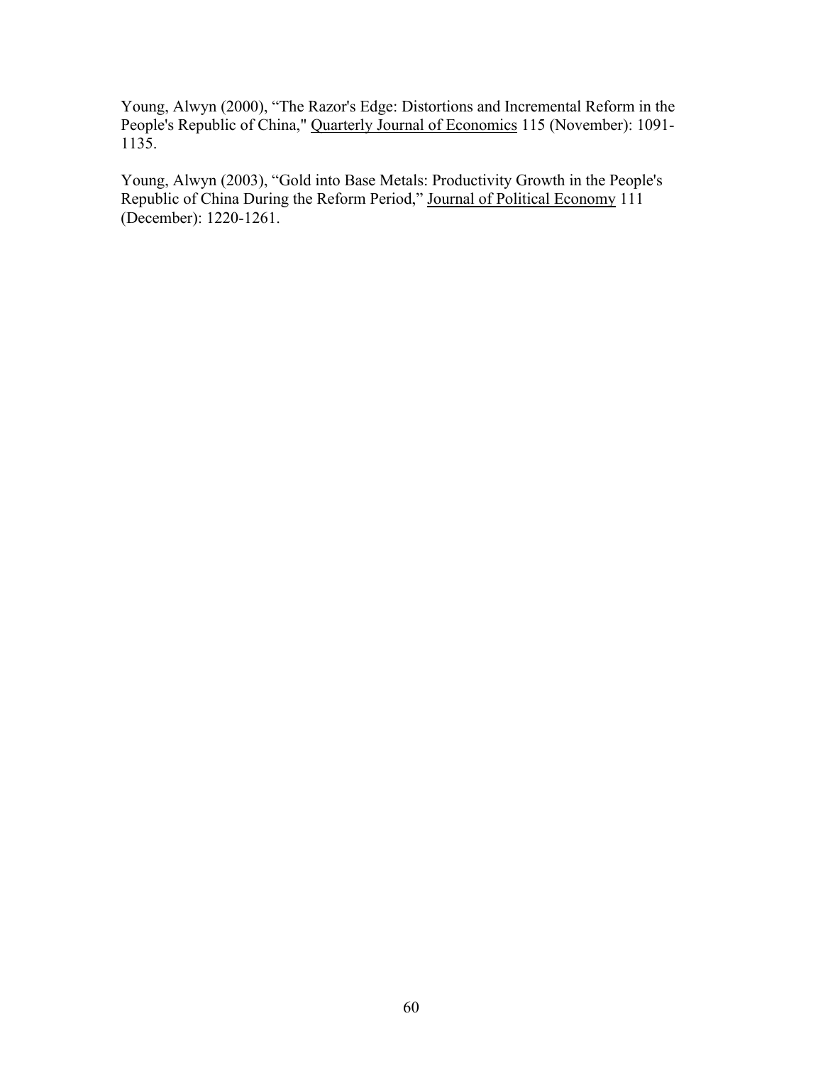Young, Alwyn (2000), "The Razor's Edge: Distortions and Incremental Reform in the People's Republic of China," Quarterly Journal of Economics 115 (November): 1091-1135.

Young, Alwyn (2003), "Gold into Base Metals: Productivity Growth in the People's Republic of China During the Reform Period," Journal of Political Economy 111 (December): 1220-1261.